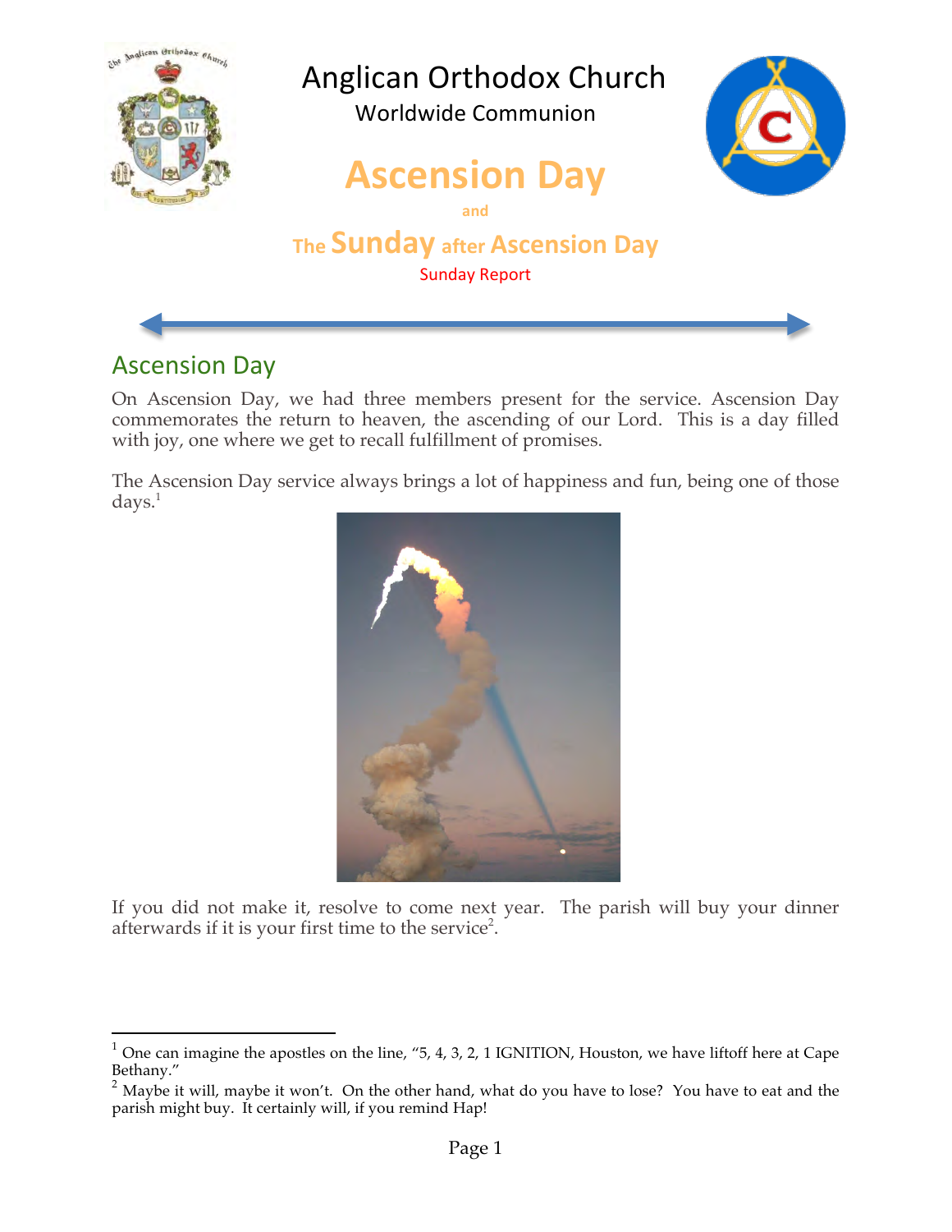# Anglican Orthodox Church

Worldwide Communion

# Ascension Day

and

## The Sunday after Ascension Day

Sunday Report

## Ascension Day

On Ascension Day, we had three members present for the service. Ascension Day commemorates the return to heaven, the ascending of our Lord. This is a day filled with joy, one where we get to recall fulfillment of promises.

The Ascension Day service always brings a lot of happiness and fun, being one of those days.[1]

If you did not make it, resolve to come next year. The parish will buy your dinner afterwards if it is your first time to the service[2].

---

[1] One can imagine the apostles on the line, "5, 4, 3, 2, 1 IGNITION, Houston, we have liftoff here at Cape Bethany."

[2] Maybe it will, maybe it won't. On the other hand, what do you have to lose? You have to eat and the parish might buy. It certainly will, if you remind Hap!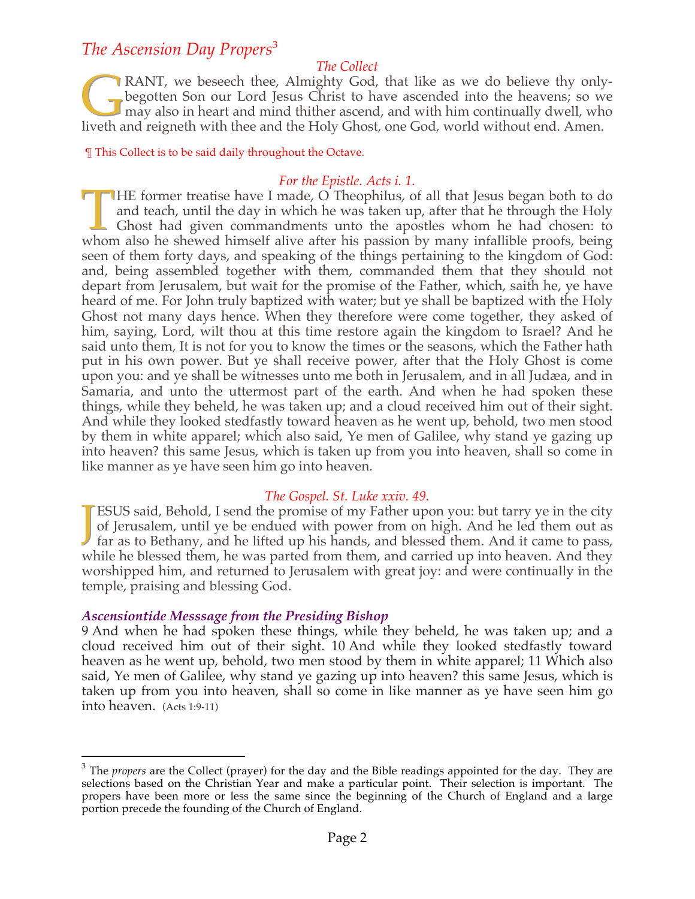## *The Ascension Day Propers*[3]

### *The Collect*

GRANT, we beseech thee, Almighty God, that like as we do believe thy only-begotten Son our Lord Jesus Christ to have ascended into the heavens; so we may also in heart and mind thither ascend, and with him continually dwell, who liveth and reigneth with thee and the Holy Ghost, one God, world without end. Amen.

¶ This Collect is to be said daily throughout the Octave.

### *For the Epistle. Acts i. 1.*

THE former treatise have I made, O Theophilus, of all that Jesus began both to do and teach, until the day in which he was taken up, after that he through the Holy Ghost had given commandments unto the apostles whom he had chosen: to whom also he shewed himself alive after his passion by many infallible proofs, being seen of them forty days, and speaking of the things pertaining to the kingdom of God: and, being assembled together with them, commanded them that they should not depart from Jerusalem, but wait for the promise of the Father, which, saith he, ye have heard of me. For John truly baptized with water; but ye shall be baptized with the Holy Ghost not many days hence. When they therefore were come together, they asked of him, saying, Lord, wilt thou at this time restore again the kingdom to Israel? And he said unto them, It is not for you to know the times or the seasons, which the Father hath put in his own power. But ye shall receive power, after that the Holy Ghost is come upon you: and ye shall be witnesses unto me both in Jerusalem, and in all Judæa, and in Samaria, and unto the uttermost part of the earth. And when he had spoken these things, while they beheld, he was taken up; and a cloud received him out of their sight. And while they looked stedfastly toward heaven as he went up, behold, two men stood by them in white apparel; which also said, Ye men of Galilee, why stand ye gazing up into heaven? this same Jesus, which is taken up from you into heaven, shall so come in like manner as ye have seen him go into heaven.

### *The Gospel. St. Luke xxiv. 49.*

JESUS said, Behold, I send the promise of my Father upon you: but tarry ye in the city of Jerusalem, until ye be endued with power from on high. And he led them out as far as to Bethany, and he lifted up his hands, and blessed them. And it came to pass, while he blessed them, he was parted from them, and carried up into heaven. And they worshipped him, and returned to Jerusalem with great joy: and were continually in the temple, praising and blessing God.

### ***Ascensiontide Messsage from the Presiding Bishop***

9 And when he had spoken these things, while they beheld, he was taken up; and a cloud received him out of their sight. 10 And while they looked stedfastly toward heaven as he went up, behold, two men stood by them in white apparel; 11 Which also said, Ye men of Galilee, why stand ye gazing up into heaven? this same Jesus, which is taken up from you into heaven, shall so come in like manner as ye have seen him go into heaven. (Acts 1:9-11)

---

[3] The *propers* are the Collect (prayer) for the day and the Bible readings appointed for the day. They are selections based on the Christian Year and make a particular point. Their selection is important. The propers have been more or less the same since the beginning of the Church of England and a large portion precede the founding of the Church of England.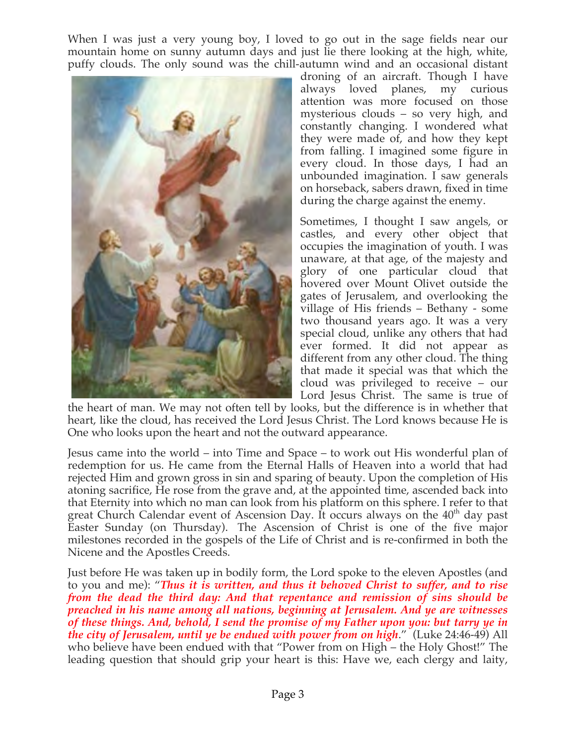When I was just a very young boy, I loved to go out in the sage fields near our mountain home on sunny autumn days and just lie there looking at the high, white, puffy clouds. The only sound was the chill-autumn wind and an occasional distant droning of an aircraft. Though I have always loved planes, my curious attention was more focused on those mysterious clouds – so very high, and constantly changing. I wondered what they were made of, and how they kept from falling. I imagined some figure in every cloud. In those days, I had an unbounded imagination. I saw generals on horseback, sabers drawn, fixed in time during the charge against the enemy.

Sometimes, I thought I saw angels, or castles, and every other object that occupies the imagination of youth. I was unaware, at that age, of the majesty and glory of one particular cloud that hovered over Mount Olivet outside the gates of Jerusalem, and overlooking the village of His friends – Bethany - some two thousand years ago. It was a very special cloud, unlike any others that had ever formed. It did not appear as different from any other cloud. The thing that made it special was that which the cloud was privileged to receive – our Lord Jesus Christ. The same is true of the heart of man. We may not often tell by looks, but the difference is in whether that heart, like the cloud, has received the Lord Jesus Christ. The Lord knows because He is One who looks upon the heart and not the outward appearance.

Jesus came into the world – into Time and Space – to work out His wonderful plan of redemption for us. He came from the Eternal Halls of Heaven into a world that had rejected Him and grown gross in sin and sparing of beauty. Upon the completion of His atoning sacrifice, He rose from the grave and, at the appointed time, ascended back into that Eternity into which no man can look from his platform on this sphere. I refer to that great Church Calendar event of Ascension Day. It occurs always on the 40th day past Easter Sunday (on Thursday). The Ascension of Christ is one of the five major milestones recorded in the gospels of the Life of Christ and is re-confirmed in both the Nicene and the Apostles Creeds.

Just before He was taken up in bodily form, the Lord spoke to the eleven Apostles (and to you and me): "***Thus it is written, and thus it behoved Christ to suffer, and to rise from the dead the third day: And that repentance and remission of sins should be preached in his name among all nations, beginning at Jerusalem. And ye are witnesses of these things. And, behold, I send the promise of my Father upon you: but tarry ye in the city of Jerusalem, until ye be endued with power from on high***." (Luke 24:46-49) All who believe have been endued with that "Power from on High – the Holy Ghost!" The leading question that should grip your heart is this: Have we, each clergy and laity,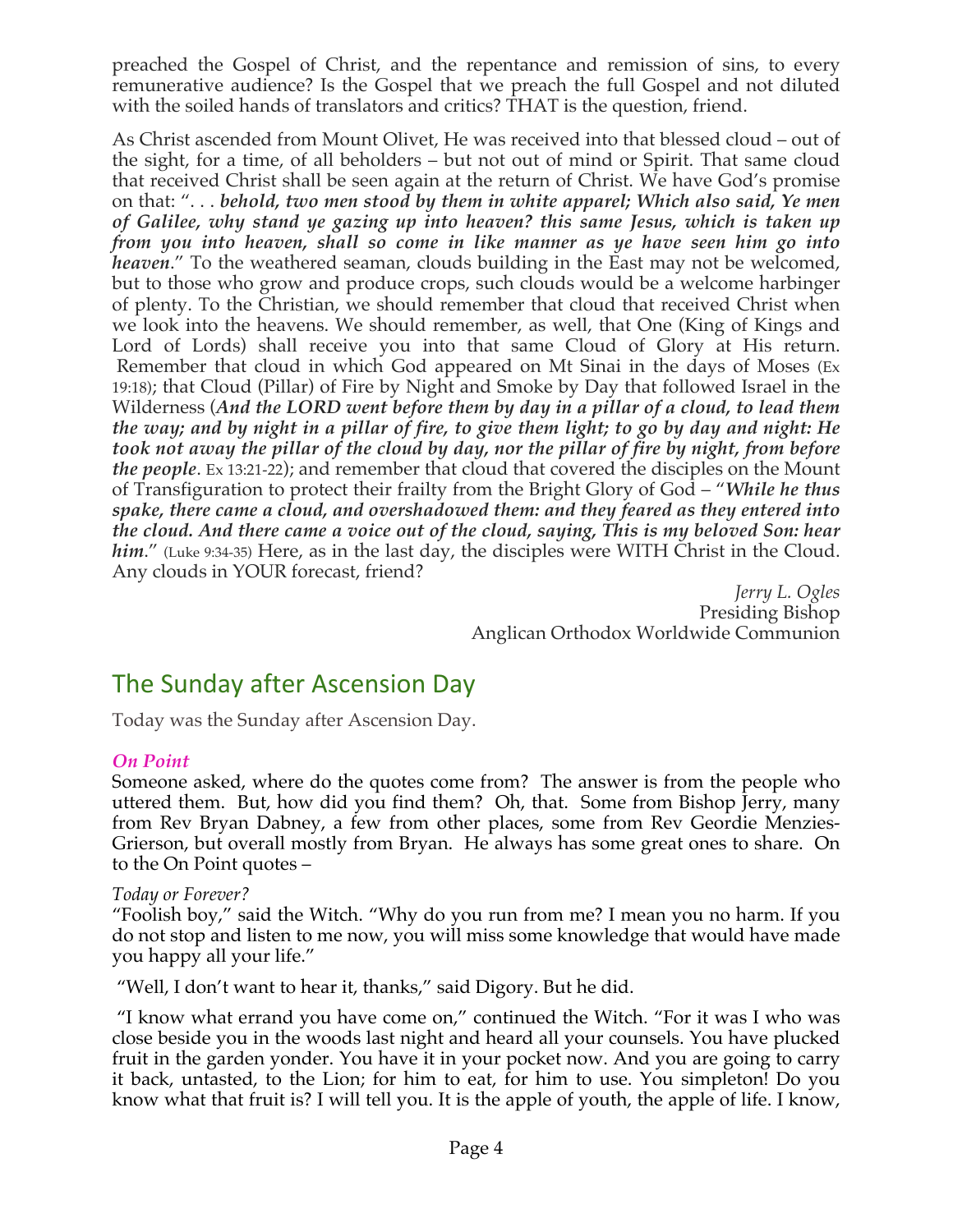preached the Gospel of Christ, and the repentance and remission of sins, to every remunerative audience? Is the Gospel that we preach the full Gospel and not diluted with the soiled hands of translators and critics? THAT is the question, friend.

As Christ ascended from Mount Olivet, He was received into that blessed cloud – out of the sight, for a time, of all beholders – but not out of mind or Spirit. That same cloud that received Christ shall be seen again at the return of Christ. We have God's promise on that: ". . . ***behold, two men stood by them in white apparel; Which also said, Ye men of Galilee, why stand ye gazing up into heaven? this same Jesus, which is taken up from you into heaven, shall so come in like manner as ye have seen him go into heaven***." To the weathered seaman, clouds building in the East may not be welcomed, but to those who grow and produce crops, such clouds would be a welcome harbinger of plenty. To the Christian, we should remember that cloud that received Christ when we look into the heavens. We should remember, as well, that One (King of Kings and Lord of Lords) shall receive you into that same Cloud of Glory at His return. Remember that cloud in which God appeared on Mt Sinai in the days of Moses (Ex 19:18); that Cloud (Pillar) of Fire by Night and Smoke by Day that followed Israel in the Wilderness (***And the LORD went before them by day in a pillar of a cloud, to lead them the way; and by night in a pillar of fire, to give them light; to go by day and night: He took not away the pillar of the cloud by day, nor the pillar of fire by night, from before the people***. Ex 13:21-22); and remember that cloud that covered the disciples on the Mount of Transfiguration to protect their frailty from the Bright Glory of God – "***While he thus spake, there came a cloud, and overshadowed them: and they feared as they entered into the cloud. And there came a voice out of the cloud, saying, This is my beloved Son: hear him***." (Luke 9:34-35) Here, as in the last day, the disciples were WITH Christ in the Cloud. Any clouds in YOUR forecast, friend?

*Jerry L. Ogles*
Presiding Bishop
Anglican Orthodox Worldwide Communion

## The Sunday after Ascension Day

Today was the Sunday after Ascension Day.

***On Point***

Someone asked, where do the quotes come from? The answer is from the people who uttered them. But, how did you find them? Oh, that. Some from Bishop Jerry, many from Rev Bryan Dabney, a few from other places, some from Rev Geordie Menzies-Grierson, but overall mostly from Bryan. He always has some great ones to share. On to the On Point quotes –

*Today or Forever?*

"Foolish boy," said the Witch. "Why do you run from me? I mean you no harm. If you do not stop and listen to me now, you will miss some knowledge that would have made you happy all your life."

"Well, I don't want to hear it, thanks," said Digory. But he did.

"I know what errand you have come on," continued the Witch. "For it was I who was close beside you in the woods last night and heard all your counsels. You have plucked fruit in the garden yonder. You have it in your pocket now. And you are going to carry it back, untasted, to the Lion; for him to eat, for him to use. You simpleton! Do you know what that fruit is? I will tell you. It is the apple of youth, the apple of life. I know,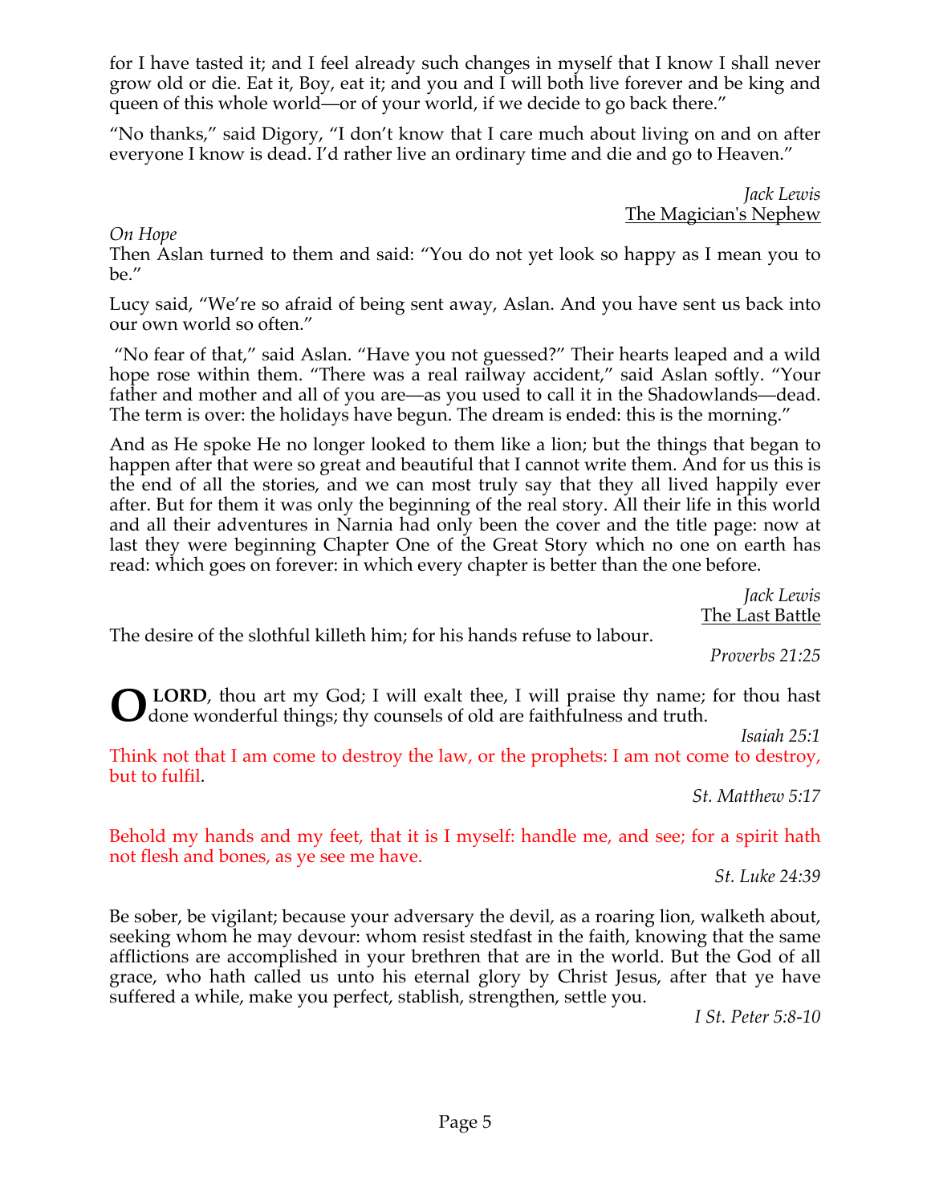for I have tasted it; and I feel already such changes in myself that I know I shall never grow old or die. Eat it, Boy, eat it; and you and I will both live forever and be king and queen of this whole world—or of your world, if we decide to go back there."

"No thanks," said Digory, "I don't know that I care much about living on and on after everyone I know is dead. I'd rather live an ordinary time and die and go to Heaven."

*Jack Lewis*
The Magician's Nephew

*On Hope*

Then Aslan turned to them and said: "You do not yet look so happy as I mean you to be."

Lucy said, "We're so afraid of being sent away, Aslan. And you have sent us back into our own world so often."

"No fear of that," said Aslan. "Have you not guessed?" Their hearts leaped and a wild hope rose within them. "There was a real railway accident," said Aslan softly. "Your father and mother and all of you are—as you used to call it in the Shadowlands—dead. The term is over: the holidays have begun. The dream is ended: this is the morning."

And as He spoke He no longer looked to them like a lion; but the things that began to happen after that were so great and beautiful that I cannot write them. And for us this is the end of all the stories, and we can most truly say that they all lived happily ever after. But for them it was only the beginning of the real story. All their life in this world and all their adventures in Narnia had only been the cover and the title page: now at last they were beginning Chapter One of the Great Story which no one on earth has read: which goes on forever: in which every chapter is better than the one before.

*Jack Lewis*
The Last Battle

The desire of the slothful killeth him; for his hands refuse to labour.

*Proverbs 21:25*

**O LORD**, thou art my God; I will exalt thee, I will praise thy name; for thou hast done wonderful things; thy counsels of old are faithfulness and truth.

*Isaiah 25:1*

Think not that I am come to destroy the law, or the prophets: I am not come to destroy, but to fulfil.

*St. Matthew 5:17*

Behold my hands and my feet, that it is I myself: handle me, and see; for a spirit hath not flesh and bones, as ye see me have.

*St. Luke 24:39*

Be sober, be vigilant; because your adversary the devil, as a roaring lion, walketh about, seeking whom he may devour: whom resist stedfast in the faith, knowing that the same afflictions are accomplished in your brethren that are in the world. But the God of all grace, who hath called us unto his eternal glory by Christ Jesus, after that ye have suffered a while, make you perfect, stablish, strengthen, settle you.

*I St. Peter 5:8-10*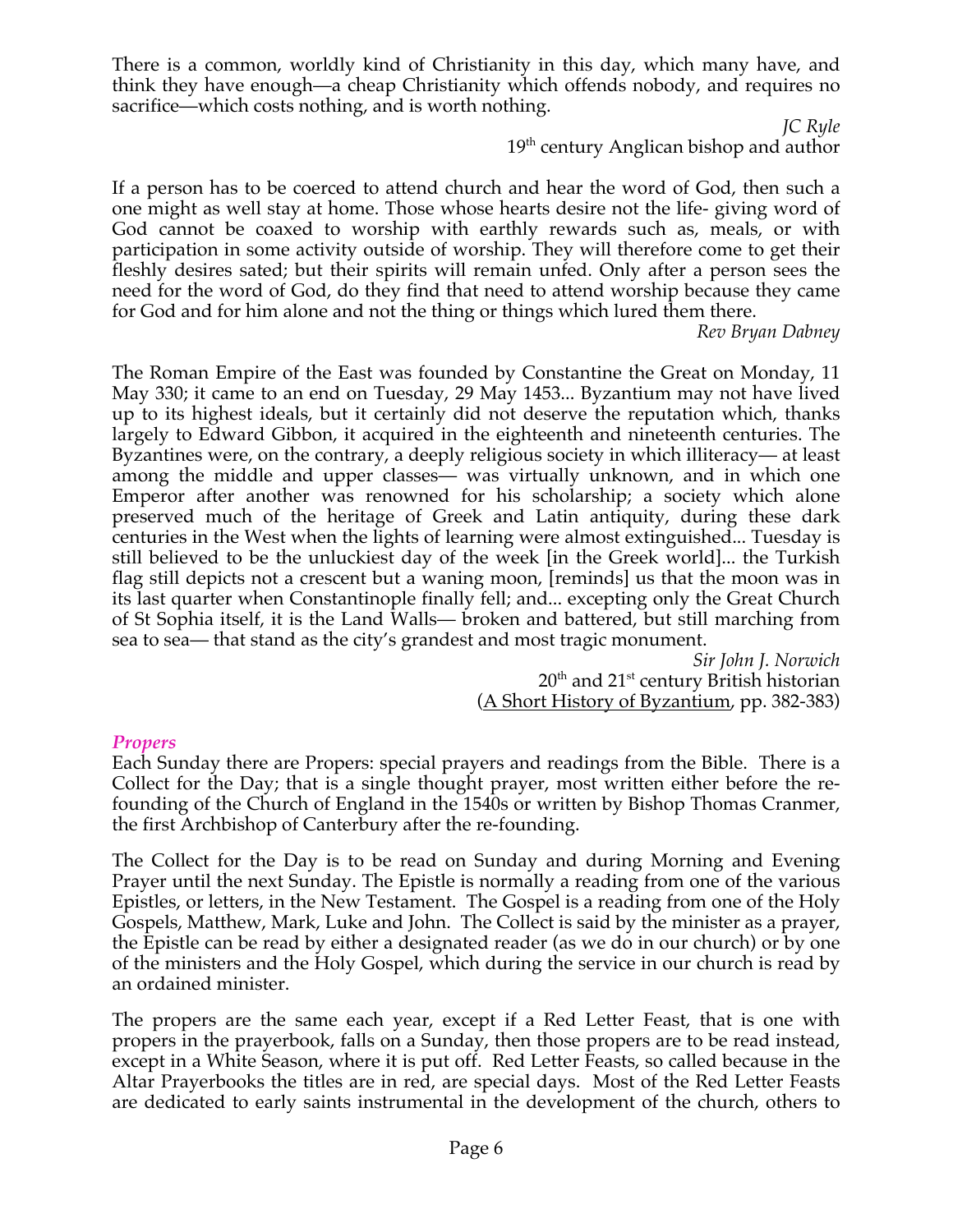There is a common, worldly kind of Christianity in this day, which many have, and think they have enough—a cheap Christianity which offends nobody, and requires no sacrifice—which costs nothing, and is worth nothing.

*JC Ryle*
19th century Anglican bishop and author

If a person has to be coerced to attend church and hear the word of God, then such a one might as well stay at home. Those whose hearts desire not the life- giving word of God cannot be coaxed to worship with earthly rewards such as, meals, or with participation in some activity outside of worship. They will therefore come to get their fleshly desires sated; but their spirits will remain unfed. Only after a person sees the need for the word of God, do they find that need to attend worship because they came for God and for him alone and not the thing or things which lured them there.

*Rev Bryan Dabney*

The Roman Empire of the East was founded by Constantine the Great on Monday, 11 May 330; it came to an end on Tuesday, 29 May 1453... Byzantium may not have lived up to its highest ideals, but it certainly did not deserve the reputation which, thanks largely to Edward Gibbon, it acquired in the eighteenth and nineteenth centuries. The Byzantines were, on the contrary, a deeply religious society in which illiteracy— at least among the middle and upper classes— was virtually unknown, and in which one Emperor after another was renowned for his scholarship; a society which alone preserved much of the heritage of Greek and Latin antiquity, during these dark centuries in the West when the lights of learning were almost extinguished... Tuesday is still believed to be the unluckiest day of the week [in the Greek world]... the Turkish flag still depicts not a crescent but a waning moon, [reminds] us that the moon was in its last quarter when Constantinople finally fell; and... excepting only the Great Church of St Sophia itself, it is the Land Walls— broken and battered, but still marching from sea to sea— that stand as the city's grandest and most tragic monument.

*Sir John J. Norwich*
20th and 21st century British historian
(A Short History of Byzantium, pp. 382-383)

### *Propers*

Each Sunday there are Propers: special prayers and readings from the Bible. There is a Collect for the Day; that is a single thought prayer, most written either before the re-founding of the Church of England in the 1540s or written by Bishop Thomas Cranmer, the first Archbishop of Canterbury after the re-founding.

The Collect for the Day is to be read on Sunday and during Morning and Evening Prayer until the next Sunday. The Epistle is normally a reading from one of the various Epistles, or letters, in the New Testament. The Gospel is a reading from one of the Holy Gospels, Matthew, Mark, Luke and John. The Collect is said by the minister as a prayer, the Epistle can be read by either a designated reader (as we do in our church) or by one of the ministers and the Holy Gospel, which during the service in our church is read by an ordained minister.

The propers are the same each year, except if a Red Letter Feast, that is one with propers in the prayerbook, falls on a Sunday, then those propers are to be read instead, except in a White Season, where it is put off. Red Letter Feasts, so called because in the Altar Prayerbooks the titles are in red, are special days. Most of the Red Letter Feasts are dedicated to early saints instrumental in the development of the church, others to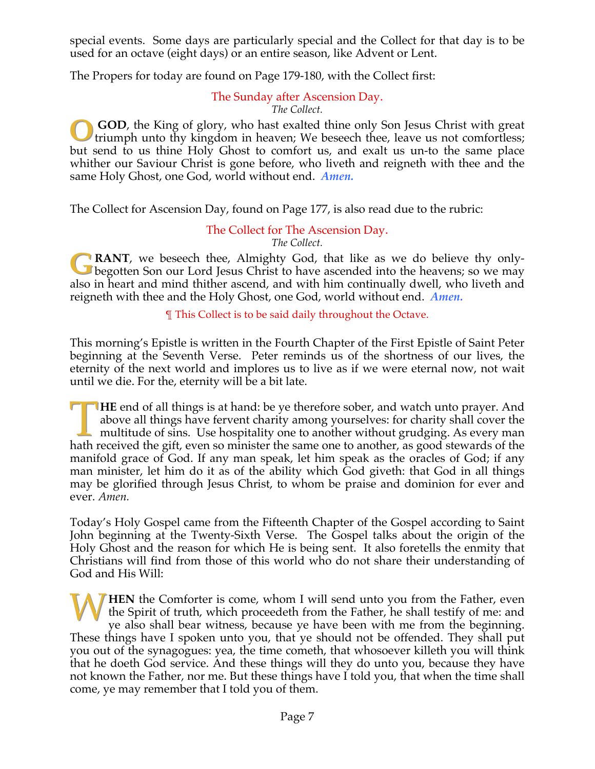special events. Some days are particularly special and the Collect for that day is to be used for an octave (eight days) or an entire season, like Advent or Lent.

The Propers for today are found on Page 179-180, with the Collect first:

### The Sunday after Ascension Day.

*The Collect.*

**O GOD**, the King of glory, who hast exalted thine only Son Jesus Christ with great triumph unto thy kingdom in heaven; We beseech thee, leave us not comfortless; but send to us thine Holy Ghost to comfort us, and exalt us un-to the same place whither our Saviour Christ is gone before, who liveth and reigneth with thee and the same Holy Ghost, one God, world without end. ***Amen.***

The Collect for Ascension Day, found on Page 177, is also read due to the rubric:

### The Collect for The Ascension Day.

*The Collect.*

**GRANT**, we beseech thee, Almighty God, that like as we do believe thy only-begotten Son our Lord Jesus Christ to have ascended into the heavens; so we may also in heart and mind thither ascend, and with him continually dwell, who liveth and reigneth with thee and the Holy Ghost, one God, world without end. ***Amen.***

¶ This Collect is to be said daily throughout the Octave.

This morning's Epistle is written in the Fourth Chapter of the First Epistle of Saint Peter beginning at the Seventh Verse. Peter reminds us of the shortness of our lives, the eternity of the next world and implores us to live as if we were eternal now, not wait until we die. For the, eternity will be a bit late.

**THE** end of all things is at hand: be ye therefore sober, and watch unto prayer. And above all things have fervent charity among yourselves: for charity shall cover the multitude of sins. Use hospitality one to another without grudging. As every man hath received the gift, even so minister the same one to another, as good stewards of the manifold grace of God. If any man speak, let him speak as the oracles of God; if any man minister, let him do it as of the ability which God giveth: that God in all things may be glorified through Jesus Christ, to whom be praise and dominion for ever and ever. *Amen.*

Today's Holy Gospel came from the Fifteenth Chapter of the Gospel according to Saint John beginning at the Twenty-Sixth Verse. The Gospel talks about the origin of the Holy Ghost and the reason for which He is being sent. It also foretells the enmity that Christians will find from those of this world who do not share their understanding of God and His Will:

**WHEN** the Comforter is come, whom I will send unto you from the Father, even the Spirit of truth, which proceedeth from the Father, he shall testify of me: and ye also shall bear witness, because ye have been with me from the beginning. These things have I spoken unto you, that ye should not be offended. They shall put you out of the synagogues: yea, the time cometh, that whosoever killeth you will think that he doeth God service. And these things will they do unto you, because they have not known the Father, nor me. But these things have I told you, that when the time shall come, ye may remember that I told you of them.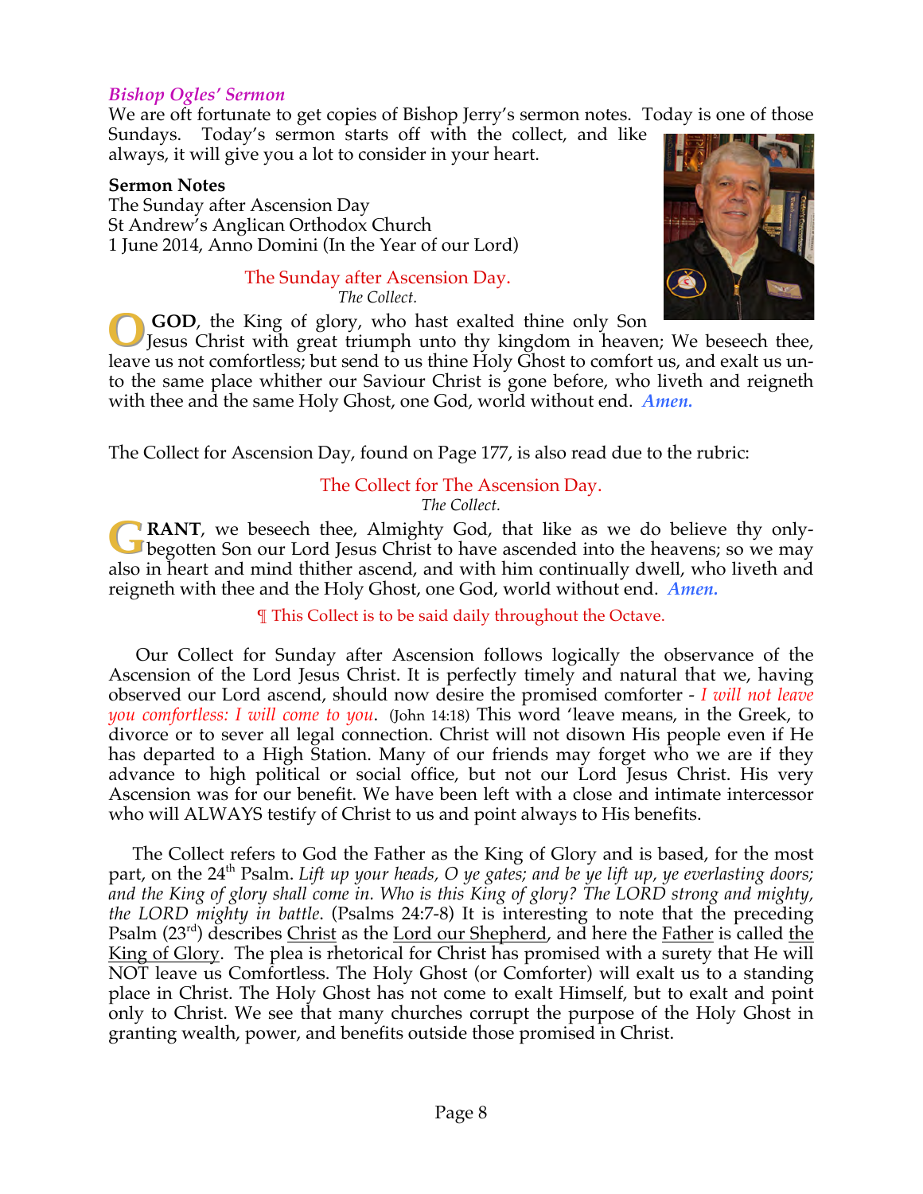## *Bishop Ogles' Sermon*

We are oft fortunate to get copies of Bishop Jerry's sermon notes. Today is one of those Sundays. Today's sermon starts off with the collect, and like always, it will give you a lot to consider in your heart.

**Sermon Notes**
The Sunday after Ascension Day
St Andrew's Anglican Orthodox Church
1 June 2014, Anno Domini (In the Year of our Lord)

### The Sunday after Ascension Day.

*The Collect.*

**O GOD**, the King of glory, who hast exalted thine only Son Jesus Christ with great triumph unto thy kingdom in heaven; We beseech thee, leave us not comfortless; but send to us thine Holy Ghost to comfort us, and exalt us unto the same place whither our Saviour Christ is gone before, who liveth and reigneth with thee and the same Holy Ghost, one God, world without end. ***Amen.***

The Collect for Ascension Day, found on Page 177, is also read due to the rubric:

### The Collect for The Ascension Day.

*The Collect.*

**GRANT**, we beseech thee, Almighty God, that like as we do believe thy only-begotten Son our Lord Jesus Christ to have ascended into the heavens; so we may also in heart and mind thither ascend, and with him continually dwell, who liveth and reigneth with thee and the Holy Ghost, one God, world without end. ***Amen.***

¶ This Collect is to be said daily throughout the Octave.

Our Collect for Sunday after Ascension follows logically the observance of the Ascension of the Lord Jesus Christ. It is perfectly timely and natural that we, having observed our Lord ascend, should now desire the promised comforter - *I will not leave you comfortless: I will come to you*. (John 14:18) This word 'leave means, in the Greek, to divorce or to sever all legal connection. Christ will not disown His people even if He has departed to a High Station. Many of our friends may forget who we are if they advance to high political or social office, but not our Lord Jesus Christ. His very Ascension was for our benefit. We have been left with a close and intimate intercessor who will ALWAYS testify of Christ to us and point always to His benefits.

The Collect refers to God the Father as the King of Glory and is based, for the most part, on the 24th Psalm. *Lift up your heads, O ye gates; and be ye lift up, ye everlasting doors; and the King of glory shall come in. Who is this King of glory? The LORD strong and mighty, the LORD mighty in battle*. (Psalms 24:7-8) It is interesting to note that the preceding Psalm (23rd) describes Christ as the Lord our Shepherd, and here the Father is called the King of Glory. The plea is rhetorical for Christ has promised with a surety that He will NOT leave us Comfortless. The Holy Ghost (or Comforter) will exalt us to a standing place in Christ. The Holy Ghost has not come to exalt Himself, but to exalt and point only to Christ. We see that many churches corrupt the purpose of the Holy Ghost in granting wealth, power, and benefits outside those promised in Christ.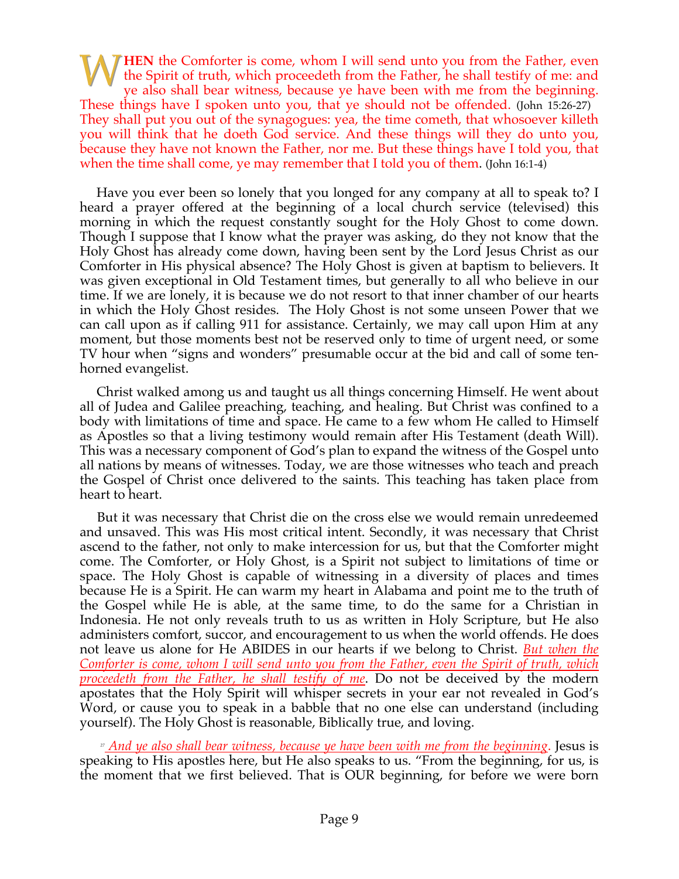**WHEN** the Comforter is come, whom I will send unto you from the Father, even the Spirit of truth, which proceedeth from the Father, he shall testify of me: and ye also shall bear witness, because ye have been with me from the beginning. These things have I spoken unto you, that ye should not be offended. (John 15:26-27) They shall put you out of the synagogues: yea, the time cometh, that whosoever killeth you will think that he doeth God service. And these things will they do unto you, because they have not known the Father, nor me. But these things have I told you, that when the time shall come, ye may remember that I told you of them. (John 16:1-4)

Have you ever been so lonely that you longed for any company at all to speak to? I heard a prayer offered at the beginning of a local church service (televised) this morning in which the request constantly sought for the Holy Ghost to come down. Though I suppose that I know what the prayer was asking, do they not know that the Holy Ghost has already come down, having been sent by the Lord Jesus Christ as our Comforter in His physical absence? The Holy Ghost is given at baptism to believers. It was given exceptional in Old Testament times, but generally to all who believe in our time. If we are lonely, it is because we do not resort to that inner chamber of our hearts in which the Holy Ghost resides. The Holy Ghost is not some unseen Power that we can call upon as if calling 911 for assistance. Certainly, we may call upon Him at any moment, but those moments best not be reserved only to time of urgent need, or some TV hour when "signs and wonders" presumable occur at the bid and call of some ten-horned evangelist.

Christ walked among us and taught us all things concerning Himself. He went about all of Judea and Galilee preaching, teaching, and healing. But Christ was confined to a body with limitations of time and space. He came to a few whom He called to Himself as Apostles so that a living testimony would remain after His Testament (death Will). This was a necessary component of God's plan to expand the witness of the Gospel unto all nations by means of witnesses. Today, we are those witnesses who teach and preach the Gospel of Christ once delivered to the saints. This teaching has taken place from heart to heart.

But it was necessary that Christ die on the cross else we would remain unredeemed and unsaved. This was His most critical intent. Secondly, it was necessary that Christ ascend to the father, not only to make intercession for us, but that the Comforter might come. The Comforter, or Holy Ghost, is a Spirit not subject to limitations of time or space. The Holy Ghost is capable of witnessing in a diversity of places and times because He is a Spirit. He can warm my heart in Alabama and point me to the truth of the Gospel while He is able, at the same time, to do the same for a Christian in Indonesia. He not only reveals truth to us as written in Holy Scripture, but He also administers comfort, succor, and encouragement to us when the world offends. He does not leave us alone for He ABIDES in our hearts if we belong to Christ. *But when the Comforter is come, whom I will send unto you from the Father, even the Spirit of truth, which proceedeth from the Father, he shall testify of me*. Do not be deceived by the modern apostates that the Holy Spirit will whisper secrets in your ear not revealed in God's Word, or cause you to speak in a babble that no one else can understand (including yourself). The Holy Ghost is reasonable, Biblically true, and loving.

[27] *And ye also shall bear witness, because ye have been with me from the beginning*. Jesus is speaking to His apostles here, but He also speaks to us. "From the beginning, for us, is the moment that we first believed. That is OUR beginning, for before we were born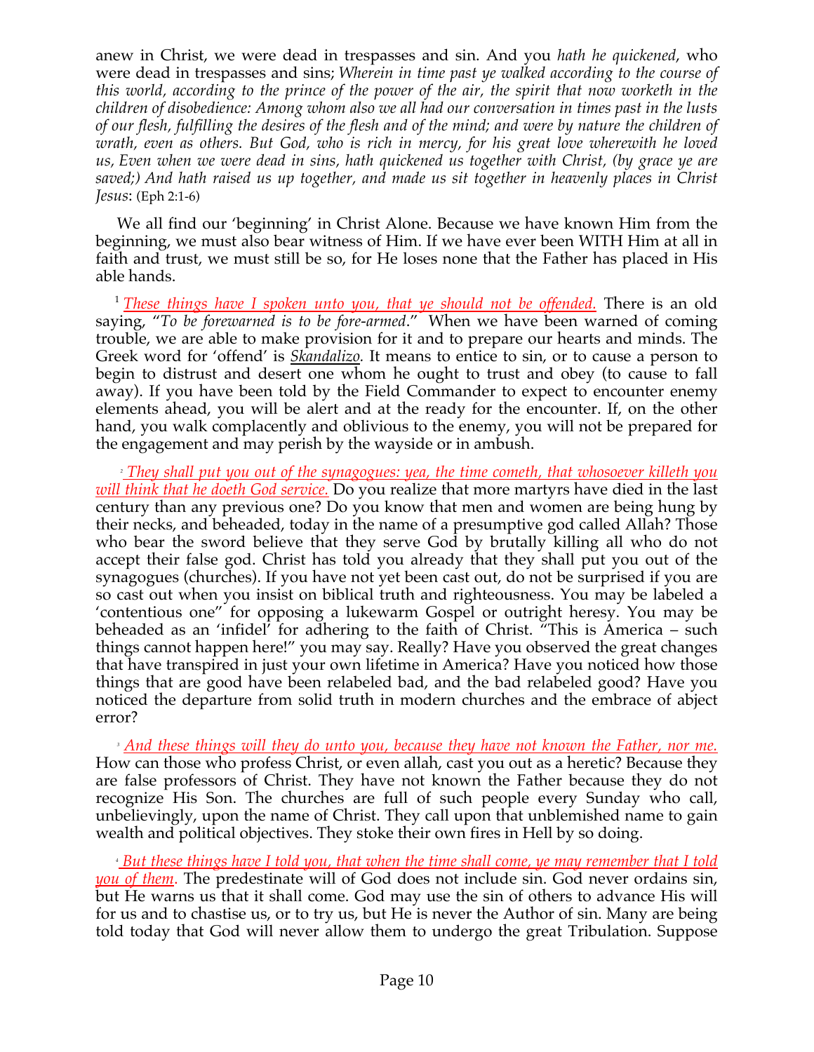anew in Christ, we were dead in trespasses and sin. And you *hath he quickened*, who were dead in trespasses and sins; *Wherein in time past ye walked according to the course of this world, according to the prince of the power of the air, the spirit that now worketh in the children of disobedience: Among whom also we all had our conversation in times past in the lusts of our flesh, fulfilling the desires of the flesh and of the mind; and were by nature the children of wrath, even as others. But God, who is rich in mercy, for his great love wherewith he loved us, Even when we were dead in sins, hath quickened us together with Christ, (by grace ye are saved;) And hath raised us up together, and made us sit together in heavenly places in Christ Jesus*: (Eph 2:1-6)

We all find our 'beginning' in Christ Alone. Because we have known Him from the beginning, we must also bear witness of Him. If we have ever been WITH Him at all in faith and trust, we must still be so, for He loses none that the Father has placed in His able hands.

[1] *<u>These things have I spoken unto you, that ye should not be offended.</u>* There is an old saying, "*To be forewarned is to be fore-armed*." When we have been warned of coming trouble, we are able to make provision for it and to prepare our hearts and minds. The Greek word for 'offend' is *<u>Skandalizo</u>*. It means to entice to sin, or to cause a person to begin to distrust and desert one whom he ought to trust and obey (to cause to fall away). If you have been told by the Field Commander to expect to encounter enemy elements ahead, you will be alert and at the ready for the encounter. If, on the other hand, you walk complacently and oblivious to the enemy, you will not be prepared for the engagement and may perish by the wayside or in ambush.

[2] *<u>They shall put you out of the synagogues: yea, the time cometh, that whosoever killeth you will think that he doeth God service.</u>* Do you realize that more martyrs have died in the last century than any previous one? Do you know that men and women are being hung by their necks, and beheaded, today in the name of a presumptive god called Allah? Those who bear the sword believe that they serve God by brutally killing all who do not accept their false god. Christ has told you already that they shall put you out of the synagogues (churches). If you have not yet been cast out, do not be surprised if you are so cast out when you insist on biblical truth and righteousness. You may be labeled a 'contentious one" for opposing a lukewarm Gospel or outright heresy. You may be beheaded as an 'infidel' for adhering to the faith of Christ. "This is America – such things cannot happen here!" you may say. Really? Have you observed the great changes that have transpired in just your own lifetime in America? Have you noticed how those things that are good have been relabeled bad, and the bad relabeled good? Have you noticed the departure from solid truth in modern churches and the embrace of abject error?

[3] *<u>And these things will they do unto you, because they have not known the Father, nor me.</u>* How can those who profess Christ, or even allah, cast you out as a heretic? Because they are false professors of Christ. They have not known the Father because they do not recognize His Son. The churches are full of such people every Sunday who call, unbelievingly, upon the name of Christ. They call upon that unblemished name to gain wealth and political objectives. They stoke their own fires in Hell by so doing.

[4] *<u>But these things have I told you, that when the time shall come, ye may remember that I told you of them</u>*. The predestinate will of God does not include sin. God never ordains sin, but He warns us that it shall come. God may use the sin of others to advance His will for us and to chastise us, or to try us, but He is never the Author of sin. Many are being told today that God will never allow them to undergo the great Tribulation. Suppose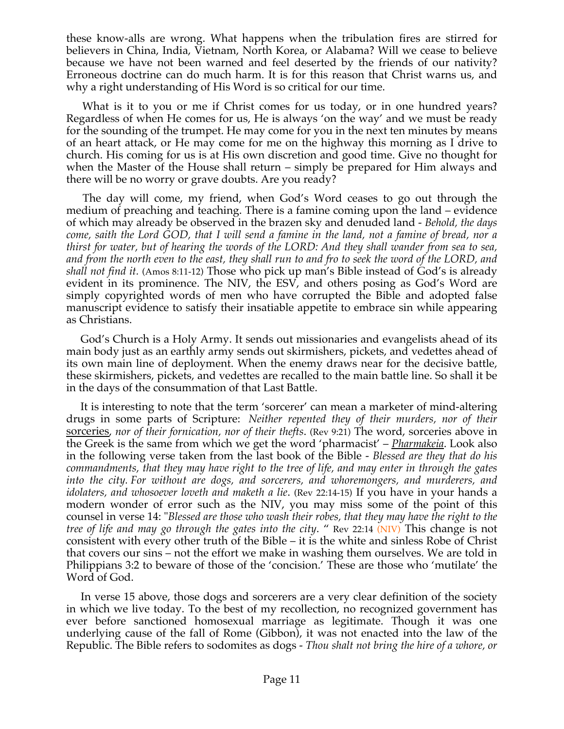these know-alls are wrong. What happens when the tribulation fires are stirred for believers in China, India, Vietnam, North Korea, or Alabama? Will we cease to believe because we have not been warned and feel deserted by the friends of our nativity? Erroneous doctrine can do much harm. It is for this reason that Christ warns us, and why a right understanding of His Word is so critical for our time.

What is it to you or me if Christ comes for us today, or in one hundred years? Regardless of when He comes for us, He is always 'on the way' and we must be ready for the sounding of the trumpet. He may come for you in the next ten minutes by means of an heart attack, or He may come for me on the highway this morning as I drive to church. His coming for us is at His own discretion and good time. Give no thought for when the Master of the House shall return – simply be prepared for Him always and there will be no worry or grave doubts. Are you ready?

The day will come, my friend, when God's Word ceases to go out through the medium of preaching and teaching. There is a famine coming upon the land – evidence of which may already be observed in the brazen sky and denuded land - *Behold, the days come, saith the Lord GOD, that I will send a famine in the land, not a famine of bread, nor a thirst for water, but of hearing the words of the LORD: And they shall wander from sea to sea, and from the north even to the east, they shall run to and fro to seek the word of the LORD, and shall not find it.* (Amos 8:11-12) Those who pick up man's Bible instead of God's is already evident in its prominence. The NIV, the ESV, and others posing as God's Word are simply copyrighted words of men who have corrupted the Bible and adopted false manuscript evidence to satisfy their insatiable appetite to embrace sin while appearing as Christians.

God's Church is a Holy Army. It sends out missionaries and evangelists ahead of its main body just as an earthly army sends out skirmishers, pickets, and vedettes ahead of its own main line of deployment. When the enemy draws near for the decisive battle, these skirmishers, pickets, and vedettes are recalled to the main battle line. So shall it be in the days of the consummation of that Last Battle.

It is interesting to note that the term 'sorcerer' can mean a marketer of mind-altering drugs in some parts of Scripture: *Neither repented they of their murders, nor of their <u>sorceries</u>, nor of their fornication, nor of their thefts.* (Rev 9:21) The word, sorceries above in the Greek is the same from which we get the word 'pharmacist' – <u>*Pharmakeia*</u>. Look also in the following verse taken from the last book of the Bible - *Blessed are they that do his commandments, that they may have right to the tree of life, and may enter in through the gates into the city. For without are dogs, and sorcerers, and whoremongers, and murderers, and idolaters, and whosoever loveth and maketh a lie.* (Rev 22:14-15) If you have in your hands a modern wonder of error such as the NIV, you may miss some of the point of this counsel in verse 14: "*Blessed are those who wash their robes, that they may have the right to the tree of life and may go through the gates into the city.* " Rev 22:14 (NIV) This change is not consistent with every other truth of the Bible – it is the white and sinless Robe of Christ that covers our sins – not the effort we make in washing them ourselves. We are told in Philippians 3:2 to beware of those of the 'concision.' These are those who 'mutilate' the Word of God.

In verse 15 above, those dogs and sorcerers are a very clear definition of the society in which we live today. To the best of my recollection, no recognized government has ever before sanctioned homosexual marriage as legitimate. Though it was one underlying cause of the fall of Rome (Gibbon), it was not enacted into the law of the Republic. The Bible refers to sodomites as dogs - *Thou shalt not bring the hire of a whore, or*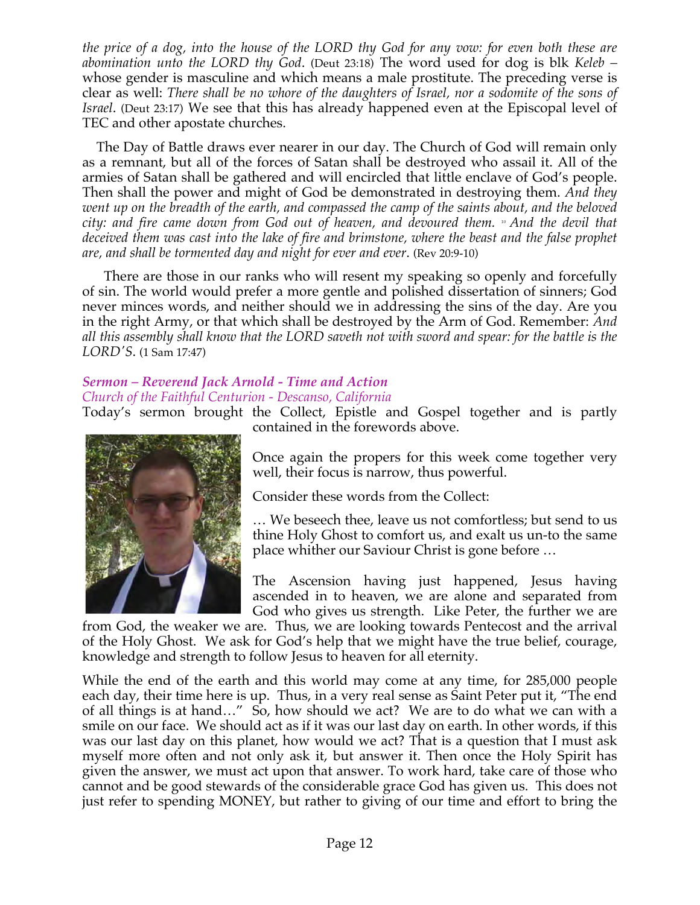*the price of a dog, into the house of the LORD thy God for any vow: for even both these are abomination unto the LORD thy God*. (Deut 23:18) The word used for dog is blk *Keleb* – whose gender is masculine and which means a male prostitute. The preceding verse is clear as well: *There shall be no whore of the daughters of Israel, nor a sodomite of the sons of Israel*. (Deut 23:17) We see that this has already happened even at the Episcopal level of TEC and other apostate churches.

The Day of Battle draws ever nearer in our day. The Church of God will remain only as a remnant, but all of the forces of Satan shall be destroyed who assail it. All of the armies of Satan shall be gathered and will encircled that little enclave of God's people. Then shall the power and might of God be demonstrated in destroying them. *And they went up on the breadth of the earth, and compassed the camp of the saints about, and the beloved city: and fire came down from God out of heaven, and devoured them. [10] And the devil that deceived them was cast into the lake of fire and brimstone, where the beast and the false prophet are, and shall be tormented day and night for ever and ever*. (Rev 20:9-10)

There are those in our ranks who will resent my speaking so openly and forcefully of sin. The world would prefer a more gentle and polished dissertation of sinners; God never minces words, and neither should we in addressing the sins of the day. Are you in the right Army, or that which shall be destroyed by the Arm of God. Remember: *And all this assembly shall know that the LORD saveth not with sword and spear: for the battle is the LORD'S*. (1 Sam 17:47)

### *Sermon – Reverend Jack Arnold - Time and Action*

*Church of the Faithful Centurion - Descanso, California*

Today's sermon brought the Collect, Epistle and Gospel together and is partly contained in the forewords above.

Once again the propers for this week come together very well, their focus is narrow, thus powerful.

Consider these words from the Collect:

… We beseech thee, leave us not comfortless; but send to us thine Holy Ghost to comfort us, and exalt us un-to the same place whither our Saviour Christ is gone before …

The Ascension having just happened, Jesus having ascended in to heaven, we are alone and separated from God who gives us strength. Like Peter, the further we are from God, the weaker we are. Thus, we are looking towards Pentecost and the arrival of the Holy Ghost. We ask for God's help that we might have the true belief, courage, knowledge and strength to follow Jesus to heaven for all eternity.

While the end of the earth and this world may come at any time, for 285,000 people each day, their time here is up. Thus, in a very real sense as Saint Peter put it, "The end of all things is at hand…" So, how should we act? We are to do what we can with a smile on our face. We should act as if it was our last day on earth. In other words, if this was our last day on this planet, how would we act? That is a question that I must ask myself more often and not only ask it, but answer it. Then once the Holy Spirit has given the answer, we must act upon that answer. To work hard, take care of those who cannot and be good stewards of the considerable grace God has given us. This does not just refer to spending MONEY, but rather to giving of our time and effort to bring the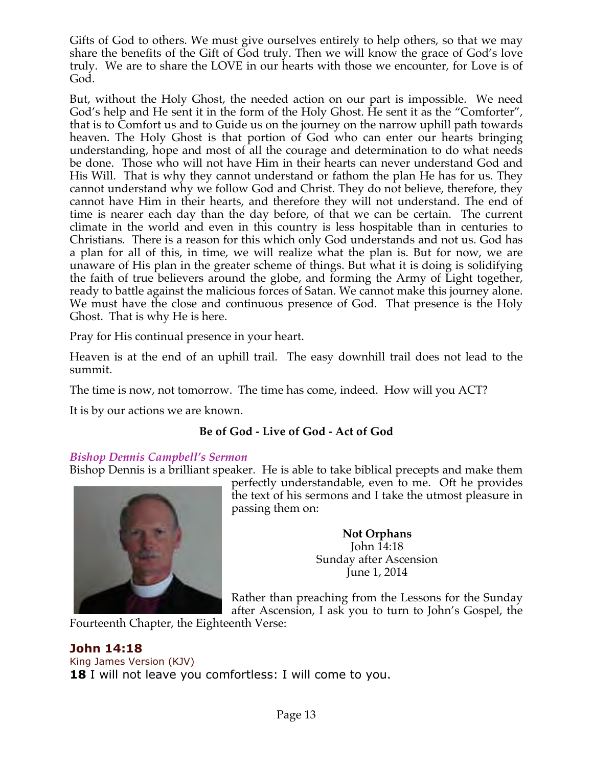Gifts of God to others. We must give ourselves entirely to help others, so that we may share the benefits of the Gift of God truly. Then we will know the grace of God's love truly. We are to share the LOVE in our hearts with those we encounter, for Love is of God.

But, without the Holy Ghost, the needed action on our part is impossible. We need God's help and He sent it in the form of the Holy Ghost. He sent it as the "Comforter", that is to Comfort us and to Guide us on the journey on the narrow uphill path towards heaven. The Holy Ghost is that portion of God who can enter our hearts bringing understanding, hope and most of all the courage and determination to do what needs be done. Those who will not have Him in their hearts can never understand God and His Will. That is why they cannot understand or fathom the plan He has for us. They cannot understand why we follow God and Christ. They do not believe, therefore, they cannot have Him in their hearts, and therefore they will not understand. The end of time is nearer each day than the day before, of that we can be certain. The current climate in the world and even in this country is less hospitable than in centuries to Christians. There is a reason for this which only God understands and not us. God has a plan for all of this, in time, we will realize what the plan is. But for now, we are unaware of His plan in the greater scheme of things. But what it is doing is solidifying the faith of true believers around the globe, and forming the Army of Light together, ready to battle against the malicious forces of Satan. We cannot make this journey alone. We must have the close and continuous presence of God. That presence is the Holy Ghost. That is why He is here.

Pray for His continual presence in your heart.

Heaven is at the end of an uphill trail. The easy downhill trail does not lead to the summit.

The time is now, not tomorrow. The time has come, indeed. How will you ACT?

It is by our actions we are known.

**Be of God - Live of God - Act of God**

### *Bishop Dennis Campbell's Sermon*

Bishop Dennis is a brilliant speaker. He is able to take biblical precepts and make them perfectly understandable, even to me. Oft he provides the text of his sermons and I take the utmost pleasure in passing them on:

**Not Orphans**
John 14:18
Sunday after Ascension
June 1, 2014

Rather than preaching from the Lessons for the Sunday after Ascension, I ask you to turn to John's Gospel, the Fourteenth Chapter, the Eighteenth Verse:

### John 14:18

King James Version (KJV)

**18** I will not leave you comfortless: I will come to you.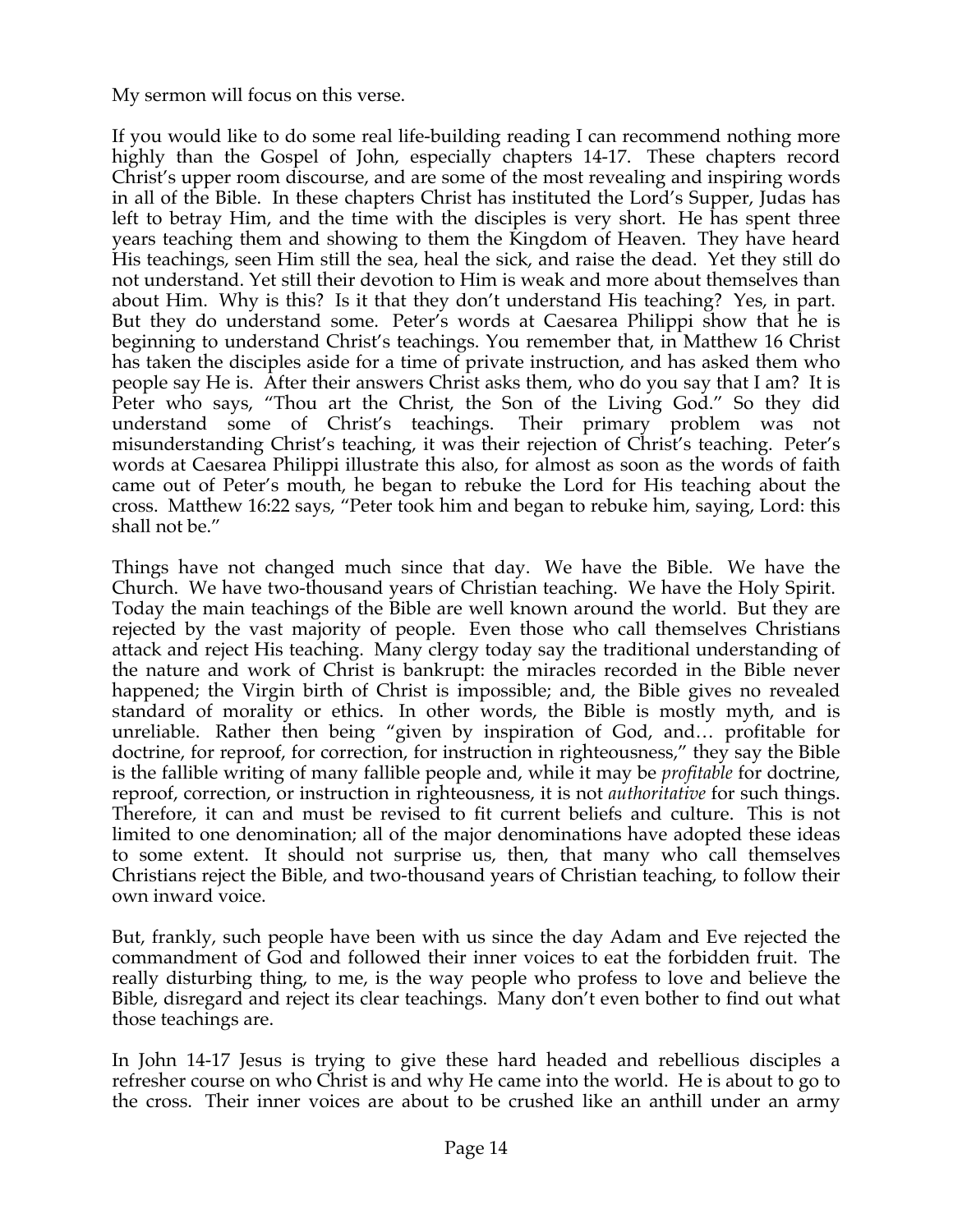My sermon will focus on this verse.

If you would like to do some real life-building reading I can recommend nothing more highly than the Gospel of John, especially chapters 14-17. These chapters record Christ's upper room discourse, and are some of the most revealing and inspiring words in all of the Bible. In these chapters Christ has instituted the Lord's Supper, Judas has left to betray Him, and the time with the disciples is very short. He has spent three years teaching them and showing to them the Kingdom of Heaven. They have heard His teachings, seen Him still the sea, heal the sick, and raise the dead. Yet they still do not understand. Yet still their devotion to Him is weak and more about themselves than about Him. Why is this? Is it that they don't understand His teaching? Yes, in part. But they do understand some. Peter's words at Caesarea Philippi show that he is beginning to understand Christ's teachings. You remember that, in Matthew 16 Christ has taken the disciples aside for a time of private instruction, and has asked them who people say He is. After their answers Christ asks them, who do you say that I am? It is Peter who says, "Thou art the Christ, the Son of the Living God." So they did understand some of Christ's teachings. Their primary problem was not misunderstanding Christ's teaching, it was their rejection of Christ's teaching. Peter's words at Caesarea Philippi illustrate this also, for almost as soon as the words of faith came out of Peter's mouth, he began to rebuke the Lord for His teaching about the cross. Matthew 16:22 says, "Peter took him and began to rebuke him, saying, Lord: this shall not be."

Things have not changed much since that day. We have the Bible. We have the Church. We have two-thousand years of Christian teaching. We have the Holy Spirit. Today the main teachings of the Bible are well known around the world. But they are rejected by the vast majority of people. Even those who call themselves Christians attack and reject His teaching. Many clergy today say the traditional understanding of the nature and work of Christ is bankrupt: the miracles recorded in the Bible never happened; the Virgin birth of Christ is impossible; and, the Bible gives no revealed standard of morality or ethics. In other words, the Bible is mostly myth, and is unreliable. Rather then being "given by inspiration of God, and… profitable for doctrine, for reproof, for correction, for instruction in righteousness," they say the Bible is the fallible writing of many fallible people and, while it may be *profitable* for doctrine, reproof, correction, or instruction in righteousness, it is not *authoritative* for such things. Therefore, it can and must be revised to fit current beliefs and culture. This is not limited to one denomination; all of the major denominations have adopted these ideas to some extent. It should not surprise us, then, that many who call themselves Christians reject the Bible, and two-thousand years of Christian teaching, to follow their own inward voice.

But, frankly, such people have been with us since the day Adam and Eve rejected the commandment of God and followed their inner voices to eat the forbidden fruit. The really disturbing thing, to me, is the way people who profess to love and believe the Bible, disregard and reject its clear teachings. Many don't even bother to find out what those teachings are.

In John 14-17 Jesus is trying to give these hard headed and rebellious disciples a refresher course on who Christ is and why He came into the world. He is about to go to the cross. Their inner voices are about to be crushed like an anthill under an army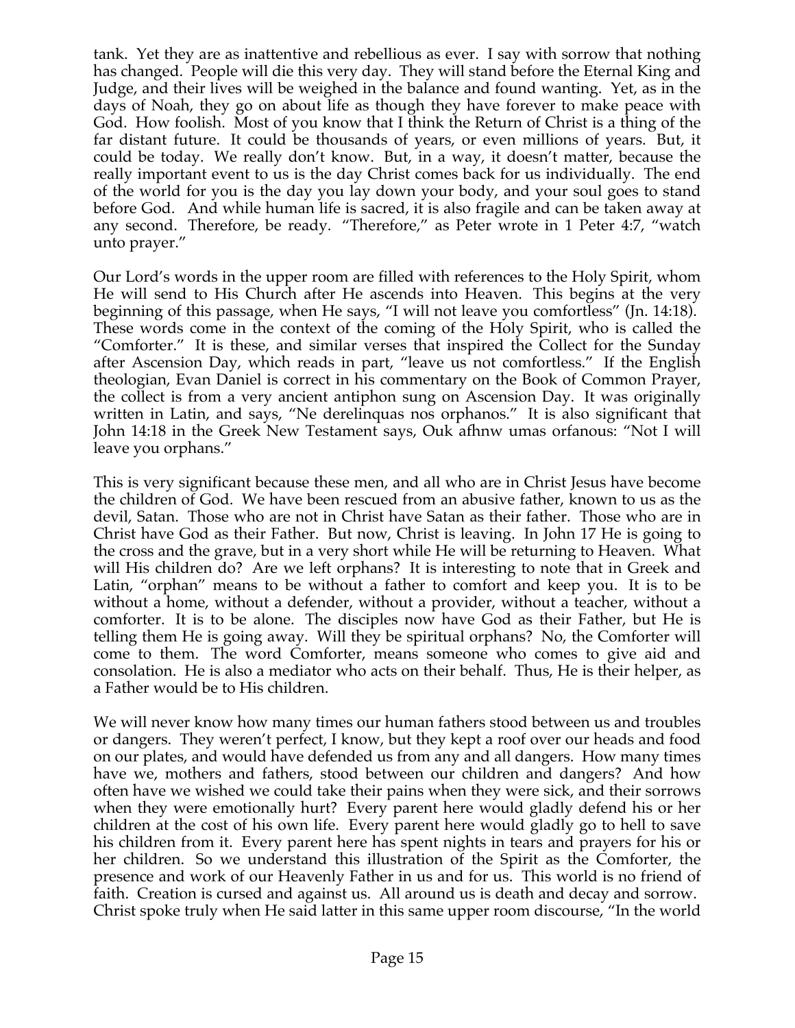tank. Yet they are as inattentive and rebellious as ever. I say with sorrow that nothing has changed. People will die this very day. They will stand before the Eternal King and Judge, and their lives will be weighed in the balance and found wanting. Yet, as in the days of Noah, they go on about life as though they have forever to make peace with God. How foolish. Most of you know that I think the Return of Christ is a thing of the far distant future. It could be thousands of years, or even millions of years. But, it could be today. We really don't know. But, in a way, it doesn't matter, because the really important event to us is the day Christ comes back for us individually. The end of the world for you is the day you lay down your body, and your soul goes to stand before God. And while human life is sacred, it is also fragile and can be taken away at any second. Therefore, be ready. "Therefore," as Peter wrote in 1 Peter 4:7, "watch unto prayer."

Our Lord's words in the upper room are filled with references to the Holy Spirit, whom He will send to His Church after He ascends into Heaven. This begins at the very beginning of this passage, when He says, "I will not leave you comfortless" (Jn. 14:18). These words come in the context of the coming of the Holy Spirit, who is called the "Comforter." It is these, and similar verses that inspired the Collect for the Sunday after Ascension Day, which reads in part, "leave us not comfortless." If the English theologian, Evan Daniel is correct in his commentary on the Book of Common Prayer, the collect is from a very ancient antiphon sung on Ascension Day. It was originally written in Latin, and says, "Ne derelinquas nos orphanos." It is also significant that John 14:18 in the Greek New Testament says, Ouk afhnw umas orfanous: "Not I will leave you orphans."

This is very significant because these men, and all who are in Christ Jesus have become the children of God. We have been rescued from an abusive father, known to us as the devil, Satan. Those who are not in Christ have Satan as their father. Those who are in Christ have God as their Father. But now, Christ is leaving. In John 17 He is going to the cross and the grave, but in a very short while He will be returning to Heaven. What will His children do? Are we left orphans? It is interesting to note that in Greek and Latin, "orphan" means to be without a father to comfort and keep you. It is to be without a home, without a defender, without a provider, without a teacher, without a comforter. It is to be alone. The disciples now have God as their Father, but He is telling them He is going away. Will they be spiritual orphans? No, the Comforter will come to them. The word Comforter, means someone who comes to give aid and consolation. He is also a mediator who acts on their behalf. Thus, He is their helper, as a Father would be to His children.

We will never know how many times our human fathers stood between us and troubles or dangers. They weren't perfect, I know, but they kept a roof over our heads and food on our plates, and would have defended us from any and all dangers. How many times have we, mothers and fathers, stood between our children and dangers? And how often have we wished we could take their pains when they were sick, and their sorrows when they were emotionally hurt? Every parent here would gladly defend his or her children at the cost of his own life. Every parent here would gladly go to hell to save his children from it. Every parent here has spent nights in tears and prayers for his or her children. So we understand this illustration of the Spirit as the Comforter, the presence and work of our Heavenly Father in us and for us. This world is no friend of faith. Creation is cursed and against us. All around us is death and decay and sorrow. Christ spoke truly when He said latter in this same upper room discourse, "In the world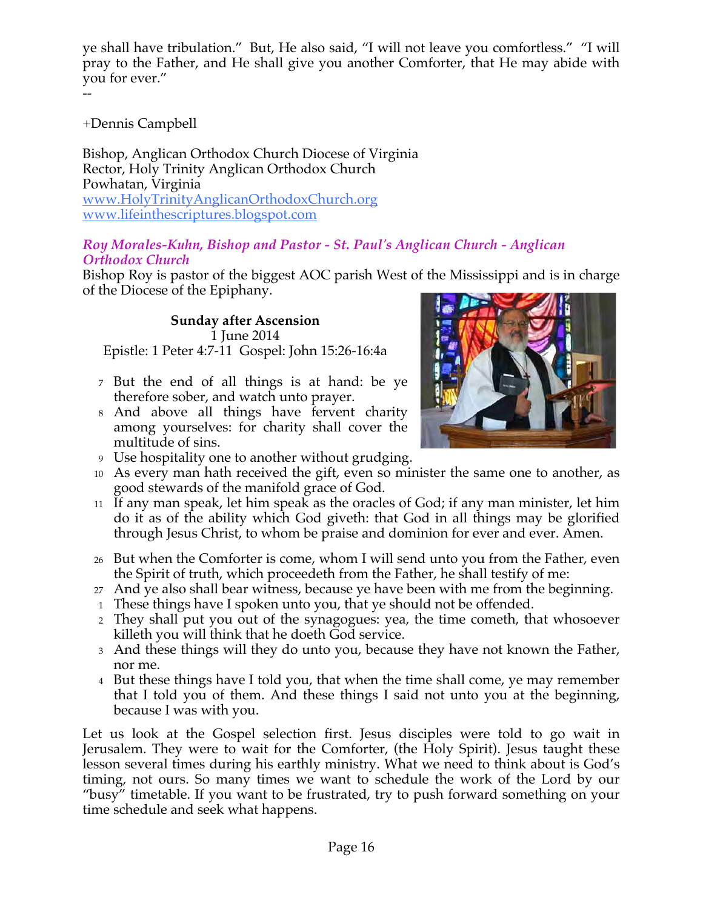ye shall have tribulation." But, He also said, "I will not leave you comfortless." "I will pray to the Father, and He shall give you another Comforter, that He may abide with you for ever."
--

+Dennis Campbell

Bishop, Anglican Orthodox Church Diocese of Virginia
Rector, Holy Trinity Anglican Orthodox Church
Powhatan, Virginia
www.HolyTrinityAnglicanOrthodoxChurch.org
www.lifeinthescriptures.blogspot.com

### *Roy Morales-Kuhn, Bishop and Pastor - St. Paul's Anglican Church - Anglican Orthodox Church*

Bishop Roy is pastor of the biggest AOC parish West of the Mississippi and is in charge of the Diocese of the Epiphany.

**Sunday after Ascension**
1 June 2014
Epistle: 1 Peter 4:7-11 Gospel: John 15:26-16:4a

7 But the end of all things is at hand: be ye therefore sober, and watch unto prayer.
8 And above all things have fervent charity among yourselves: for charity shall cover the multitude of sins.
9 Use hospitality one to another without grudging.
10 As every man hath received the gift, even so minister the same one to another, as good stewards of the manifold grace of God.
11 If any man speak, let him speak as the oracles of God; if any man minister, let him do it as of the ability which God giveth: that God in all things may be glorified through Jesus Christ, to whom be praise and dominion for ever and ever. Amen.

26 But when the Comforter is come, whom I will send unto you from the Father, even the Spirit of truth, which proceedeth from the Father, he shall testify of me:
27 And ye also shall bear witness, because ye have been with me from the beginning.
1 These things have I spoken unto you, that ye should not be offended.
2 They shall put you out of the synagogues: yea, the time cometh, that whosoever killeth you will think that he doeth God service.
3 And these things will they do unto you, because they have not known the Father, nor me.
4 But these things have I told you, that when the time shall come, ye may remember that I told you of them. And these things I said not unto you at the beginning, because I was with you.

Let us look at the Gospel selection first. Jesus disciples were told to go wait in Jerusalem. They were to wait for the Comforter, (the Holy Spirit). Jesus taught these lesson several times during his earthly ministry. What we need to think about is God's timing, not ours. So many times we want to schedule the work of the Lord by our "busy" timetable. If you want to be frustrated, try to push forward something on your time schedule and seek what happens.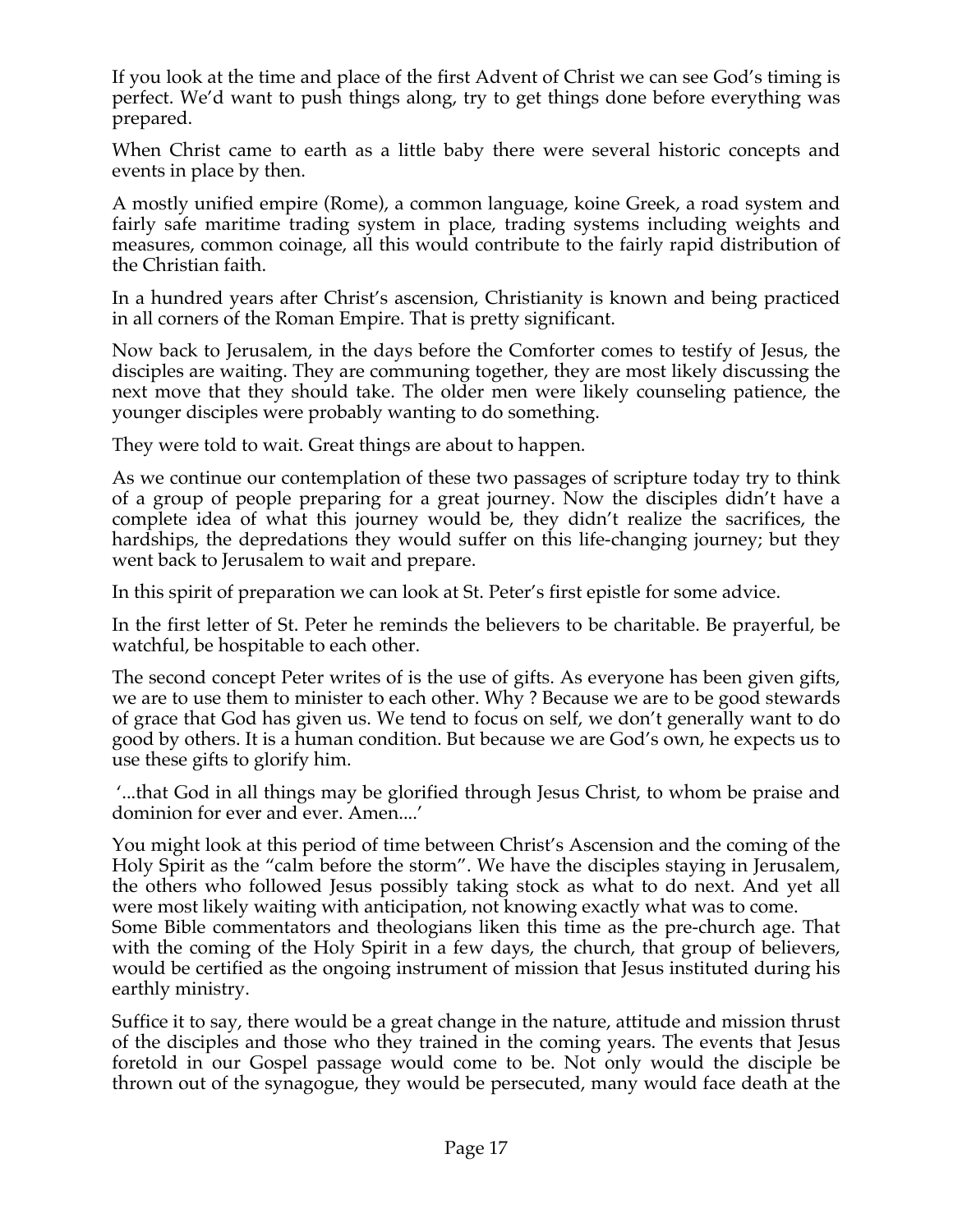If you look at the time and place of the first Advent of Christ we can see God's timing is perfect. We'd want to push things along, try to get things done before everything was prepared.

When Christ came to earth as a little baby there were several historic concepts and events in place by then.

A mostly unified empire (Rome), a common language, koine Greek, a road system and fairly safe maritime trading system in place, trading systems including weights and measures, common coinage, all this would contribute to the fairly rapid distribution of the Christian faith.

In a hundred years after Christ's ascension, Christianity is known and being practiced in all corners of the Roman Empire. That is pretty significant.

Now back to Jerusalem, in the days before the Comforter comes to testify of Jesus, the disciples are waiting. They are communing together, they are most likely discussing the next move that they should take. The older men were likely counseling patience, the younger disciples were probably wanting to do something.

They were told to wait. Great things are about to happen.

As we continue our contemplation of these two passages of scripture today try to think of a group of people preparing for a great journey. Now the disciples didn't have a complete idea of what this journey would be, they didn't realize the sacrifices, the hardships, the depredations they would suffer on this life-changing journey; but they went back to Jerusalem to wait and prepare.

In this spirit of preparation we can look at St. Peter's first epistle for some advice.

In the first letter of St. Peter he reminds the believers to be charitable. Be prayerful, be watchful, be hospitable to each other.

The second concept Peter writes of is the use of gifts. As everyone has been given gifts, we are to use them to minister to each other. Why ? Because we are to be good stewards of grace that God has given us. We tend to focus on self, we don't generally want to do good by others. It is a human condition. But because we are God's own, he expects us to use these gifts to glorify him.

'...that God in all things may be glorified through Jesus Christ, to whom be praise and dominion for ever and ever. Amen....'

You might look at this period of time between Christ's Ascension and the coming of the Holy Spirit as the "calm before the storm". We have the disciples staying in Jerusalem, the others who followed Jesus possibly taking stock as what to do next. And yet all were most likely waiting with anticipation, not knowing exactly what was to come.
Some Bible commentators and theologians liken this time as the pre-church age. That with the coming of the Holy Spirit in a few days, the church, that group of believers, would be certified as the ongoing instrument of mission that Jesus instituted during his earthly ministry.

Suffice it to say, there would be a great change in the nature, attitude and mission thrust of the disciples and those who they trained in the coming years. The events that Jesus foretold in our Gospel passage would come to be. Not only would the disciple be thrown out of the synagogue, they would be persecuted, many would face death at the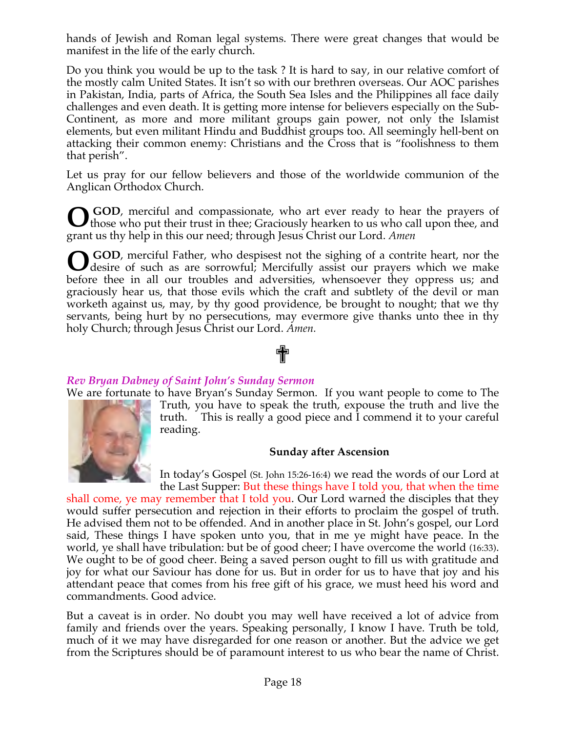hands of Jewish and Roman legal systems. There were great changes that would be manifest in the life of the early church.

Do you think you would be up to the task ? It is hard to say, in our relative comfort of the mostly calm United States. It isn't so with our brethren overseas. Our AOC parishes in Pakistan, India, parts of Africa, the South Sea Isles and the Philippines all face daily challenges and even death. It is getting more intense for believers especially on the Sub-Continent, as more and more militant groups gain power, not only the Islamist elements, but even militant Hindu and Buddhist groups too. All seemingly hell-bent on attacking their common enemy: Christians and the Cross that is "foolishness to them that perish".

Let us pray for our fellow believers and those of the worldwide communion of the Anglican Orthodox Church.

**O GOD**, merciful and compassionate, who art ever ready to hear the prayers of those who put their trust in thee; Graciously hearken to us who call upon thee, and grant us thy help in this our need; through Jesus Christ our Lord. *Amen*

**O GOD**, merciful Father, who despisest not the sighing of a contrite heart, nor the desire of such as are sorrowful; Mercifully assist our prayers which we make before thee in all our troubles and adversities, whensoever they oppress us; and graciously hear us, that those evils which the craft and subtlety of the devil or man worketh against us, may, by thy good providence, be brought to nought; that we thy servants, being hurt by no persecutions, may evermore give thanks unto thee in thy holy Church; through Jesus Christ our Lord. *Amen.*

✝

### *Rev Bryan Dabney of Saint John's Sunday Sermon*

We are fortunate to have Bryan's Sunday Sermon. If you want people to come to The Truth, you have to speak the truth, expouse the truth and live the truth. This is really a good piece and I commend it to your careful reading.

**Sunday after Ascension**

In today's Gospel (St. John 15:26-16:4) we read the words of our Lord at the Last Supper: But these things have I told you, that when the time shall come, ye may remember that I told you. Our Lord warned the disciples that they would suffer persecution and rejection in their efforts to proclaim the gospel of truth. He advised them not to be offended. And in another place in St. John's gospel, our Lord said, These things I have spoken unto you, that in me ye might have peace. In the world, ye shall have tribulation: but be of good cheer; I have overcome the world (16:33). We ought to be of good cheer. Being a saved person ought to fill us with gratitude and joy for what our Saviour has done for us. But in order for us to have that joy and his attendant peace that comes from his free gift of his grace, we must heed his word and commandments. Good advice.

But a caveat is in order. No doubt you may well have received a lot of advice from family and friends over the years. Speaking personally, I know I have. Truth be told, much of it we may have disregarded for one reason or another. But the advice we get from the Scriptures should be of paramount interest to us who bear the name of Christ.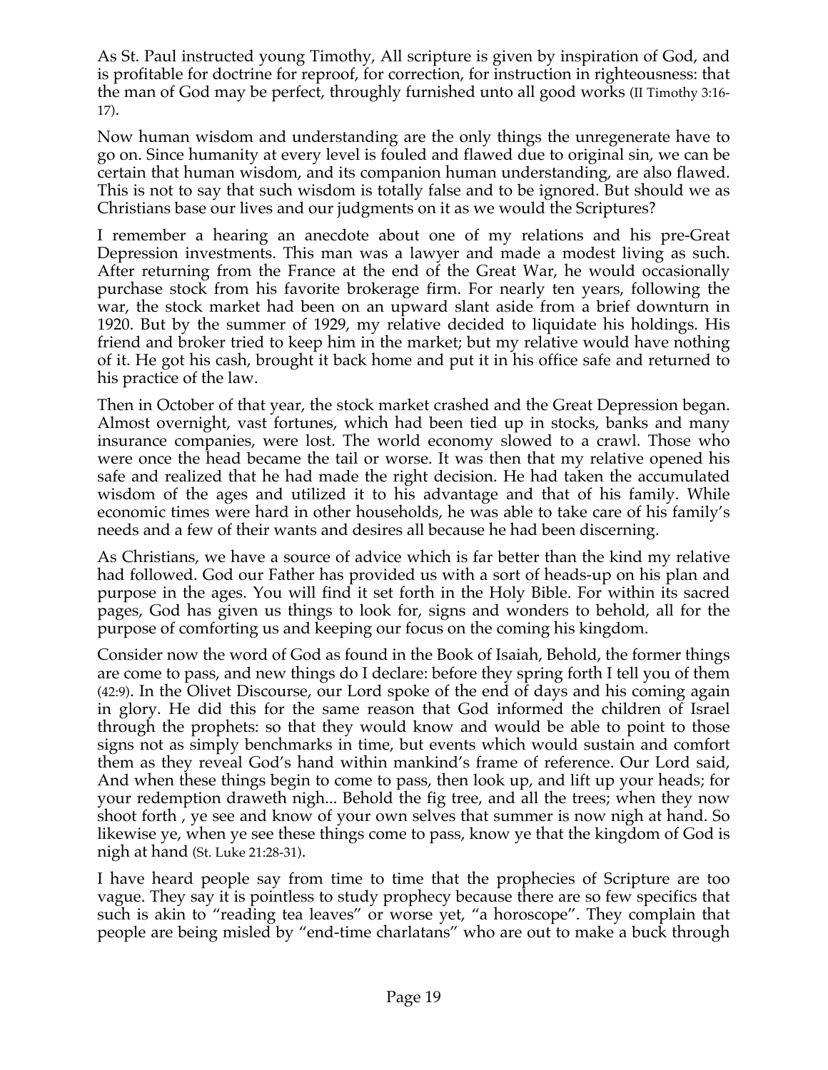As St. Paul instructed young Timothy, All scripture is given by inspiration of God, and is profitable for doctrine for reproof, for correction, for instruction in righteousness: that the man of God may be perfect, throughly furnished unto all good works (II Timothy 3:16-17).

Now human wisdom and understanding are the only things the unregenerate have to go on. Since humanity at every level is fouled and flawed due to original sin, we can be certain that human wisdom, and its companion human understanding, are also flawed. This is not to say that such wisdom is totally false and to be ignored. But should we as Christians base our lives and our judgments on it as we would the Scriptures?

I remember a hearing an anecdote about one of my relations and his pre-Great Depression investments. This man was a lawyer and made a modest living as such. After returning from the France at the end of the Great War, he would occasionally purchase stock from his favorite brokerage firm. For nearly ten years, following the war, the stock market had been on an upward slant aside from a brief downturn in 1920. But by the summer of 1929, my relative decided to liquidate his holdings. His friend and broker tried to keep him in the market; but my relative would have nothing of it. He got his cash, brought it back home and put it in his office safe and returned to his practice of the law.

Then in October of that year, the stock market crashed and the Great Depression began. Almost overnight, vast fortunes, which had been tied up in stocks, banks and many insurance companies, were lost. The world economy slowed to a crawl. Those who were once the head became the tail or worse. It was then that my relative opened his safe and realized that he had made the right decision. He had taken the accumulated wisdom of the ages and utilized it to his advantage and that of his family. While economic times were hard in other households, he was able to take care of his family's needs and a few of their wants and desires all because he had been discerning.

As Christians, we have a source of advice which is far better than the kind my relative had followed. God our Father has provided us with a sort of heads-up on his plan and purpose in the ages. You will find it set forth in the Holy Bible. For within its sacred pages, God has given us things to look for, signs and wonders to behold, all for the purpose of comforting us and keeping our focus on the coming his kingdom.

Consider now the word of God as found in the Book of Isaiah, Behold, the former things are come to pass, and new things do I declare: before they spring forth I tell you of them (42:9). In the Olivet Discourse, our Lord spoke of the end of days and his coming again in glory. He did this for the same reason that God informed the children of Israel through the prophets: so that they would know and would be able to point to those signs not as simply benchmarks in time, but events which would sustain and comfort them as they reveal God's hand within mankind's frame of reference. Our Lord said, And when these things begin to come to pass, then look up, and lift up your heads; for your redemption draweth nigh... Behold the fig tree, and all the trees; when they now shoot forth , ye see and know of your own selves that summer is now nigh at hand. So likewise ye, when ye see these things come to pass, know ye that the kingdom of God is nigh at hand (St. Luke 21:28-31).

I have heard people say from time to time that the prophecies of Scripture are too vague. They say it is pointless to study prophecy because there are so few specifics that such is akin to "reading tea leaves" or worse yet, "a horoscope". They complain that people are being misled by "end-time charlatans" who are out to make a buck through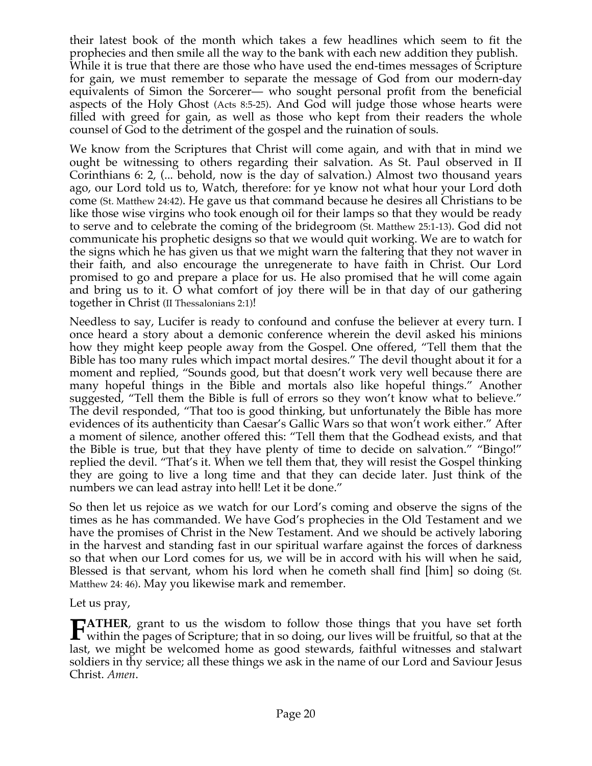their latest book of the month which takes a few headlines which seem to fit the prophecies and then smile all the way to the bank with each new addition they publish. While it is true that there are those who have used the end-times messages of Scripture for gain, we must remember to separate the message of God from our modern-day equivalents of Simon the Sorcerer— who sought personal profit from the beneficial aspects of the Holy Ghost (Acts 8:5-25). And God will judge those whose hearts were filled with greed for gain, as well as those who kept from their readers the whole counsel of God to the detriment of the gospel and the ruination of souls.

We know from the Scriptures that Christ will come again, and with that in mind we ought be witnessing to others regarding their salvation. As St. Paul observed in II Corinthians 6: 2, (... behold, now is the day of salvation.) Almost two thousand years ago, our Lord told us to, Watch, therefore: for ye know not what hour your Lord doth come (St. Matthew 24:42). He gave us that command because he desires all Christians to be like those wise virgins who took enough oil for their lamps so that they would be ready to serve and to celebrate the coming of the bridegroom (St. Matthew 25:1-13). God did not communicate his prophetic designs so that we would quit working. We are to watch for the signs which he has given us that we might warn the faltering that they not waver in their faith, and also encourage the unregenerate to have faith in Christ. Our Lord promised to go and prepare a place for us. He also promised that he will come again and bring us to it. O what comfort of joy there will be in that day of our gathering together in Christ (II Thessalonians 2:1)!

Needless to say, Lucifer is ready to confound and confuse the believer at every turn. I once heard a story about a demonic conference wherein the devil asked his minions how they might keep people away from the Gospel. One offered, "Tell them that the Bible has too many rules which impact mortal desires." The devil thought about it for a moment and replied, "Sounds good, but that doesn't work very well because there are many hopeful things in the Bible and mortals also like hopeful things." Another suggested, "Tell them the Bible is full of errors so they won't know what to believe." The devil responded, "That too is good thinking, but unfortunately the Bible has more evidences of its authenticity than Caesar's Gallic Wars so that won't work either." After a moment of silence, another offered this: "Tell them that the Godhead exists, and that the Bible is true, but that they have plenty of time to decide on salvation." "Bingo!" replied the devil. "That's it. When we tell them that, they will resist the Gospel thinking they are going to live a long time and that they can decide later. Just think of the numbers we can lead astray into hell! Let it be done."

So then let us rejoice as we watch for our Lord's coming and observe the signs of the times as he has commanded. We have God's prophecies in the Old Testament and we have the promises of Christ in the New Testament. And we should be actively laboring in the harvest and standing fast in our spiritual warfare against the forces of darkness so that when our Lord comes for us, we will be in accord with his will when he said, Blessed is that servant, whom his lord when he cometh shall find [him] so doing (St. Matthew 24: 46). May you likewise mark and remember.

Let us pray,

**FATHER**, grant to us the wisdom to follow those things that you have set forth within the pages of Scripture; that in so doing, our lives will be fruitful, so that at the last, we might be welcomed home as good stewards, faithful witnesses and stalwart soldiers in thy service; all these things we ask in the name of our Lord and Saviour Jesus Christ. *Amen*.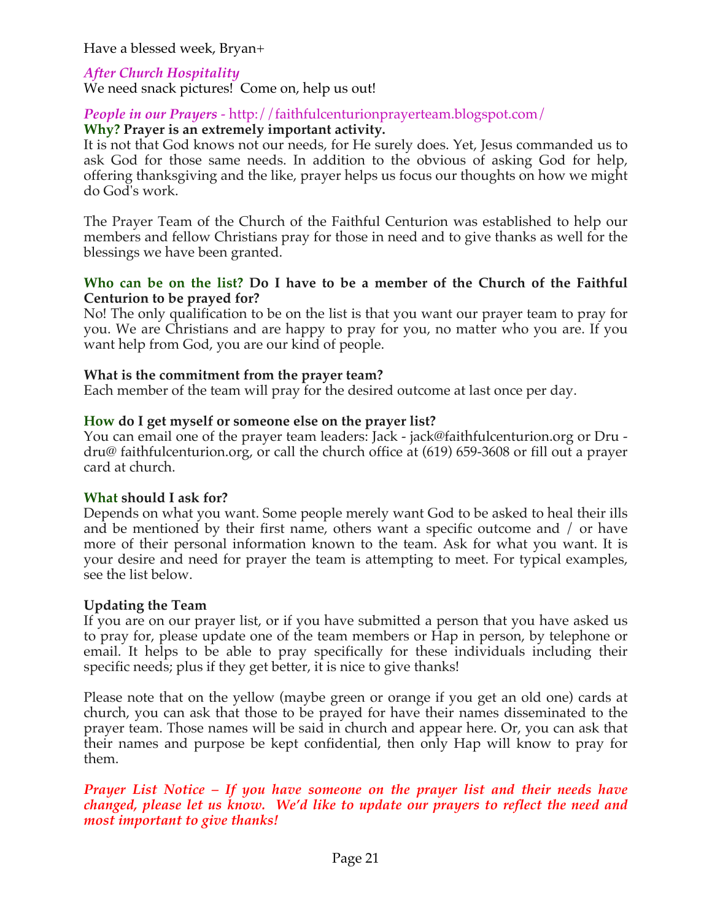Have a blessed week, Bryan+

*After Church Hospitality*

We need snack pictures! Come on, help us out!

*People in our Prayers* - http://faithfulcenturionprayerteam.blogspot.com/

**Why? Prayer is an extremely important activity.**

It is not that God knows not our needs, for He surely does. Yet, Jesus commanded us to ask God for those same needs. In addition to the obvious of asking God for help, offering thanksgiving and the like, prayer helps us focus our thoughts on how we might do God's work.

The Prayer Team of the Church of the Faithful Centurion was established to help our members and fellow Christians pray for those in need and to give thanks as well for the blessings we have been granted.

**Who can be on the list? Do I have to be a member of the Church of the Faithful Centurion to be prayed for?**

No! The only qualification to be on the list is that you want our prayer team to pray for you. We are Christians and are happy to pray for you, no matter who you are. If you want help from God, you are our kind of people.

**What is the commitment from the prayer team?**

Each member of the team will pray for the desired outcome at last once per day.

**How do I get myself or someone else on the prayer list?**

You can email one of the prayer team leaders: Jack - jack@faithfulcenturion.org or Dru - dru@ faithfulcenturion.org, or call the church office at (619) 659-3608 or fill out a prayer card at church.

**What should I ask for?**

Depends on what you want. Some people merely want God to be asked to heal their ills and be mentioned by their first name, others want a specific outcome and / or have more of their personal information known to the team. Ask for what you want. It is your desire and need for prayer the team is attempting to meet. For typical examples, see the list below.

**Updating the Team**

If you are on our prayer list, or if you have submitted a person that you have asked us to pray for, please update one of the team members or Hap in person, by telephone or email. It helps to be able to pray specifically for these individuals including their specific needs; plus if they get better, it is nice to give thanks!

Please note that on the yellow (maybe green or orange if you get an old one) cards at church, you can ask that those to be prayed for have their names disseminated to the prayer team. Those names will be said in church and appear here. Or, you can ask that their names and purpose be kept confidential, then only Hap will know to pray for them.

***Prayer List Notice – If you have someone on the prayer list and their needs have changed, please let us know. We'd like to update our prayers to reflect the need and most important to give thanks!***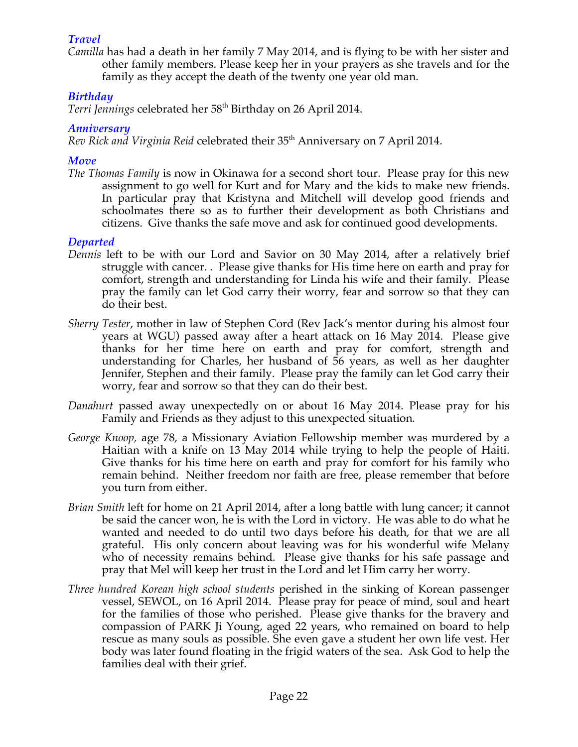### *Travel*

*Camilla* has had a death in her family 7 May 2014, and is flying to be with her sister and other family members. Please keep her in your prayers as she travels and for the family as they accept the death of the twenty one year old man.

### *Birthday*

*Terri Jennings* celebrated her 58th Birthday on 26 April 2014.

### *Anniversary*

*Rev Rick and Virginia Reid* celebrated their 35th Anniversary on 7 April 2014.

### *Move*

*The Thomas Family* is now in Okinawa for a second short tour. Please pray for this new assignment to go well for Kurt and for Mary and the kids to make new friends. In particular pray that Kristyna and Mitchell will develop good friends and schoolmates there so as to further their development as both Christians and citizens. Give thanks the safe move and ask for continued good developments.

### *Departed*

*Dennis* left to be with our Lord and Savior on 30 May 2014, after a relatively brief struggle with cancer. . Please give thanks for His time here on earth and pray for comfort, strength and understanding for Linda his wife and their family. Please pray the family can let God carry their worry, fear and sorrow so that they can do their best.

*Sherry Tester*, mother in law of Stephen Cord (Rev Jack's mentor during his almost four years at WGU) passed away after a heart attack on 16 May 2014. Please give thanks for her time here on earth and pray for comfort, strength and understanding for Charles, her husband of 56 years, as well as her daughter Jennifer, Stephen and their family. Please pray the family can let God carry their worry, fear and sorrow so that they can do their best.

*Danahurt* passed away unexpectedly on or about 16 May 2014. Please pray for his Family and Friends as they adjust to this unexpected situation.

*George Knoop*, age 78, a Missionary Aviation Fellowship member was murdered by a Haitian with a knife on 13 May 2014 while trying to help the people of Haiti. Give thanks for his time here on earth and pray for comfort for his family who remain behind. Neither freedom nor faith are free, please remember that before you turn from either.

*Brian Smith* left for home on 21 April 2014, after a long battle with lung cancer; it cannot be said the cancer won, he is with the Lord in victory. He was able to do what he wanted and needed to do until two days before his death, for that we are all grateful. His only concern about leaving was for his wonderful wife Melany who of necessity remains behind. Please give thanks for his safe passage and pray that Mel will keep her trust in the Lord and let Him carry her worry.

*Three hundred Korean high school students* perished in the sinking of Korean passenger vessel, SEWOL, on 16 April 2014. Please pray for peace of mind, soul and heart for the families of those who perished. Please give thanks for the bravery and compassion of PARK Ji Young, aged 22 years, who remained on board to help rescue as many souls as possible. She even gave a student her own life vest. Her body was later found floating in the frigid waters of the sea. Ask God to help the families deal with their grief.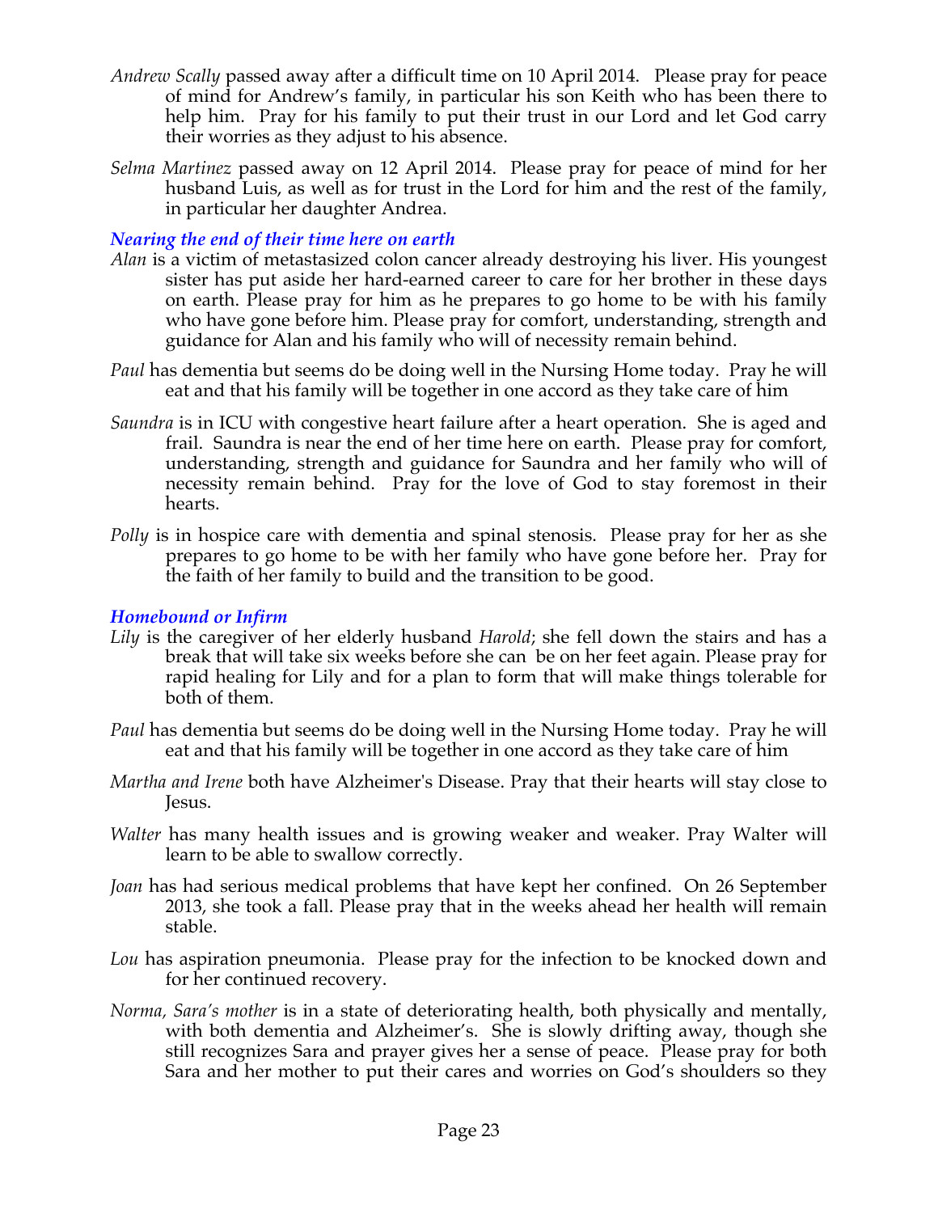*Andrew Scally* passed away after a difficult time on 10 April 2014. Please pray for peace of mind for Andrew's family, in particular his son Keith who has been there to help him. Pray for his family to put their trust in our Lord and let God carry their worries as they adjust to his absence.

*Selma Martinez* passed away on 12 April 2014. Please pray for peace of mind for her husband Luis, as well as for trust in the Lord for him and the rest of the family, in particular her daughter Andrea.

### *Nearing the end of their time here on earth*

*Alan* is a victim of metastasized colon cancer already destroying his liver. His youngest sister has put aside her hard-earned career to care for her brother in these days on earth. Please pray for him as he prepares to go home to be with his family who have gone before him. Please pray for comfort, understanding, strength and guidance for Alan and his family who will of necessity remain behind.

*Paul* has dementia but seems do be doing well in the Nursing Home today. Pray he will eat and that his family will be together in one accord as they take care of him

*Saundra* is in ICU with congestive heart failure after a heart operation. She is aged and frail. Saundra is near the end of her time here on earth. Please pray for comfort, understanding, strength and guidance for Saundra and her family who will of necessity remain behind. Pray for the love of God to stay foremost in their hearts.

*Polly* is in hospice care with dementia and spinal stenosis. Please pray for her as she prepares to go home to be with her family who have gone before her. Pray for the faith of her family to build and the transition to be good.

### *Homebound or Infirm*

*Lily* is the caregiver of her elderly husband *Harold*; she fell down the stairs and has a break that will take six weeks before she can be on her feet again. Please pray for rapid healing for Lily and for a plan to form that will make things tolerable for both of them.

*Paul* has dementia but seems do be doing well in the Nursing Home today. Pray he will eat and that his family will be together in one accord as they take care of him

*Martha and Irene* both have Alzheimer's Disease. Pray that their hearts will stay close to Jesus.

*Walter* has many health issues and is growing weaker and weaker. Pray Walter will learn to be able to swallow correctly.

*Joan* has had serious medical problems that have kept her confined. On 26 September 2013, she took a fall. Please pray that in the weeks ahead her health will remain stable.

*Lou* has aspiration pneumonia. Please pray for the infection to be knocked down and for her continued recovery.

*Norma, Sara's mother* is in a state of deteriorating health, both physically and mentally, with both dementia and Alzheimer's. She is slowly drifting away, though she still recognizes Sara and prayer gives her a sense of peace. Please pray for both Sara and her mother to put their cares and worries on God's shoulders so they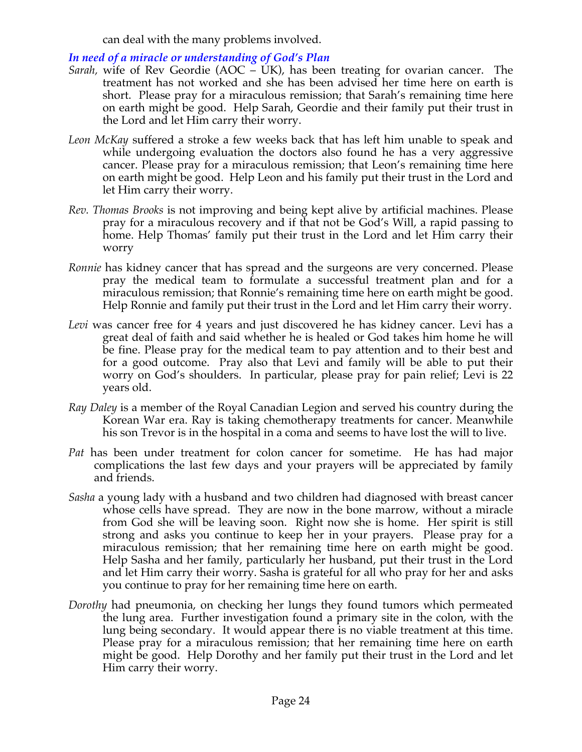can deal with the many problems involved.

***In need of a miracle or understanding of God's Plan***

*Sarah,* wife of Rev Geordie (AOC – UK), has been treating for ovarian cancer. The treatment has not worked and she has been advised her time here on earth is short. Please pray for a miraculous remission; that Sarah's remaining time here on earth might be good. Help Sarah, Geordie and their family put their trust in the Lord and let Him carry their worry.

*Leon McKay* suffered a stroke a few weeks back that has left him unable to speak and while undergoing evaluation the doctors also found he has a very aggressive cancer. Please pray for a miraculous remission; that Leon's remaining time here on earth might be good. Help Leon and his family put their trust in the Lord and let Him carry their worry.

*Rev. Thomas Brooks* is not improving and being kept alive by artificial machines. Please pray for a miraculous recovery and if that not be God's Will, a rapid passing to home. Help Thomas' family put their trust in the Lord and let Him carry their worry

*Ronnie* has kidney cancer that has spread and the surgeons are very concerned. Please pray the medical team to formulate a successful treatment plan and for a miraculous remission; that Ronnie's remaining time here on earth might be good. Help Ronnie and family put their trust in the Lord and let Him carry their worry.

*Levi* was cancer free for 4 years and just discovered he has kidney cancer. Levi has a great deal of faith and said whether he is healed or God takes him home he will be fine. Please pray for the medical team to pay attention and to their best and for a good outcome. Pray also that Levi and family will be able to put their worry on God's shoulders. In particular, please pray for pain relief; Levi is 22 years old.

*Ray Daley* is a member of the Royal Canadian Legion and served his country during the Korean War era. Ray is taking chemotherapy treatments for cancer. Meanwhile his son Trevor is in the hospital in a coma and seems to have lost the will to live.

*Pat* has been under treatment for colon cancer for sometime. He has had major complications the last few days and your prayers will be appreciated by family and friends.

*Sasha* a young lady with a husband and two children had diagnosed with breast cancer whose cells have spread. They are now in the bone marrow, without a miracle from God she will be leaving soon. Right now she is home. Her spirit is still strong and asks you continue to keep her in your prayers. Please pray for a miraculous remission; that her remaining time here on earth might be good. Help Sasha and her family, particularly her husband, put their trust in the Lord and let Him carry their worry. Sasha is grateful for all who pray for her and asks you continue to pray for her remaining time here on earth.

*Dorothy* had pneumonia, on checking her lungs they found tumors which permeated the lung area. Further investigation found a primary site in the colon, with the lung being secondary. It would appear there is no viable treatment at this time. Please pray for a miraculous remission; that her remaining time here on earth might be good. Help Dorothy and her family put their trust in the Lord and let Him carry their worry.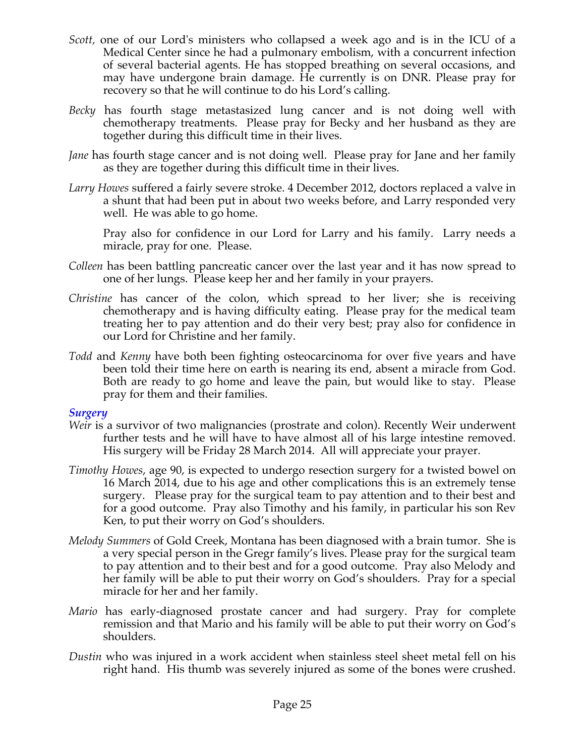*Scott,* one of our Lord's ministers who collapsed a week ago and is in the ICU of a Medical Center since he had a pulmonary embolism, with a concurrent infection of several bacterial agents. He has stopped breathing on several occasions, and may have undergone brain damage. He currently is on DNR. Please pray for recovery so that he will continue to do his Lord's calling.

*Becky* has fourth stage metastasized lung cancer and is not doing well with chemotherapy treatments. Please pray for Becky and her husband as they are together during this difficult time in their lives.

*Jane* has fourth stage cancer and is not doing well. Please pray for Jane and her family as they are together during this difficult time in their lives.

*Larry Howes* suffered a fairly severe stroke. 4 December 2012, doctors replaced a valve in a shunt that had been put in about two weeks before, and Larry responded very well. He was able to go home.

Pray also for confidence in our Lord for Larry and his family. Larry needs a miracle, pray for one. Please.

*Colleen* has been battling pancreatic cancer over the last year and it has now spread to one of her lungs. Please keep her and her family in your prayers.

*Christine* has cancer of the colon, which spread to her liver; she is receiving chemotherapy and is having difficulty eating. Please pray for the medical team treating her to pay attention and do their very best; pray also for confidence in our Lord for Christine and her family.

*Todd* and *Kenny* have both been fighting osteocarcinoma for over five years and have been told their time here on earth is nearing its end, absent a miracle from God. Both are ready to go home and leave the pain, but would like to stay. Please pray for them and their families.

### *Surgery*

*Weir* is a survivor of two malignancies (prostrate and colon). Recently Weir underwent further tests and he will have to have almost all of his large intestine removed. His surgery will be Friday 28 March 2014. All will appreciate your prayer.

*Timothy Howes*, age 90, is expected to undergo resection surgery for a twisted bowel on 16 March 2014, due to his age and other complications this is an extremely tense surgery. Please pray for the surgical team to pay attention and to their best and for a good outcome. Pray also Timothy and his family, in particular his son Rev Ken, to put their worry on God's shoulders.

*Melody Summers* of Gold Creek, Montana has been diagnosed with a brain tumor. She is a very special person in the Gregr family's lives. Please pray for the surgical team to pay attention and to their best and for a good outcome. Pray also Melody and her family will be able to put their worry on God's shoulders. Pray for a special miracle for her and her family.

*Mario* has early-diagnosed prostate cancer and had surgery. Pray for complete remission and that Mario and his family will be able to put their worry on God's shoulders.

*Dustin* who was injured in a work accident when stainless steel sheet metal fell on his right hand. His thumb was severely injured as some of the bones were crushed.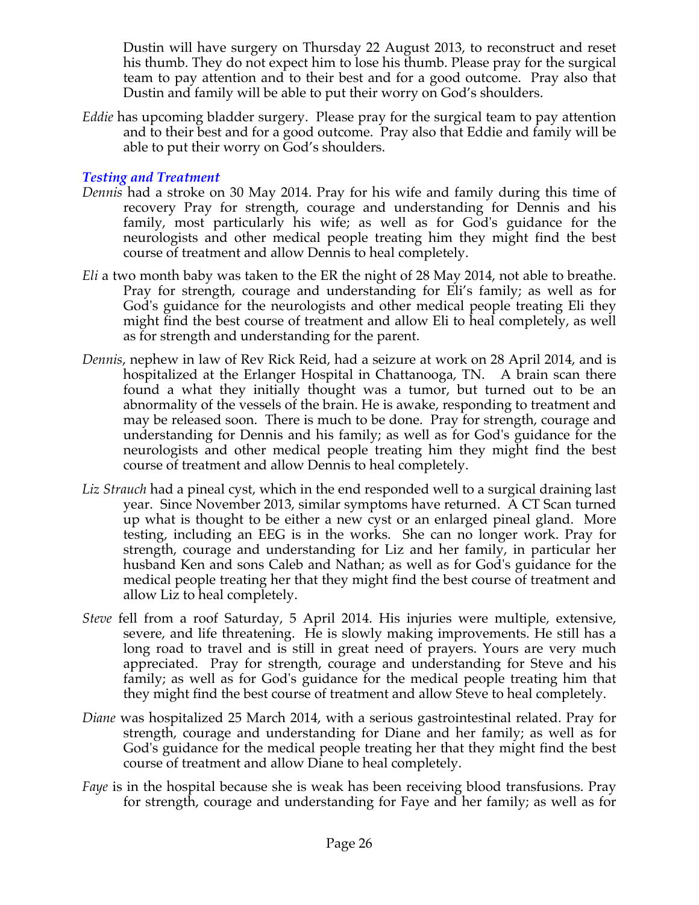Dustin will have surgery on Thursday 22 August 2013, to reconstruct and reset his thumb. They do not expect him to lose his thumb. Please pray for the surgical team to pay attention and to their best and for a good outcome. Pray also that Dustin and family will be able to put their worry on God's shoulders.

*Eddie* has upcoming bladder surgery. Please pray for the surgical team to pay attention and to their best and for a good outcome. Pray also that Eddie and family will be able to put their worry on God's shoulders.

### *Testing and Treatment*

*Dennis* had a stroke on 30 May 2014. Pray for his wife and family during this time of recovery Pray for strength, courage and understanding for Dennis and his family, most particularly his wife; as well as for God's guidance for the neurologists and other medical people treating him they might find the best course of treatment and allow Dennis to heal completely.

*Eli* a two month baby was taken to the ER the night of 28 May 2014, not able to breathe. Pray for strength, courage and understanding for Eli's family; as well as for God's guidance for the neurologists and other medical people treating Eli they might find the best course of treatment and allow Eli to heal completely, as well as for strength and understanding for the parent.

*Dennis*, nephew in law of Rev Rick Reid, had a seizure at work on 28 April 2014, and is hospitalized at the Erlanger Hospital in Chattanooga, TN. A brain scan there found a what they initially thought was a tumor, but turned out to be an abnormality of the vessels of the brain. He is awake, responding to treatment and may be released soon. There is much to be done. Pray for strength, courage and understanding for Dennis and his family; as well as for God's guidance for the neurologists and other medical people treating him they might find the best course of treatment and allow Dennis to heal completely.

*Liz Strauch* had a pineal cyst, which in the end responded well to a surgical draining last year. Since November 2013, similar symptoms have returned. A CT Scan turned up what is thought to be either a new cyst or an enlarged pineal gland. More testing, including an EEG is in the works. She can no longer work. Pray for strength, courage and understanding for Liz and her family, in particular her husband Ken and sons Caleb and Nathan; as well as for God's guidance for the medical people treating her that they might find the best course of treatment and allow Liz to heal completely.

*Steve* fell from a roof Saturday, 5 April 2014. His injuries were multiple, extensive, severe, and life threatening. He is slowly making improvements. He still has a long road to travel and is still in great need of prayers. Yours are very much appreciated. Pray for strength, courage and understanding for Steve and his family; as well as for God's guidance for the medical people treating him that they might find the best course of treatment and allow Steve to heal completely.

*Diane* was hospitalized 25 March 2014, with a serious gastrointestinal related. Pray for strength, courage and understanding for Diane and her family; as well as for God's guidance for the medical people treating her that they might find the best course of treatment and allow Diane to heal completely.

*Faye* is in the hospital because she is weak has been receiving blood transfusions. Pray for strength, courage and understanding for Faye and her family; as well as for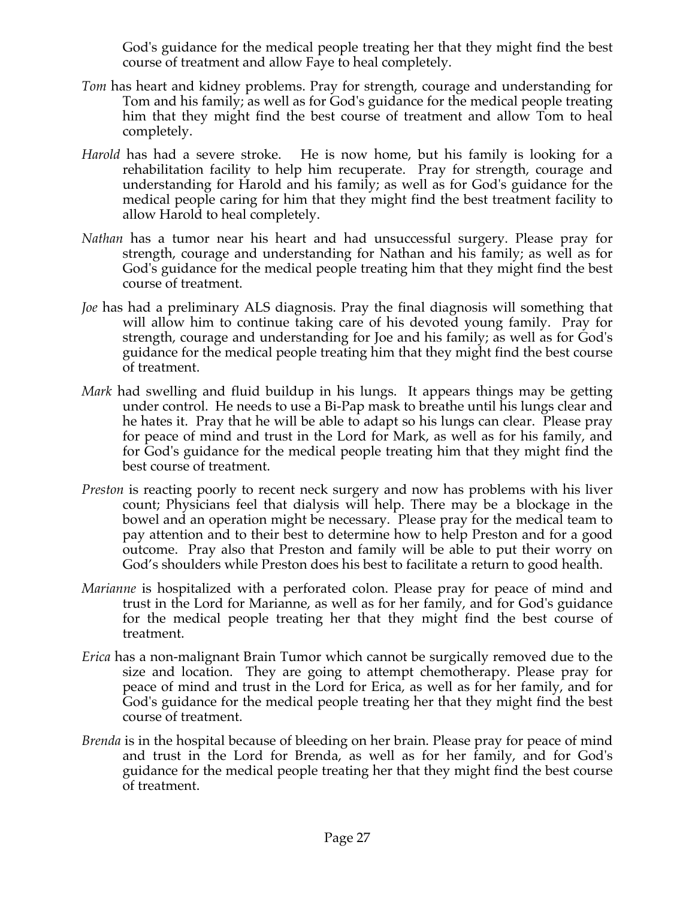God's guidance for the medical people treating her that they might find the best course of treatment and allow Faye to heal completely.

*Tom* has heart and kidney problems. Pray for strength, courage and understanding for Tom and his family; as well as for God's guidance for the medical people treating him that they might find the best course of treatment and allow Tom to heal completely.

*Harold* has had a severe stroke. He is now home, but his family is looking for a rehabilitation facility to help him recuperate. Pray for strength, courage and understanding for Harold and his family; as well as for God's guidance for the medical people caring for him that they might find the best treatment facility to allow Harold to heal completely.

*Nathan* has a tumor near his heart and had unsuccessful surgery. Please pray for strength, courage and understanding for Nathan and his family; as well as for God's guidance for the medical people treating him that they might find the best course of treatment.

*Joe* has had a preliminary ALS diagnosis. Pray the final diagnosis will something that will allow him to continue taking care of his devoted young family. Pray for strength, courage and understanding for Joe and his family; as well as for God's guidance for the medical people treating him that they might find the best course of treatment.

*Mark* had swelling and fluid buildup in his lungs. It appears things may be getting under control. He needs to use a Bi-Pap mask to breathe until his lungs clear and he hates it. Pray that he will be able to adapt so his lungs can clear. Please pray for peace of mind and trust in the Lord for Mark, as well as for his family, and for God's guidance for the medical people treating him that they might find the best course of treatment.

*Preston* is reacting poorly to recent neck surgery and now has problems with his liver count; Physicians feel that dialysis will help. There may be a blockage in the bowel and an operation might be necessary. Please pray for the medical team to pay attention and to their best to determine how to help Preston and for a good outcome. Pray also that Preston and family will be able to put their worry on God's shoulders while Preston does his best to facilitate a return to good health.

*Marianne* is hospitalized with a perforated colon. Please pray for peace of mind and trust in the Lord for Marianne, as well as for her family, and for God's guidance for the medical people treating her that they might find the best course of treatment.

*Erica* has a non-malignant Brain Tumor which cannot be surgically removed due to the size and location. They are going to attempt chemotherapy. Please pray for peace of mind and trust in the Lord for Erica, as well as for her family, and for God's guidance for the medical people treating her that they might find the best course of treatment.

*Brenda* is in the hospital because of bleeding on her brain. Please pray for peace of mind and trust in the Lord for Brenda, as well as for her family, and for God's guidance for the medical people treating her that they might find the best course of treatment.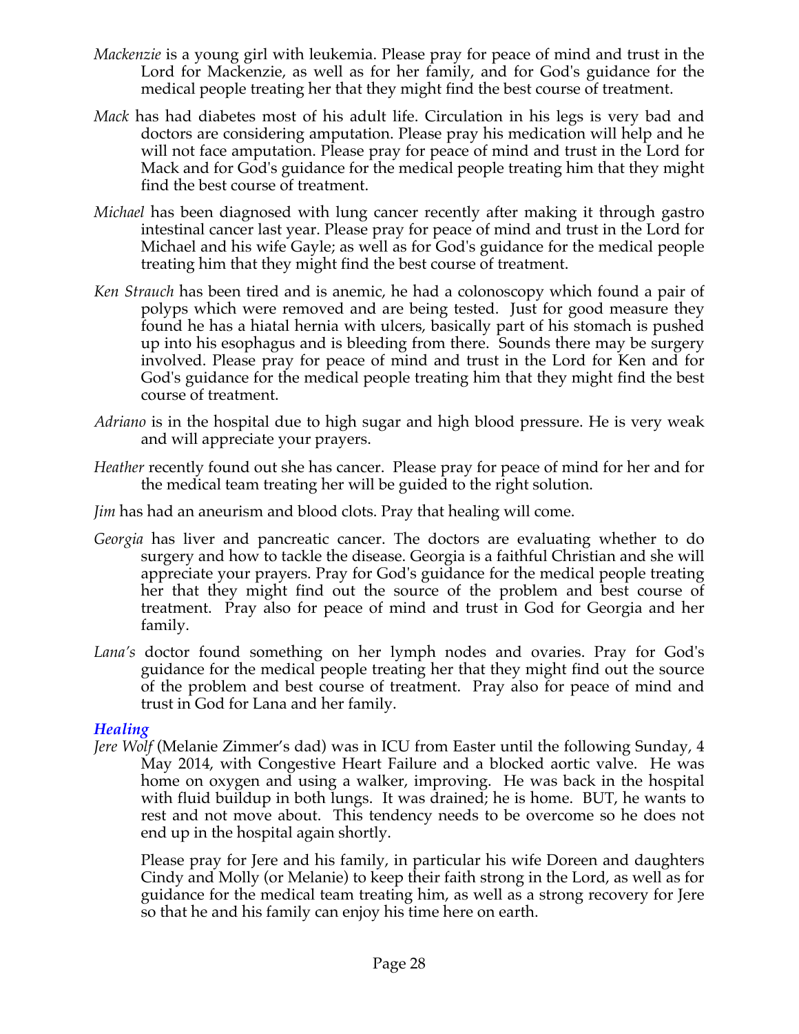*Mackenzie* is a young girl with leukemia. Please pray for peace of mind and trust in the Lord for Mackenzie, as well as for her family, and for God's guidance for the medical people treating her that they might find the best course of treatment.

*Mack* has had diabetes most of his adult life. Circulation in his legs is very bad and doctors are considering amputation. Please pray his medication will help and he will not face amputation. Please pray for peace of mind and trust in the Lord for Mack and for God's guidance for the medical people treating him that they might find the best course of treatment.

*Michael* has been diagnosed with lung cancer recently after making it through gastro intestinal cancer last year. Please pray for peace of mind and trust in the Lord for Michael and his wife Gayle; as well as for God's guidance for the medical people treating him that they might find the best course of treatment.

*Ken Strauch* has been tired and is anemic, he had a colonoscopy which found a pair of polyps which were removed and are being tested. Just for good measure they found he has a hiatal hernia with ulcers, basically part of his stomach is pushed up into his esophagus and is bleeding from there. Sounds there may be surgery involved. Please pray for peace of mind and trust in the Lord for Ken and for God's guidance for the medical people treating him that they might find the best course of treatment.

*Adriano* is in the hospital due to high sugar and high blood pressure. He is very weak and will appreciate your prayers.

*Heather* recently found out she has cancer. Please pray for peace of mind for her and for the medical team treating her will be guided to the right solution.

*Jim* has had an aneurism and blood clots. Pray that healing will come.

*Georgia* has liver and pancreatic cancer. The doctors are evaluating whether to do surgery and how to tackle the disease. Georgia is a faithful Christian and she will appreciate your prayers. Pray for God's guidance for the medical people treating her that they might find out the source of the problem and best course of treatment. Pray also for peace of mind and trust in God for Georgia and her family.

*Lana's* doctor found something on her lymph nodes and ovaries. Pray for God's guidance for the medical people treating her that they might find out the source of the problem and best course of treatment. Pray also for peace of mind and trust in God for Lana and her family.

### *Healing*

*Jere Wolf* (Melanie Zimmer's dad) was in ICU from Easter until the following Sunday, 4 May 2014, with Congestive Heart Failure and a blocked aortic valve. He was home on oxygen and using a walker, improving. He was back in the hospital with fluid buildup in both lungs. It was drained; he is home. BUT, he wants to rest and not move about. This tendency needs to be overcome so he does not end up in the hospital again shortly.

Please pray for Jere and his family, in particular his wife Doreen and daughters Cindy and Molly (or Melanie) to keep their faith strong in the Lord, as well as for guidance for the medical team treating him, as well as a strong recovery for Jere so that he and his family can enjoy his time here on earth.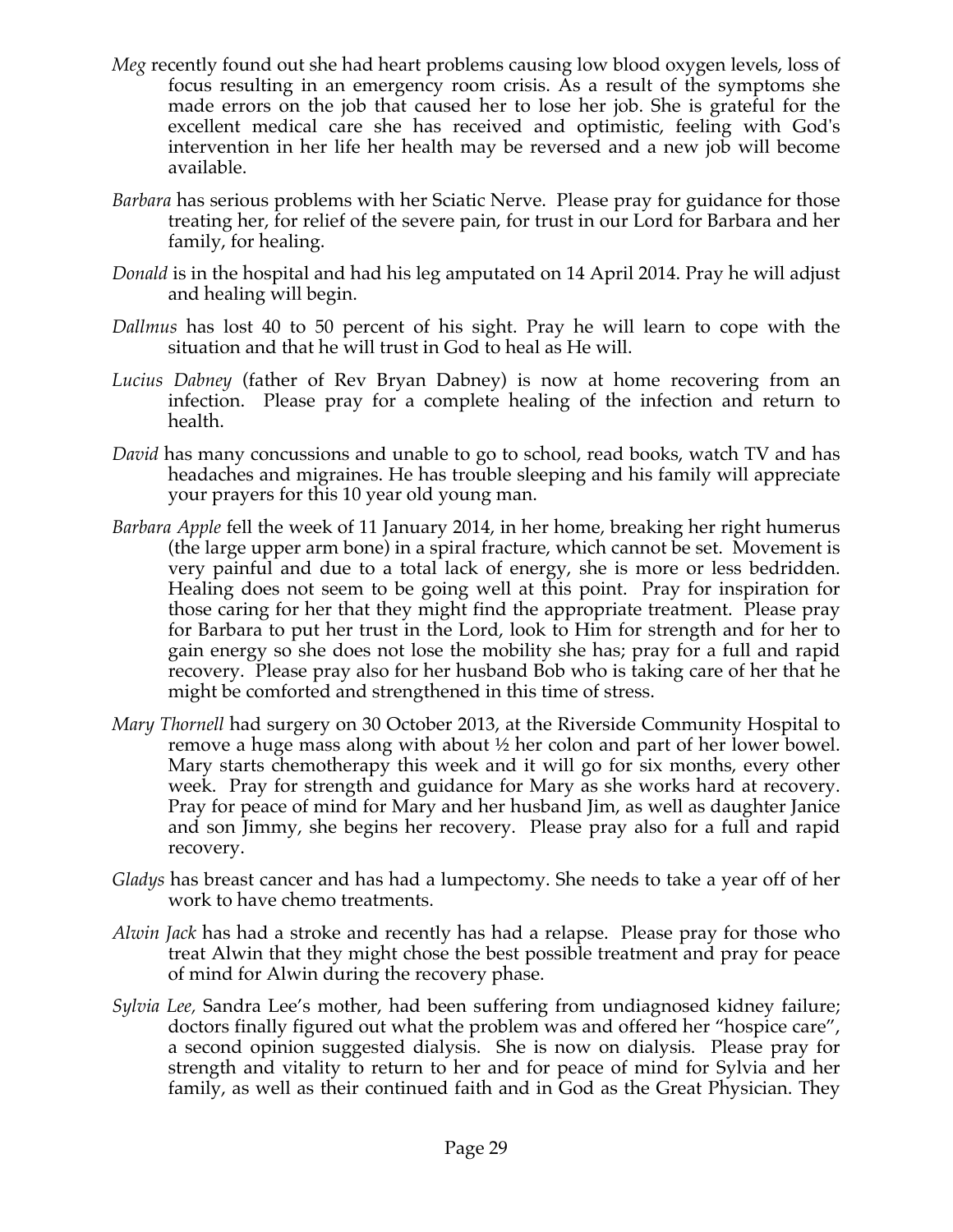*Meg* recently found out she had heart problems causing low blood oxygen levels, loss of focus resulting in an emergency room crisis. As a result of the symptoms she made errors on the job that caused her to lose her job. She is grateful for the excellent medical care she has received and optimistic, feeling with God's intervention in her life her health may be reversed and a new job will become available.

*Barbara* has serious problems with her Sciatic Nerve. Please pray for guidance for those treating her, for relief of the severe pain, for trust in our Lord for Barbara and her family, for healing.

*Donald* is in the hospital and had his leg amputated on 14 April 2014. Pray he will adjust and healing will begin.

*Dallmus* has lost 40 to 50 percent of his sight. Pray he will learn to cope with the situation and that he will trust in God to heal as He will.

*Lucius Dabney* (father of Rev Bryan Dabney) is now at home recovering from an infection. Please pray for a complete healing of the infection and return to health.

*David* has many concussions and unable to go to school, read books, watch TV and has headaches and migraines. He has trouble sleeping and his family will appreciate your prayers for this 10 year old young man.

*Barbara Apple* fell the week of 11 January 2014, in her home, breaking her right humerus (the large upper arm bone) in a spiral fracture, which cannot be set. Movement is very painful and due to a total lack of energy, she is more or less bedridden. Healing does not seem to be going well at this point. Pray for inspiration for those caring for her that they might find the appropriate treatment. Please pray for Barbara to put her trust in the Lord, look to Him for strength and for her to gain energy so she does not lose the mobility she has; pray for a full and rapid recovery. Please pray also for her husband Bob who is taking care of her that he might be comforted and strengthened in this time of stress.

*Mary Thornell* had surgery on 30 October 2013, at the Riverside Community Hospital to remove a huge mass along with about ½ her colon and part of her lower bowel. Mary starts chemotherapy this week and it will go for six months, every other week. Pray for strength and guidance for Mary as she works hard at recovery. Pray for peace of mind for Mary and her husband Jim, as well as daughter Janice and son Jimmy, she begins her recovery. Please pray also for a full and rapid recovery.

*Gladys* has breast cancer and has had a lumpectomy. She needs to take a year off of her work to have chemo treatments.

*Alwin Jack* has had a stroke and recently has had a relapse. Please pray for those who treat Alwin that they might chose the best possible treatment and pray for peace of mind for Alwin during the recovery phase.

*Sylvia Lee,* Sandra Lee's mother, had been suffering from undiagnosed kidney failure; doctors finally figured out what the problem was and offered her "hospice care", a second opinion suggested dialysis. She is now on dialysis. Please pray for strength and vitality to return to her and for peace of mind for Sylvia and her family, as well as their continued faith and in God as the Great Physician. They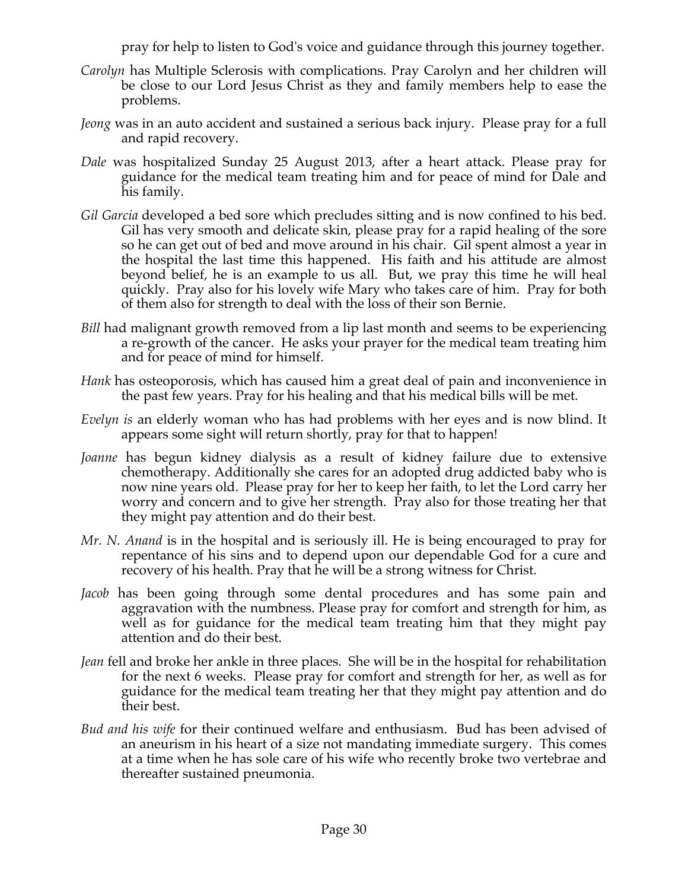pray for help to listen to God's voice and guidance through this journey together.

*Carolyn* has Multiple Sclerosis with complications. Pray Carolyn and her children will be close to our Lord Jesus Christ as they and family members help to ease the problems.

*Jeong* was in an auto accident and sustained a serious back injury. Please pray for a full and rapid recovery.

*Dale* was hospitalized Sunday 25 August 2013, after a heart attack. Please pray for guidance for the medical team treating him and for peace of mind for Dale and his family.

*Gil Garcia* developed a bed sore which precludes sitting and is now confined to his bed. Gil has very smooth and delicate skin, please pray for a rapid healing of the sore so he can get out of bed and move around in his chair. Gil spent almost a year in the hospital the last time this happened. His faith and his attitude are almost beyond belief, he is an example to us all. But, we pray this time he will heal quickly. Pray also for his lovely wife Mary who takes care of him. Pray for both of them also for strength to deal with the loss of their son Bernie.

*Bill* had malignant growth removed from a lip last month and seems to be experiencing a re-growth of the cancer. He asks your prayer for the medical team treating him and for peace of mind for himself.

*Hank* has osteoporosis, which has caused him a great deal of pain and inconvenience in the past few years. Pray for his healing and that his medical bills will be met.

*Evelyn is* an elderly woman who has had problems with her eyes and is now blind. It appears some sight will return shortly, pray for that to happen!

*Joanne* has begun kidney dialysis as a result of kidney failure due to extensive chemotherapy. Additionally she cares for an adopted drug addicted baby who is now nine years old. Please pray for her to keep her faith, to let the Lord carry her worry and concern and to give her strength. Pray also for those treating her that they might pay attention and do their best.

*Mr. N. Anand* is in the hospital and is seriously ill. He is being encouraged to pray for repentance of his sins and to depend upon our dependable God for a cure and recovery of his health. Pray that he will be a strong witness for Christ.

*Jacob* has been going through some dental procedures and has some pain and aggravation with the numbness. Please pray for comfort and strength for him, as well as for guidance for the medical team treating him that they might pay attention and do their best.

*Jean* fell and broke her ankle in three places. She will be in the hospital for rehabilitation for the next 6 weeks. Please pray for comfort and strength for her, as well as for guidance for the medical team treating her that they might pay attention and do their best.

*Bud and his wife* for their continued welfare and enthusiasm. Bud has been advised of an aneurism in his heart of a size not mandating immediate surgery. This comes at a time when he has sole care of his wife who recently broke two vertebrae and thereafter sustained pneumonia.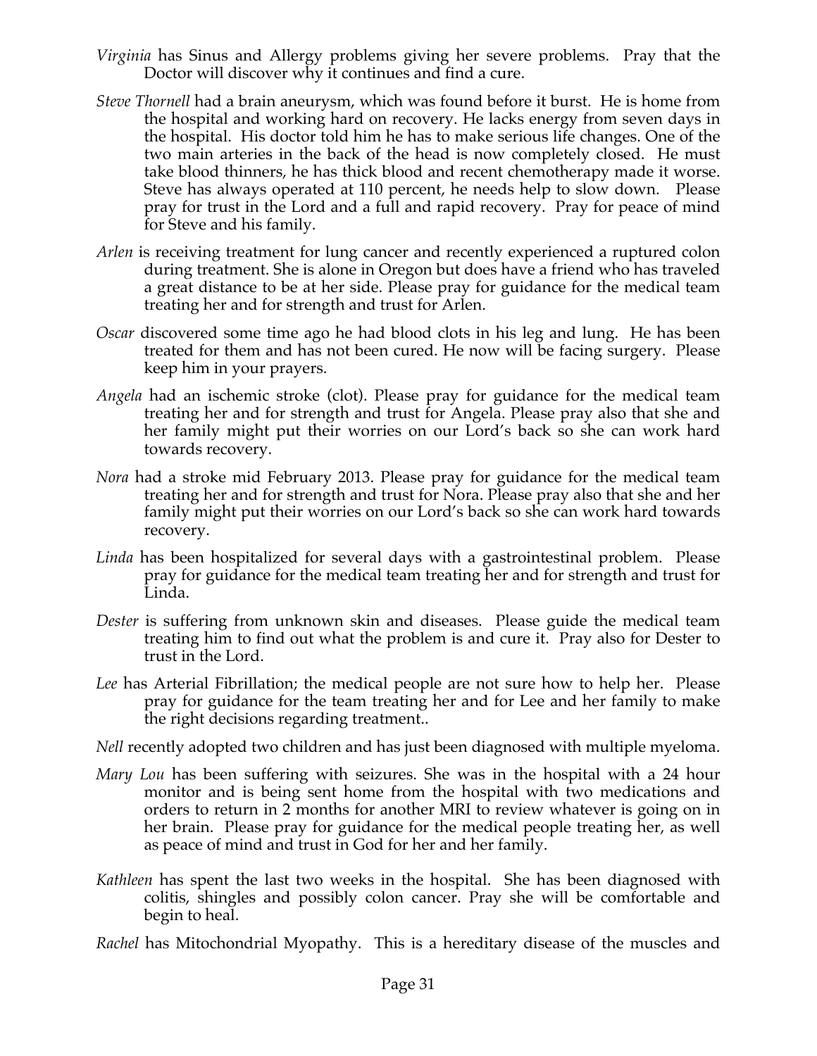*Virginia* has Sinus and Allergy problems giving her severe problems. Pray that the Doctor will discover why it continues and find a cure.

*Steve Thornell* had a brain aneurysm, which was found before it burst. He is home from the hospital and working hard on recovery. He lacks energy from seven days in the hospital. His doctor told him he has to make serious life changes. One of the two main arteries in the back of the head is now completely closed. He must take blood thinners, he has thick blood and recent chemotherapy made it worse. Steve has always operated at 110 percent, he needs help to slow down. Please pray for trust in the Lord and a full and rapid recovery. Pray for peace of mind for Steve and his family.

*Arlen* is receiving treatment for lung cancer and recently experienced a ruptured colon during treatment. She is alone in Oregon but does have a friend who has traveled a great distance to be at her side. Please pray for guidance for the medical team treating her and for strength and trust for Arlen.

*Oscar* discovered some time ago he had blood clots in his leg and lung. He has been treated for them and has not been cured. He now will be facing surgery. Please keep him in your prayers.

*Angela* had an ischemic stroke (clot). Please pray for guidance for the medical team treating her and for strength and trust for Angela. Please pray also that she and her family might put their worries on our Lord's back so she can work hard towards recovery.

*Nora* had a stroke mid February 2013. Please pray for guidance for the medical team treating her and for strength and trust for Nora. Please pray also that she and her family might put their worries on our Lord's back so she can work hard towards recovery.

*Linda* has been hospitalized for several days with a gastrointestinal problem. Please pray for guidance for the medical team treating her and for strength and trust for Linda.

*Dester* is suffering from unknown skin and diseases. Please guide the medical team treating him to find out what the problem is and cure it. Pray also for Dester to trust in the Lord.

*Lee* has Arterial Fibrillation; the medical people are not sure how to help her. Please pray for guidance for the team treating her and for Lee and her family to make the right decisions regarding treatment..

*Nell* recently adopted two children and has just been diagnosed with multiple myeloma.

*Mary Lou* has been suffering with seizures. She was in the hospital with a 24 hour monitor and is being sent home from the hospital with two medications and orders to return in 2 months for another MRI to review whatever is going on in her brain. Please pray for guidance for the medical people treating her, as well as peace of mind and trust in God for her and her family.

*Kathleen* has spent the last two weeks in the hospital. She has been diagnosed with colitis, shingles and possibly colon cancer. Pray she will be comfortable and begin to heal.

*Rachel* has Mitochondrial Myopathy. This is a hereditary disease of the muscles and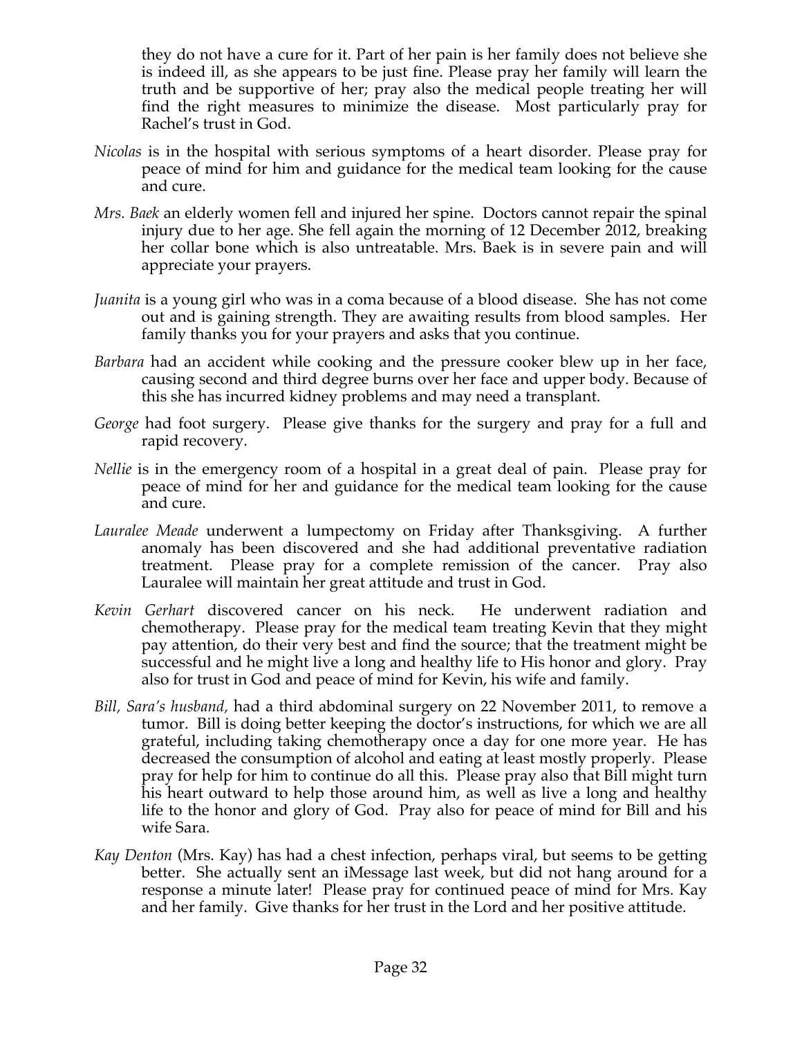they do not have a cure for it. Part of her pain is her family does not believe she is indeed ill, as she appears to be just fine. Please pray her family will learn the truth and be supportive of her; pray also the medical people treating her will find the right measures to minimize the disease. Most particularly pray for Rachel's trust in God.

*Nicolas* is in the hospital with serious symptoms of a heart disorder. Please pray for peace of mind for him and guidance for the medical team looking for the cause and cure.

*Mrs. Baek* an elderly women fell and injured her spine. Doctors cannot repair the spinal injury due to her age. She fell again the morning of 12 December 2012, breaking her collar bone which is also untreatable. Mrs. Baek is in severe pain and will appreciate your prayers.

*Juanita* is a young girl who was in a coma because of a blood disease. She has not come out and is gaining strength. They are awaiting results from blood samples. Her family thanks you for your prayers and asks that you continue.

*Barbara* had an accident while cooking and the pressure cooker blew up in her face, causing second and third degree burns over her face and upper body. Because of this she has incurred kidney problems and may need a transplant.

*George* had foot surgery. Please give thanks for the surgery and pray for a full and rapid recovery.

*Nellie* is in the emergency room of a hospital in a great deal of pain. Please pray for peace of mind for her and guidance for the medical team looking for the cause and cure.

*Lauralee Meade* underwent a lumpectomy on Friday after Thanksgiving. A further anomaly has been discovered and she had additional preventative radiation treatment. Please pray for a complete remission of the cancer. Pray also Lauralee will maintain her great attitude and trust in God.

*Kevin Gerhart* discovered cancer on his neck. He underwent radiation and chemotherapy. Please pray for the medical team treating Kevin that they might pay attention, do their very best and find the source; that the treatment might be successful and he might live a long and healthy life to His honor and glory. Pray also for trust in God and peace of mind for Kevin, his wife and family.

*Bill, Sara's husband,* had a third abdominal surgery on 22 November 2011, to remove a tumor. Bill is doing better keeping the doctor's instructions, for which we are all grateful, including taking chemotherapy once a day for one more year. He has decreased the consumption of alcohol and eating at least mostly properly. Please pray for help for him to continue do all this. Please pray also that Bill might turn his heart outward to help those around him, as well as live a long and healthy life to the honor and glory of God. Pray also for peace of mind for Bill and his wife Sara.

*Kay Denton* (Mrs. Kay) has had a chest infection, perhaps viral, but seems to be getting better. She actually sent an iMessage last week, but did not hang around for a response a minute later! Please pray for continued peace of mind for Mrs. Kay and her family. Give thanks for her trust in the Lord and her positive attitude.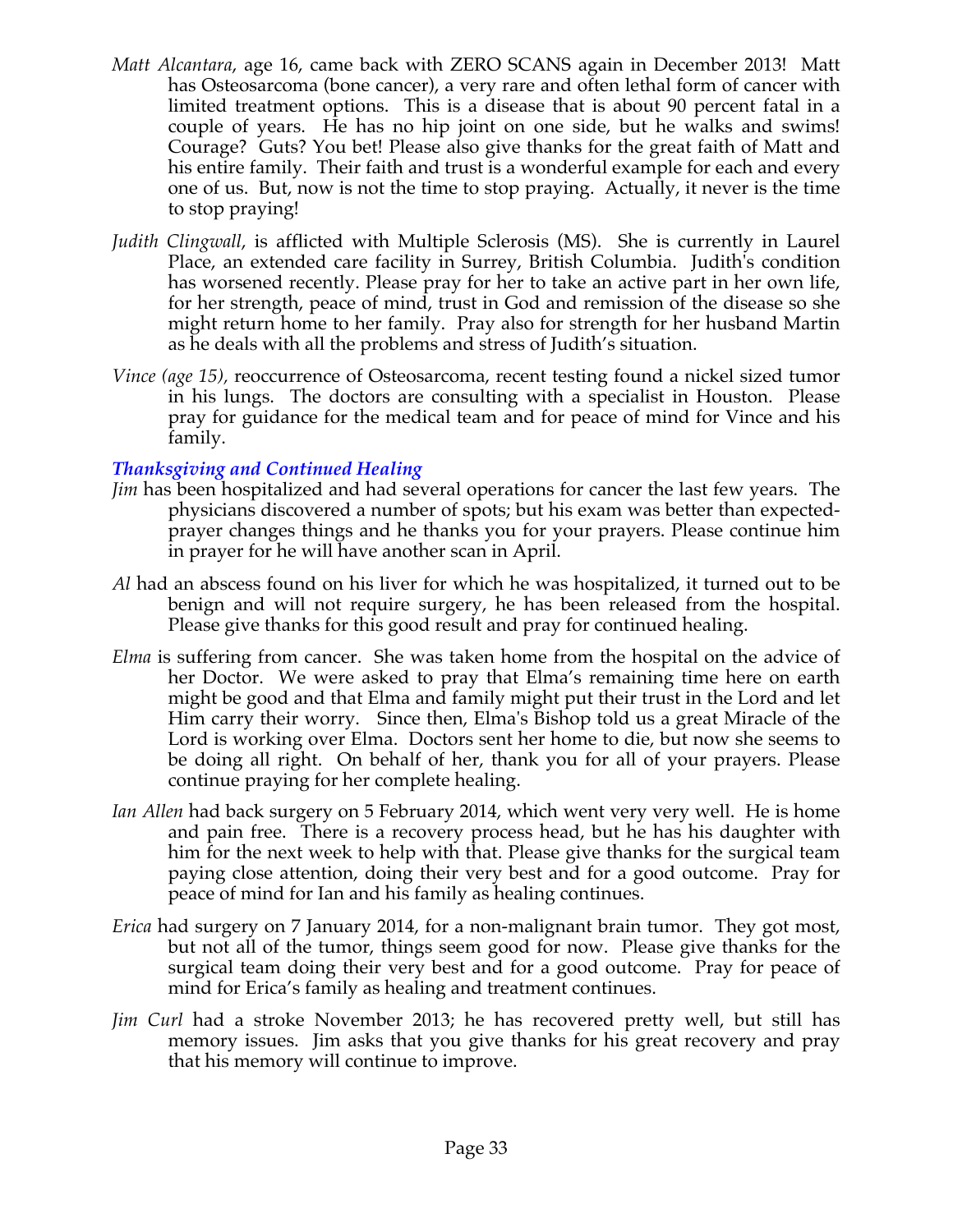*Matt Alcantara*, age 16, came back with ZERO SCANS again in December 2013! Matt has Osteosarcoma (bone cancer), a very rare and often lethal form of cancer with limited treatment options. This is a disease that is about 90 percent fatal in a couple of years. He has no hip joint on one side, but he walks and swims! Courage? Guts? You bet! Please also give thanks for the great faith of Matt and his entire family. Their faith and trust is a wonderful example for each and every one of us. But, now is not the time to stop praying. Actually, it never is the time to stop praying!

*Judith Clingwall*, is afflicted with Multiple Sclerosis (MS). She is currently in Laurel Place, an extended care facility in Surrey, British Columbia. Judith's condition has worsened recently. Please pray for her to take an active part in her own life, for her strength, peace of mind, trust in God and remission of the disease so she might return home to her family. Pray also for strength for her husband Martin as he deals with all the problems and stress of Judith's situation.

*Vince (age 15),* reoccurrence of Osteosarcoma, recent testing found a nickel sized tumor in his lungs. The doctors are consulting with a specialist in Houston. Please pray for guidance for the medical team and for peace of mind for Vince and his family.

### *Thanksgiving and Continued Healing*

*Jim* has been hospitalized and had several operations for cancer the last few years. The physicians discovered a number of spots; but his exam was better than expected-prayer changes things and he thanks you for your prayers. Please continue him in prayer for he will have another scan in April.

*Al* had an abscess found on his liver for which he was hospitalized, it turned out to be benign and will not require surgery, he has been released from the hospital. Please give thanks for this good result and pray for continued healing.

*Elma* is suffering from cancer. She was taken home from the hospital on the advice of her Doctor. We were asked to pray that Elma's remaining time here on earth might be good and that Elma and family might put their trust in the Lord and let Him carry their worry. Since then, Elma's Bishop told us a great Miracle of the Lord is working over Elma. Doctors sent her home to die, but now she seems to be doing all right. On behalf of her, thank you for all of your prayers. Please continue praying for her complete healing.

*Ian Allen* had back surgery on 5 February 2014, which went very very well. He is home and pain free. There is a recovery process head, but he has his daughter with him for the next week to help with that. Please give thanks for the surgical team paying close attention, doing their very best and for a good outcome. Pray for peace of mind for Ian and his family as healing continues.

*Erica* had surgery on 7 January 2014, for a non-malignant brain tumor. They got most, but not all of the tumor, things seem good for now. Please give thanks for the surgical team doing their very best and for a good outcome. Pray for peace of mind for Erica's family as healing and treatment continues.

*Jim Curl* had a stroke November 2013; he has recovered pretty well, but still has memory issues. Jim asks that you give thanks for his great recovery and pray that his memory will continue to improve.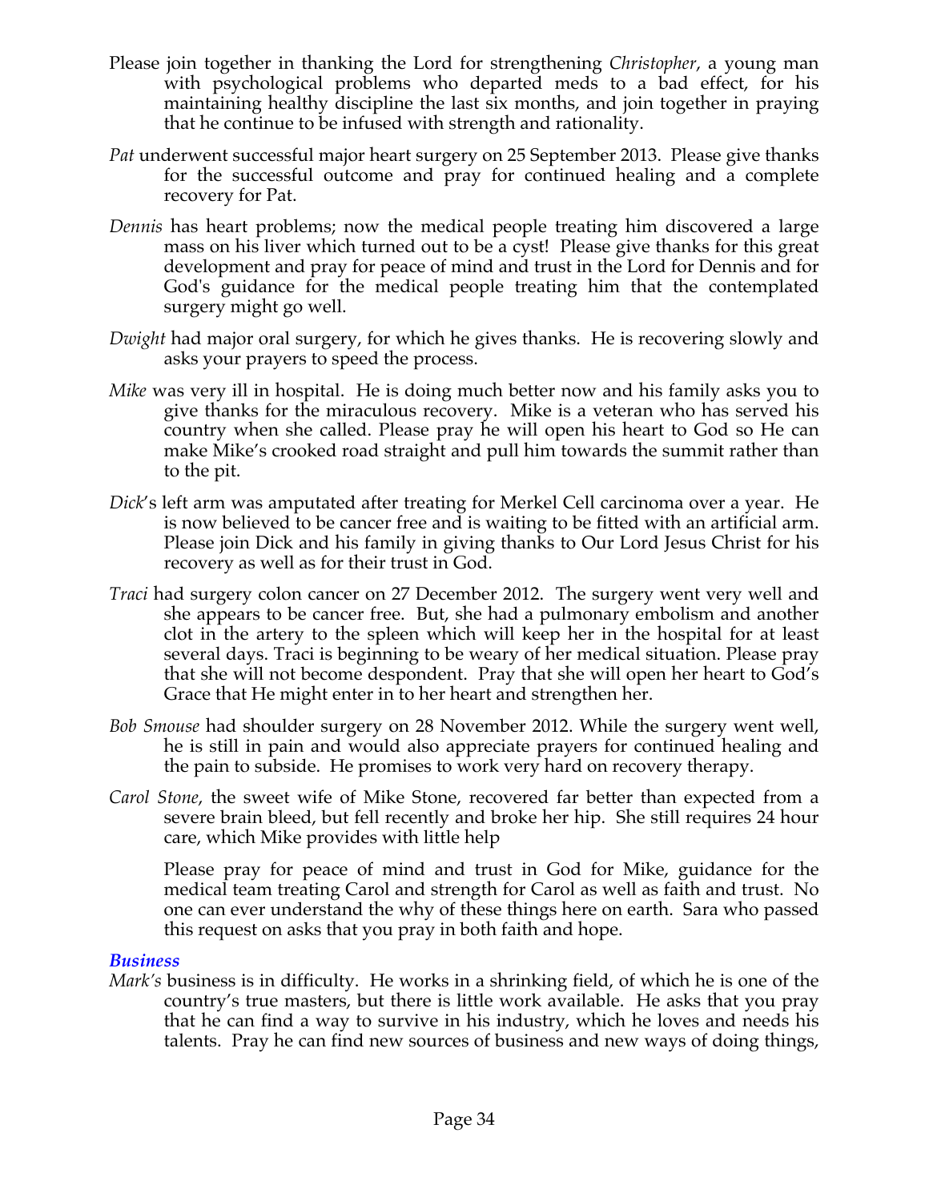Please join together in thanking the Lord for strengthening *Christopher*, a young man with psychological problems who departed meds to a bad effect, for his maintaining healthy discipline the last six months, and join together in praying that he continue to be infused with strength and rationality.

*Pat* underwent successful major heart surgery on 25 September 2013. Please give thanks for the successful outcome and pray for continued healing and a complete recovery for Pat.

*Dennis* has heart problems; now the medical people treating him discovered a large mass on his liver which turned out to be a cyst! Please give thanks for this great development and pray for peace of mind and trust in the Lord for Dennis and for God's guidance for the medical people treating him that the contemplated surgery might go well.

*Dwight* had major oral surgery, for which he gives thanks. He is recovering slowly and asks your prayers to speed the process.

*Mike* was very ill in hospital. He is doing much better now and his family asks you to give thanks for the miraculous recovery. Mike is a veteran who has served his country when she called. Please pray he will open his heart to God so He can make Mike's crooked road straight and pull him towards the summit rather than to the pit.

*Dick*'s left arm was amputated after treating for Merkel Cell carcinoma over a year. He is now believed to be cancer free and is waiting to be fitted with an artificial arm. Please join Dick and his family in giving thanks to Our Lord Jesus Christ for his recovery as well as for their trust in God.

*Traci* had surgery colon cancer on 27 December 2012. The surgery went very well and she appears to be cancer free. But, she had a pulmonary embolism and another clot in the artery to the spleen which will keep her in the hospital for at least several days. Traci is beginning to be weary of her medical situation. Please pray that she will not become despondent. Pray that she will open her heart to God's Grace that He might enter in to her heart and strengthen her.

*Bob Smouse* had shoulder surgery on 28 November 2012. While the surgery went well, he is still in pain and would also appreciate prayers for continued healing and the pain to subside. He promises to work very hard on recovery therapy.

*Carol Stone*, the sweet wife of Mike Stone, recovered far better than expected from a severe brain bleed, but fell recently and broke her hip. She still requires 24 hour care, which Mike provides with little help

Please pray for peace of mind and trust in God for Mike, guidance for the medical team treating Carol and strength for Carol as well as faith and trust. No one can ever understand the why of these things here on earth. Sara who passed this request on asks that you pray in both faith and hope.

### *Business*

*Mark's* business is in difficulty. He works in a shrinking field, of which he is one of the country's true masters, but there is little work available. He asks that you pray that he can find a way to survive in his industry, which he loves and needs his talents. Pray he can find new sources of business and new ways of doing things,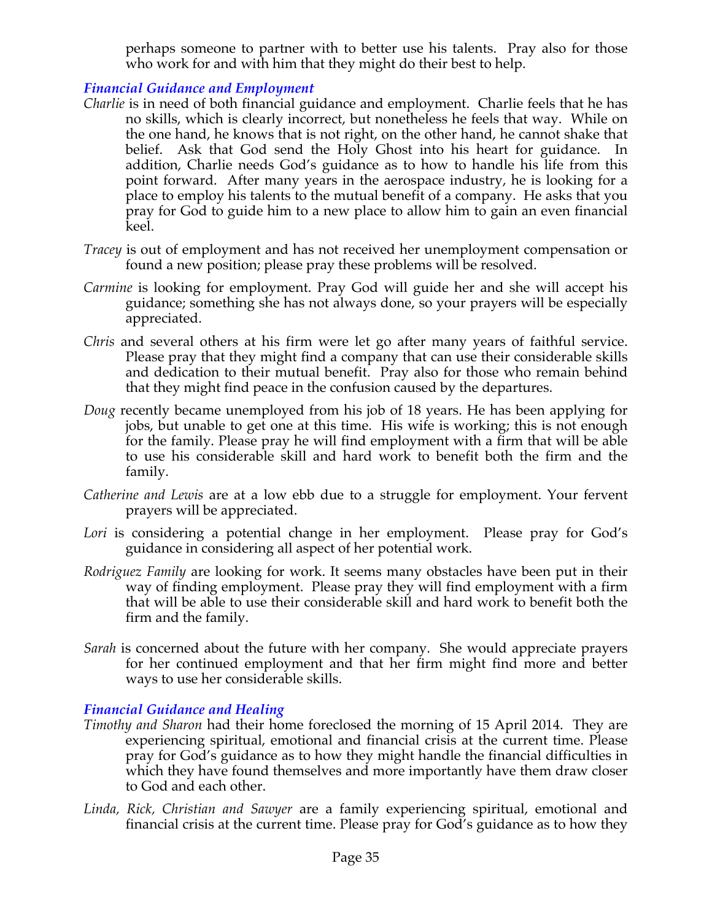perhaps someone to partner with to better use his talents. Pray also for those who work for and with him that they might do their best to help.

### *Financial Guidance and Employment*

*Charlie* is in need of both financial guidance and employment. Charlie feels that he has no skills, which is clearly incorrect, but nonetheless he feels that way. While on the one hand, he knows that is not right, on the other hand, he cannot shake that belief. Ask that God send the Holy Ghost into his heart for guidance. In addition, Charlie needs God's guidance as to how to handle his life from this point forward. After many years in the aerospace industry, he is looking for a place to employ his talents to the mutual benefit of a company. He asks that you pray for God to guide him to a new place to allow him to gain an even financial keel.

*Tracey* is out of employment and has not received her unemployment compensation or found a new position; please pray these problems will be resolved.

*Carmine* is looking for employment. Pray God will guide her and she will accept his guidance; something she has not always done, so your prayers will be especially appreciated.

*Chris* and several others at his firm were let go after many years of faithful service. Please pray that they might find a company that can use their considerable skills and dedication to their mutual benefit. Pray also for those who remain behind that they might find peace in the confusion caused by the departures.

*Doug* recently became unemployed from his job of 18 years. He has been applying for jobs, but unable to get one at this time. His wife is working; this is not enough for the family. Please pray he will find employment with a firm that will be able to use his considerable skill and hard work to benefit both the firm and the family.

*Catherine and Lewis* are at a low ebb due to a struggle for employment. Your fervent prayers will be appreciated.

*Lori* is considering a potential change in her employment. Please pray for God's guidance in considering all aspect of her potential work.

*Rodriguez Family* are looking for work. It seems many obstacles have been put in their way of finding employment. Please pray they will find employment with a firm that will be able to use their considerable skill and hard work to benefit both the firm and the family.

*Sarah* is concerned about the future with her company. She would appreciate prayers for her continued employment and that her firm might find more and better ways to use her considerable skills.

### *Financial Guidance and Healing*

*Timothy and Sharon* had their home foreclosed the morning of 15 April 2014. They are experiencing spiritual, emotional and financial crisis at the current time. Please pray for God's guidance as to how they might handle the financial difficulties in which they have found themselves and more importantly have them draw closer to God and each other.

*Linda, Rick, Christian and Sawyer* are a family experiencing spiritual, emotional and financial crisis at the current time. Please pray for God's guidance as to how they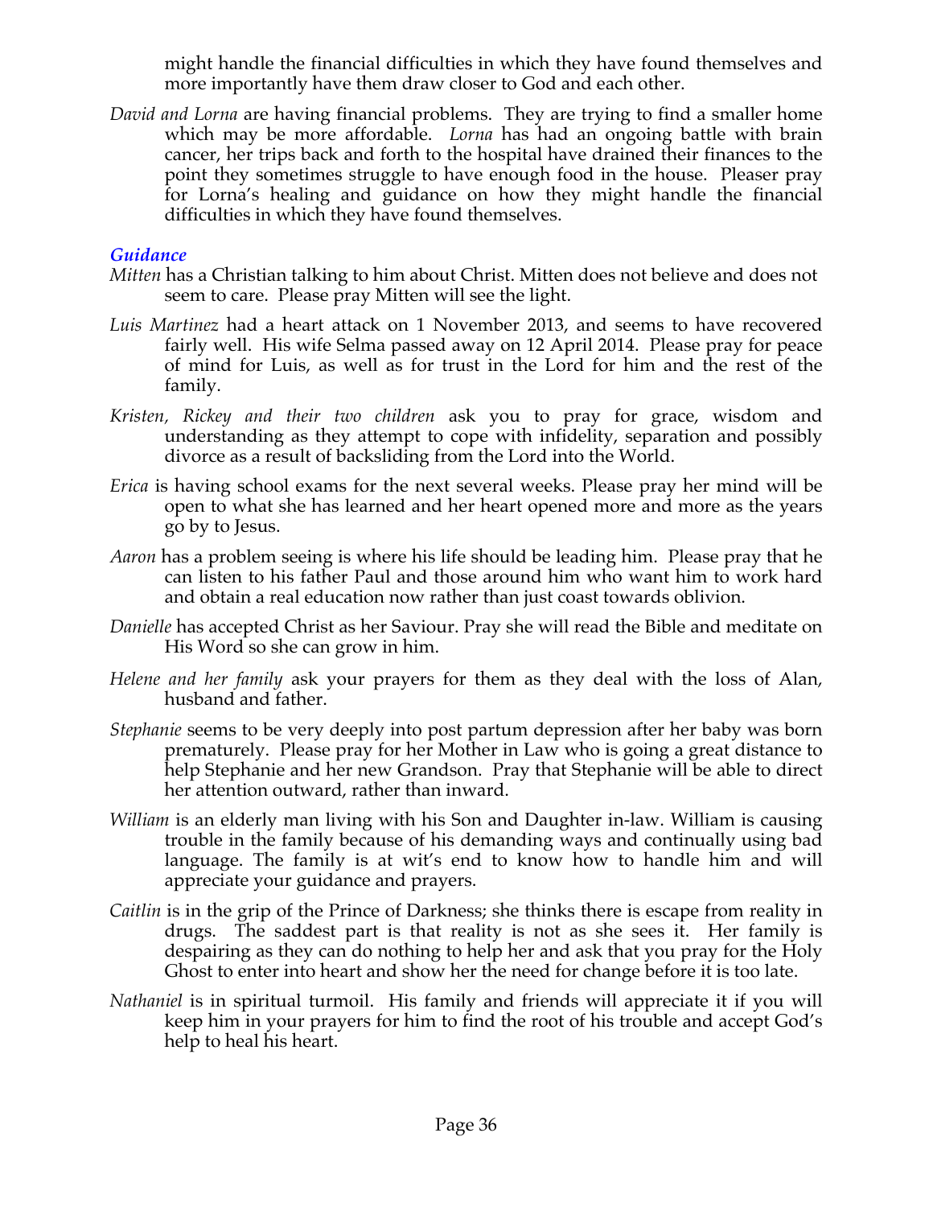might handle the financial difficulties in which they have found themselves and more importantly have them draw closer to God and each other.

*David and Lorna* are having financial problems. They are trying to find a smaller home which may be more affordable. *Lorna* has had an ongoing battle with brain cancer, her trips back and forth to the hospital have drained their finances to the point they sometimes struggle to have enough food in the house. Pleaser pray for Lorna's healing and guidance on how they might handle the financial difficulties in which they have found themselves.

### *Guidance*

*Mitten* has a Christian talking to him about Christ. Mitten does not believe and does not seem to care. Please pray Mitten will see the light.

*Luis Martinez* had a heart attack on 1 November 2013, and seems to have recovered fairly well. His wife Selma passed away on 12 April 2014. Please pray for peace of mind for Luis, as well as for trust in the Lord for him and the rest of the family.

*Kristen, Rickey and their two children* ask you to pray for grace, wisdom and understanding as they attempt to cope with infidelity, separation and possibly divorce as a result of backsliding from the Lord into the World.

*Erica* is having school exams for the next several weeks. Please pray her mind will be open to what she has learned and her heart opened more and more as the years go by to Jesus.

*Aaron* has a problem seeing is where his life should be leading him. Please pray that he can listen to his father Paul and those around him who want him to work hard and obtain a real education now rather than just coast towards oblivion.

*Danielle* has accepted Christ as her Saviour. Pray she will read the Bible and meditate on His Word so she can grow in him.

*Helene and her family* ask your prayers for them as they deal with the loss of Alan, husband and father.

*Stephanie* seems to be very deeply into post partum depression after her baby was born prematurely. Please pray for her Mother in Law who is going a great distance to help Stephanie and her new Grandson. Pray that Stephanie will be able to direct her attention outward, rather than inward.

*William* is an elderly man living with his Son and Daughter in-law. William is causing trouble in the family because of his demanding ways and continually using bad language. The family is at wit's end to know how to handle him and will appreciate your guidance and prayers.

*Caitlin* is in the grip of the Prince of Darkness; she thinks there is escape from reality in drugs. The saddest part is that reality is not as she sees it. Her family is despairing as they can do nothing to help her and ask that you pray for the Holy Ghost to enter into heart and show her the need for change before it is too late.

*Nathaniel* is in spiritual turmoil. His family and friends will appreciate it if you will keep him in your prayers for him to find the root of his trouble and accept God's help to heal his heart.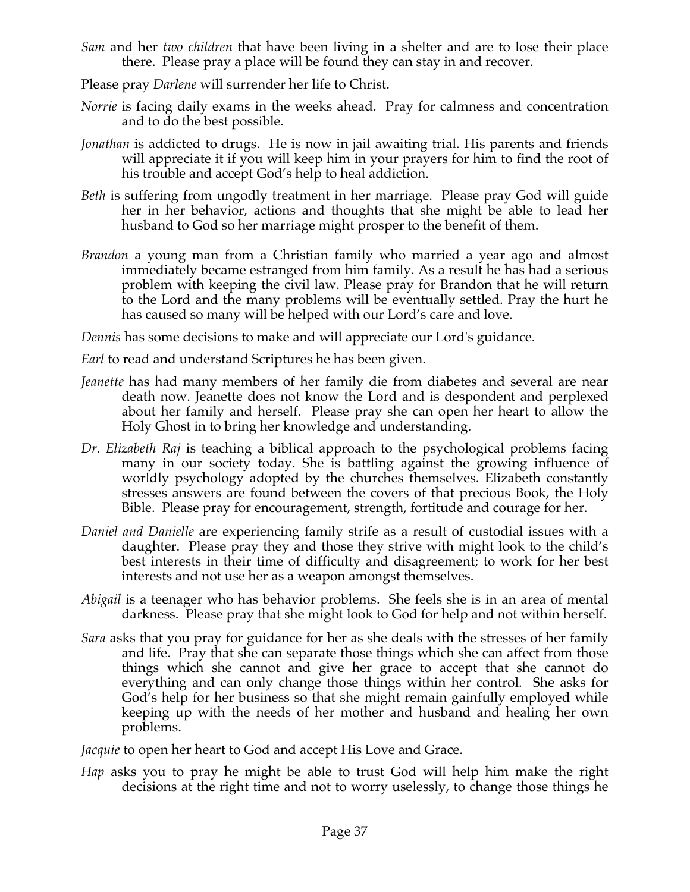*Sam* and her *two children* that have been living in a shelter and are to lose their place there. Please pray a place will be found they can stay in and recover.

Please pray *Darlene* will surrender her life to Christ.

*Norrie* is facing daily exams in the weeks ahead. Pray for calmness and concentration and to do the best possible.

*Jonathan* is addicted to drugs. He is now in jail awaiting trial. His parents and friends will appreciate it if you will keep him in your prayers for him to find the root of his trouble and accept God's help to heal addiction.

*Beth* is suffering from ungodly treatment in her marriage. Please pray God will guide her in her behavior, actions and thoughts that she might be able to lead her husband to God so her marriage might prosper to the benefit of them.

*Brandon* a young man from a Christian family who married a year ago and almost immediately became estranged from him family. As a result he has had a serious problem with keeping the civil law. Please pray for Brandon that he will return to the Lord and the many problems will be eventually settled. Pray the hurt he has caused so many will be helped with our Lord's care and love.

*Dennis* has some decisions to make and will appreciate our Lord's guidance.

*Earl* to read and understand Scriptures he has been given.

*Jeanette* has had many members of her family die from diabetes and several are near death now. Jeanette does not know the Lord and is despondent and perplexed about her family and herself. Please pray she can open her heart to allow the Holy Ghost in to bring her knowledge and understanding.

*Dr. Elizabeth Raj* is teaching a biblical approach to the psychological problems facing many in our society today. She is battling against the growing influence of worldly psychology adopted by the churches themselves. Elizabeth constantly stresses answers are found between the covers of that precious Book, the Holy Bible. Please pray for encouragement, strength, fortitude and courage for her.

*Daniel and Danielle* are experiencing family strife as a result of custodial issues with a daughter. Please pray they and those they strive with might look to the child's best interests in their time of difficulty and disagreement; to work for her best interests and not use her as a weapon amongst themselves.

*Abigail* is a teenager who has behavior problems. She feels she is in an area of mental darkness. Please pray that she might look to God for help and not within herself.

*Sara* asks that you pray for guidance for her as she deals with the stresses of her family and life. Pray that she can separate those things which she can affect from those things which she cannot and give her grace to accept that she cannot do everything and can only change those things within her control. She asks for God's help for her business so that she might remain gainfully employed while keeping up with the needs of her mother and husband and healing her own problems.

*Jacquie* to open her heart to God and accept His Love and Grace.

*Hap* asks you to pray he might be able to trust God will help him make the right decisions at the right time and not to worry uselessly, to change those things he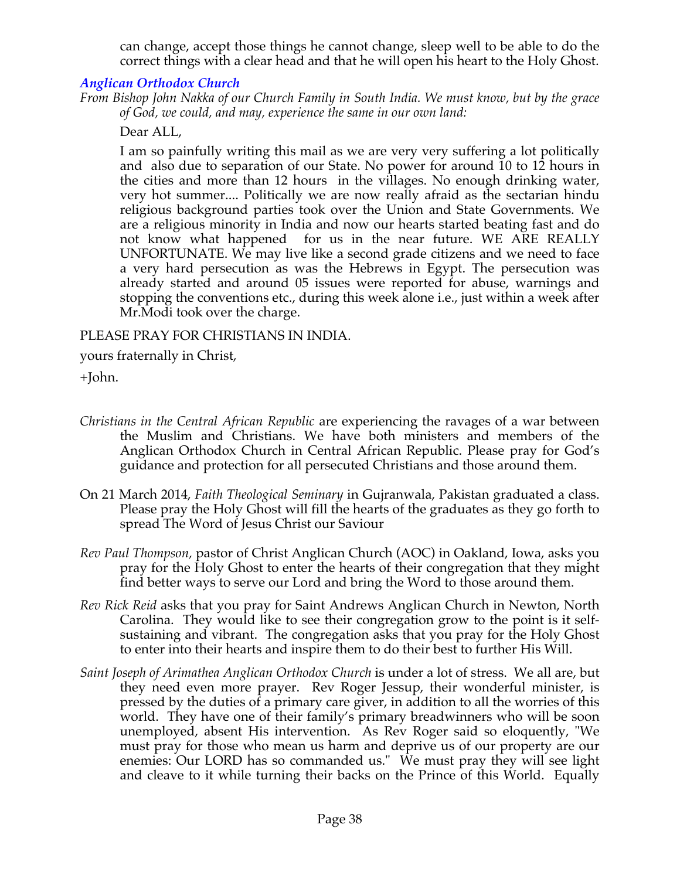can change, accept those things he cannot change, sleep well to be able to do the correct things with a clear head and that he will open his heart to the Holy Ghost.

### *Anglican Orthodox Church*

*From Bishop John Nakka of our Church Family in South India. We must know, but by the grace of God, we could, and may, experience the same in our own land:*

Dear ALL,

I am so painfully writing this mail as we are very very suffering a lot politically and also due to separation of our State. No power for around 10 to 12 hours in the cities and more than 12 hours in the villages. No enough drinking water, very hot summer.... Politically we are now really afraid as the sectarian hindu religious background parties took over the Union and State Governments. We are a religious minority in India and now our hearts started beating fast and do not know what happened for us in the near future. WE ARE REALLY UNFORTUNATE. We may live like a second grade citizens and we need to face a very hard persecution as was the Hebrews in Egypt. The persecution was already started and around 05 issues were reported for abuse, warnings and stopping the conventions etc., during this week alone i.e., just within a week after Mr.Modi took over the charge.

PLEASE PRAY FOR CHRISTIANS IN INDIA.

yours fraternally in Christ,

+John.

*Christians in the Central African Republic* are experiencing the ravages of a war between the Muslim and Christians. We have both ministers and members of the Anglican Orthodox Church in Central African Republic. Please pray for God's guidance and protection for all persecuted Christians and those around them.

On 21 March 2014, *Faith Theological Seminary* in Gujranwala, Pakistan graduated a class. Please pray the Holy Ghost will fill the hearts of the graduates as they go forth to spread The Word of Jesus Christ our Saviour

*Rev Paul Thompson,* pastor of Christ Anglican Church (AOC) in Oakland, Iowa, asks you pray for the Holy Ghost to enter the hearts of their congregation that they might find better ways to serve our Lord and bring the Word to those around them.

*Rev Rick Reid* asks that you pray for Saint Andrews Anglican Church in Newton, North Carolina. They would like to see their congregation grow to the point is it self-sustaining and vibrant. The congregation asks that you pray for the Holy Ghost to enter into their hearts and inspire them to do their best to further His Will.

*Saint Joseph of Arimathea Anglican Orthodox Church* is under a lot of stress. We all are, but they need even more prayer. Rev Roger Jessup, their wonderful minister, is pressed by the duties of a primary care giver, in addition to all the worries of this world. They have one of their family's primary breadwinners who will be soon unemployed, absent His intervention. As Rev Roger said so eloquently, "We must pray for those who mean us harm and deprive us of our property are our enemies: Our LORD has so commanded us." We must pray they will see light and cleave to it while turning their backs on the Prince of this World. Equally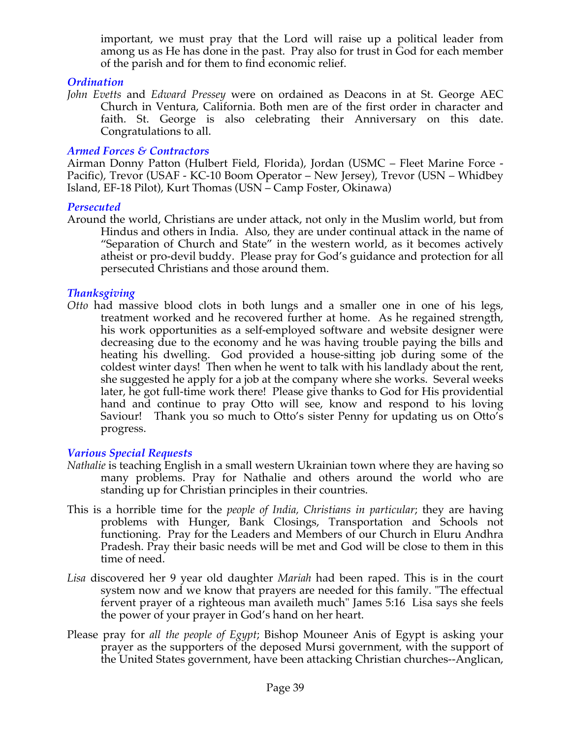important, we must pray that the Lord will raise up a political leader from among us as He has done in the past. Pray also for trust in God for each member of the parish and for them to find economic relief.

### *Ordination*

*John Evetts* and *Edward Pressey* were on ordained as Deacons in at St. George AEC Church in Ventura, California. Both men are of the first order in character and faith. St. George is also celebrating their Anniversary on this date. Congratulations to all.

### *Armed Forces & Contractors*

Airman Donny Patton (Hulbert Field, Florida), Jordan (USMC – Fleet Marine Force - Pacific), Trevor (USAF - KC-10 Boom Operator – New Jersey), Trevor (USN – Whidbey Island, EF-18 Pilot), Kurt Thomas (USN – Camp Foster, Okinawa)

### *Persecuted*

Around the world, Christians are under attack, not only in the Muslim world, but from Hindus and others in India. Also, they are under continual attack in the name of "Separation of Church and State" in the western world, as it becomes actively atheist or pro-devil buddy. Please pray for God's guidance and protection for all persecuted Christians and those around them.

### *Thanksgiving*

*Otto* had massive blood clots in both lungs and a smaller one in one of his legs, treatment worked and he recovered further at home. As he regained strength, his work opportunities as a self-employed software and website designer were decreasing due to the economy and he was having trouble paying the bills and heating his dwelling. God provided a house-sitting job during some of the coldest winter days! Then when he went to talk with his landlady about the rent, she suggested he apply for a job at the company where she works. Several weeks later, he got full-time work there! Please give thanks to God for His providential hand and continue to pray Otto will see, know and respond to his loving Saviour! Thank you so much to Otto's sister Penny for updating us on Otto's progress.

### *Various Special Requests*

*Nathalie* is teaching English in a small western Ukrainian town where they are having so many problems. Pray for Nathalie and others around the world who are standing up for Christian principles in their countries.

This is a horrible time for the *people of India, Christians in particular*; they are having problems with Hunger, Bank Closings, Transportation and Schools not functioning. Pray for the Leaders and Members of our Church in Eluru Andhra Pradesh. Pray their basic needs will be met and God will be close to them in this time of need.

*Lisa* discovered her 9 year old daughter *Mariah* had been raped. This is in the court system now and we know that prayers are needed for this family. "The effectual fervent prayer of a righteous man availeth much" James 5:16 Lisa says she feels the power of your prayer in God's hand on her heart.

Please pray for *all the people of Egypt*; Bishop Mouneer Anis of Egypt is asking your prayer as the supporters of the deposed Mursi government, with the support of the United States government, have been attacking Christian churches--Anglican,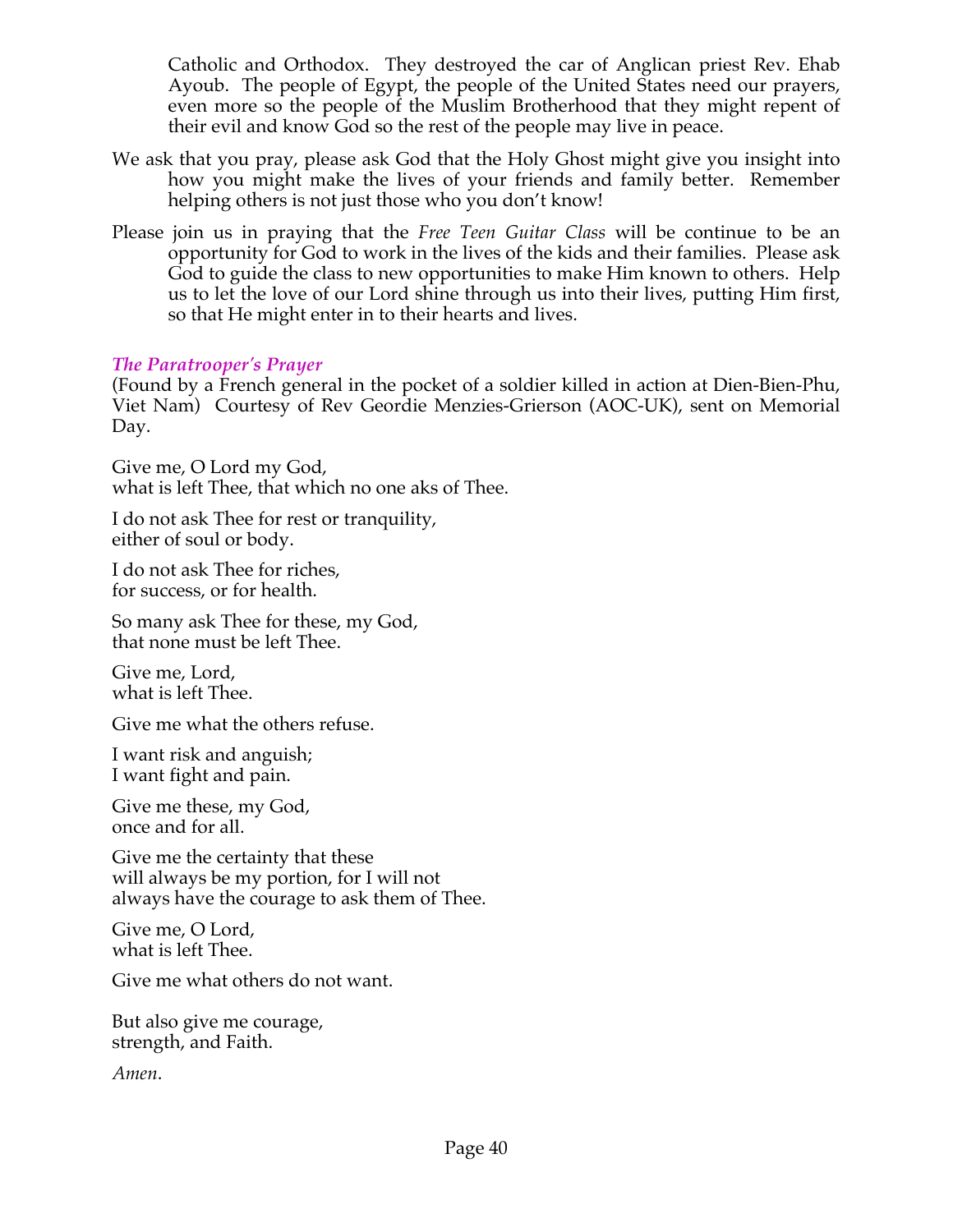Catholic and Orthodox. They destroyed the car of Anglican priest Rev. Ehab Ayoub. The people of Egypt, the people of the United States need our prayers, even more so the people of the Muslim Brotherhood that they might repent of their evil and know God so the rest of the people may live in peace.

We ask that you pray, please ask God that the Holy Ghost might give you insight into how you might make the lives of your friends and family better. Remember helping others is not just those who you don't know!

Please join us in praying that the *Free Teen Guitar Class* will be continue to be an opportunity for God to work in the lives of the kids and their families. Please ask God to guide the class to new opportunities to make Him known to others. Help us to let the love of our Lord shine through us into their lives, putting Him first, so that He might enter in to their hearts and lives.

### *The Paratrooper's Prayer*

(Found by a French general in the pocket of a soldier killed in action at Dien-Bien-Phu, Viet Nam) Courtesy of Rev Geordie Menzies-Grierson (AOC-UK), sent on Memorial Day.

Give me, O Lord my God,
what is left Thee, that which no one aks of Thee.

I do not ask Thee for rest or tranquility,
either of soul or body.

I do not ask Thee for riches,
for success, or for health.

So many ask Thee for these, my God,
that none must be left Thee.

Give me, Lord,
what is left Thee.

Give me what the others refuse.

I want risk and anguish;
I want fight and pain.

Give me these, my God,
once and for all.

Give me the certainty that these
will always be my portion, for I will not
always have the courage to ask them of Thee.

Give me, O Lord,
what is left Thee.

Give me what others do not want.

But also give me courage,
strength, and Faith.

*Amen*.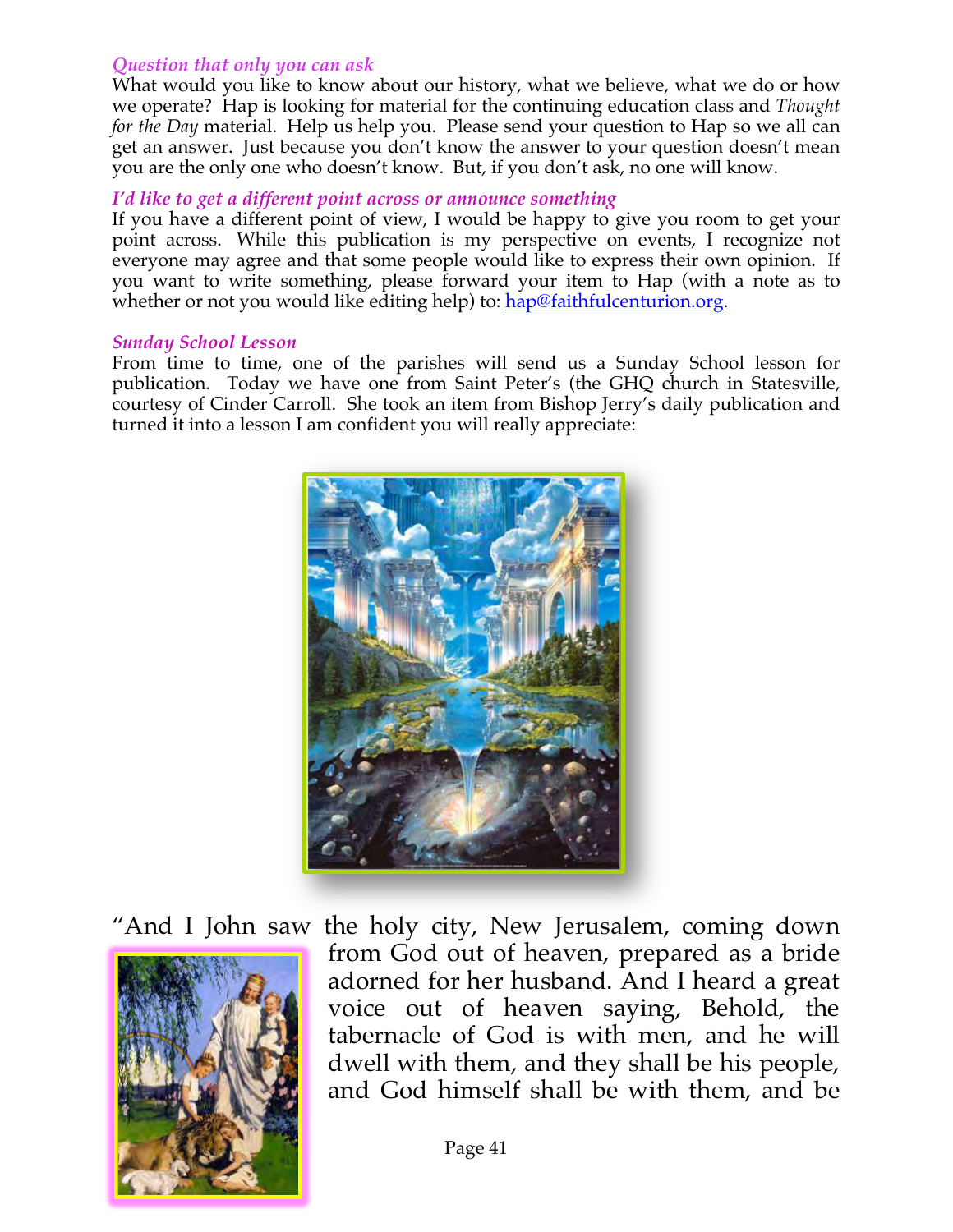*Question that only you can ask*

What would you like to know about our history, what we believe, what we do or how we operate? Hap is looking for material for the continuing education class and *Thought for the Day* material. Help us help you. Please send your question to Hap so we all can get an answer. Just because you don't know the answer to your question doesn't mean you are the only one who doesn't know. But, if you don't ask, no one will know.

*I'd like to get a different point across or announce something*

If you have a different point of view, I would be happy to give you room to get your point across. While this publication is my perspective on events, I recognize not everyone may agree and that some people would like to express their own opinion. If you want to write something, please forward your item to Hap (with a note as to whether or not you would like editing help) to: hap@faithfulcenturion.org.

*Sunday School Lesson*

From time to time, one of the parishes will send us a Sunday School lesson for publication. Today we have one from Saint Peter's (the GHQ church in Statesville, courtesy of Cinder Carroll. She took an item from Bishop Jerry's daily publication and turned it into a lesson I am confident you will really appreciate:

"And I John saw the holy city, New Jerusalem, coming down from God out of heaven, prepared as a bride adorned for her husband. And I heard a great voice out of heaven saying, Behold, the tabernacle of God is with men, and he will dwell with them, and they shall be his people, and God himself shall be with them, and be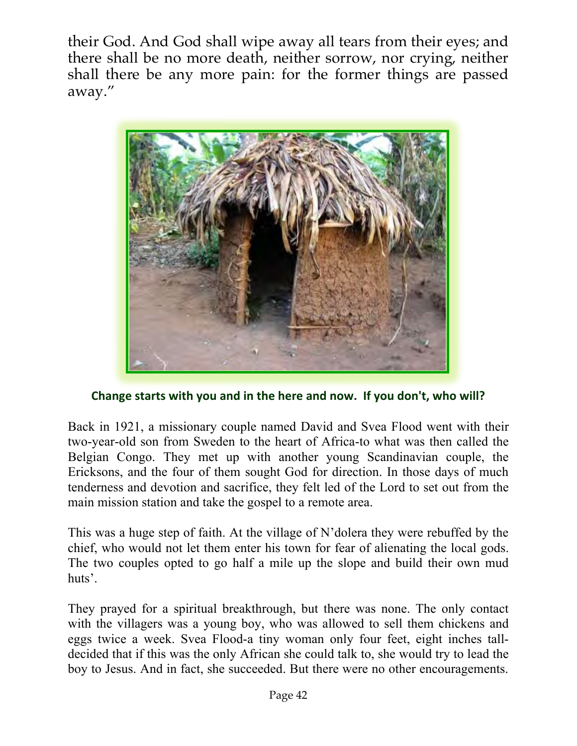their God. And God shall wipe away all tears from their eyes; and there shall be no more death, neither sorrow, nor crying, neither shall there be any more pain: for the former things are passed away."

**Change starts with you and in the here and now. If you don't, who will?**

Back in 1921, a missionary couple named David and Svea Flood went with their two-year-old son from Sweden to the heart of Africa-to what was then called the Belgian Congo. They met up with another young Scandinavian couple, the Ericksons, and the four of them sought God for direction. In those days of much tenderness and devotion and sacrifice, they felt led of the Lord to set out from the main mission station and take the gospel to a remote area.

This was a huge step of faith. At the village of N'dolera they were rebuffed by the chief, who would not let them enter his town for fear of alienating the local gods. The two couples opted to go half a mile up the slope and build their own mud huts'.

They prayed for a spiritual breakthrough, but there was none. The only contact with the villagers was a young boy, who was allowed to sell them chickens and eggs twice a week. Svea Flood-a tiny woman only four feet, eight inches tall-decided that if this was the only African she could talk to, she would try to lead the boy to Jesus. And in fact, she succeeded. But there were no other encouragements.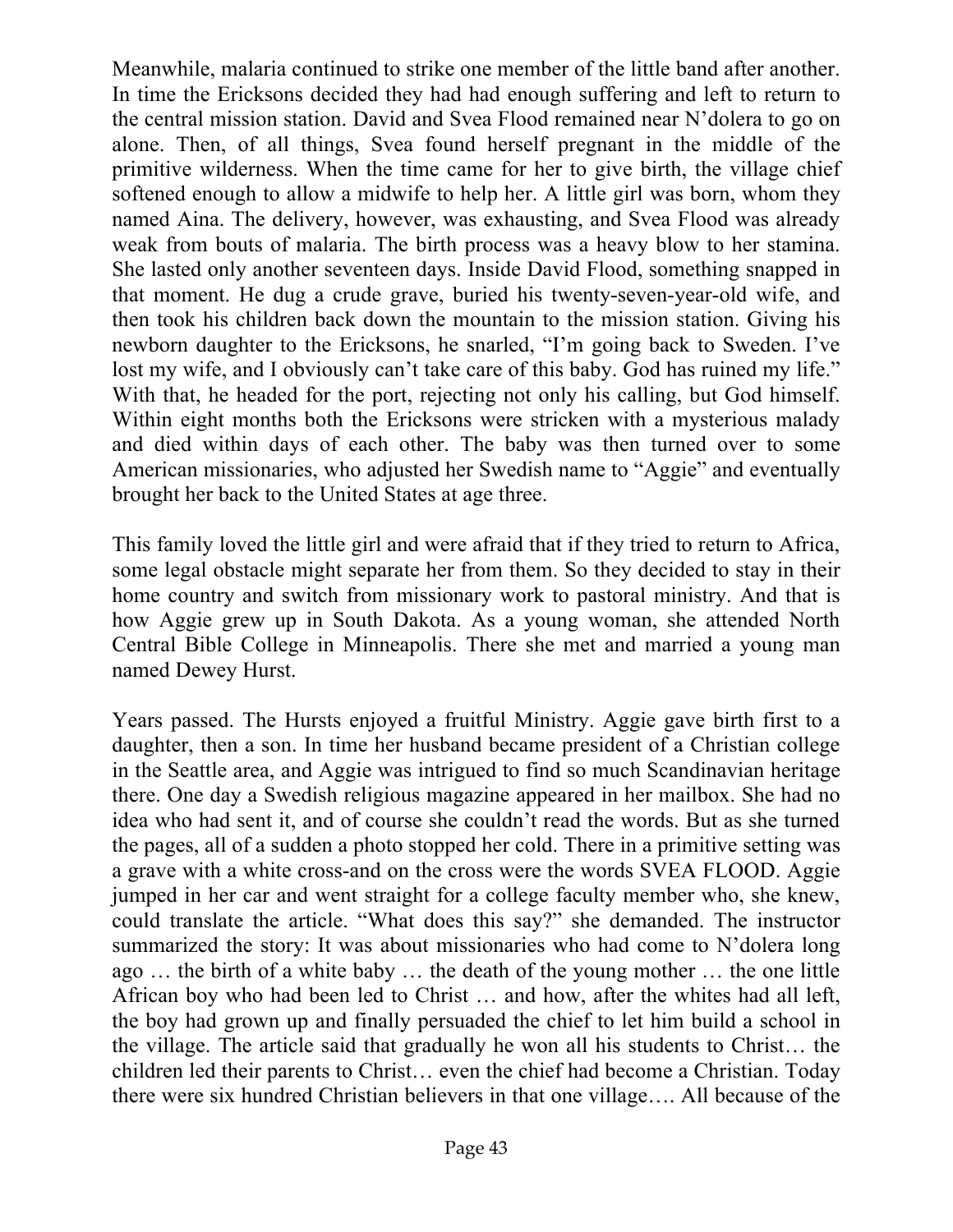Meanwhile, malaria continued to strike one member of the little band after another. In time the Ericksons decided they had had enough suffering and left to return to the central mission station. David and Svea Flood remained near N'dolera to go on alone. Then, of all things, Svea found herself pregnant in the middle of the primitive wilderness. When the time came for her to give birth, the village chief softened enough to allow a midwife to help her. A little girl was born, whom they named Aina. The delivery, however, was exhausting, and Svea Flood was already weak from bouts of malaria. The birth process was a heavy blow to her stamina. She lasted only another seventeen days. Inside David Flood, something snapped in that moment. He dug a crude grave, buried his twenty-seven-year-old wife, and then took his children back down the mountain to the mission station. Giving his newborn daughter to the Ericksons, he snarled, "I'm going back to Sweden. I've lost my wife, and I obviously can't take care of this baby. God has ruined my life." With that, he headed for the port, rejecting not only his calling, but God himself. Within eight months both the Ericksons were stricken with a mysterious malady and died within days of each other. The baby was then turned over to some American missionaries, who adjusted her Swedish name to "Aggie" and eventually brought her back to the United States at age three.

This family loved the little girl and were afraid that if they tried to return to Africa, some legal obstacle might separate her from them. So they decided to stay in their home country and switch from missionary work to pastoral ministry. And that is how Aggie grew up in South Dakota. As a young woman, she attended North Central Bible College in Minneapolis. There she met and married a young man named Dewey Hurst.

Years passed. The Hursts enjoyed a fruitful Ministry. Aggie gave birth first to a daughter, then a son. In time her husband became president of a Christian college in the Seattle area, and Aggie was intrigued to find so much Scandinavian heritage there. One day a Swedish religious magazine appeared in her mailbox. She had no idea who had sent it, and of course she couldn't read the words. But as she turned the pages, all of a sudden a photo stopped her cold. There in a primitive setting was a grave with a white cross-and on the cross were the words SVEA FLOOD. Aggie jumped in her car and went straight for a college faculty member who, she knew, could translate the article. "What does this say?" she demanded. The instructor summarized the story: It was about missionaries who had come to N'dolera long ago … the birth of a white baby … the death of the young mother … the one little African boy who had been led to Christ … and how, after the whites had all left, the boy had grown up and finally persuaded the chief to let him build a school in the village. The article said that gradually he won all his students to Christ… the children led their parents to Christ… even the chief had become a Christian. Today there were six hundred Christian believers in that one village…. All because of the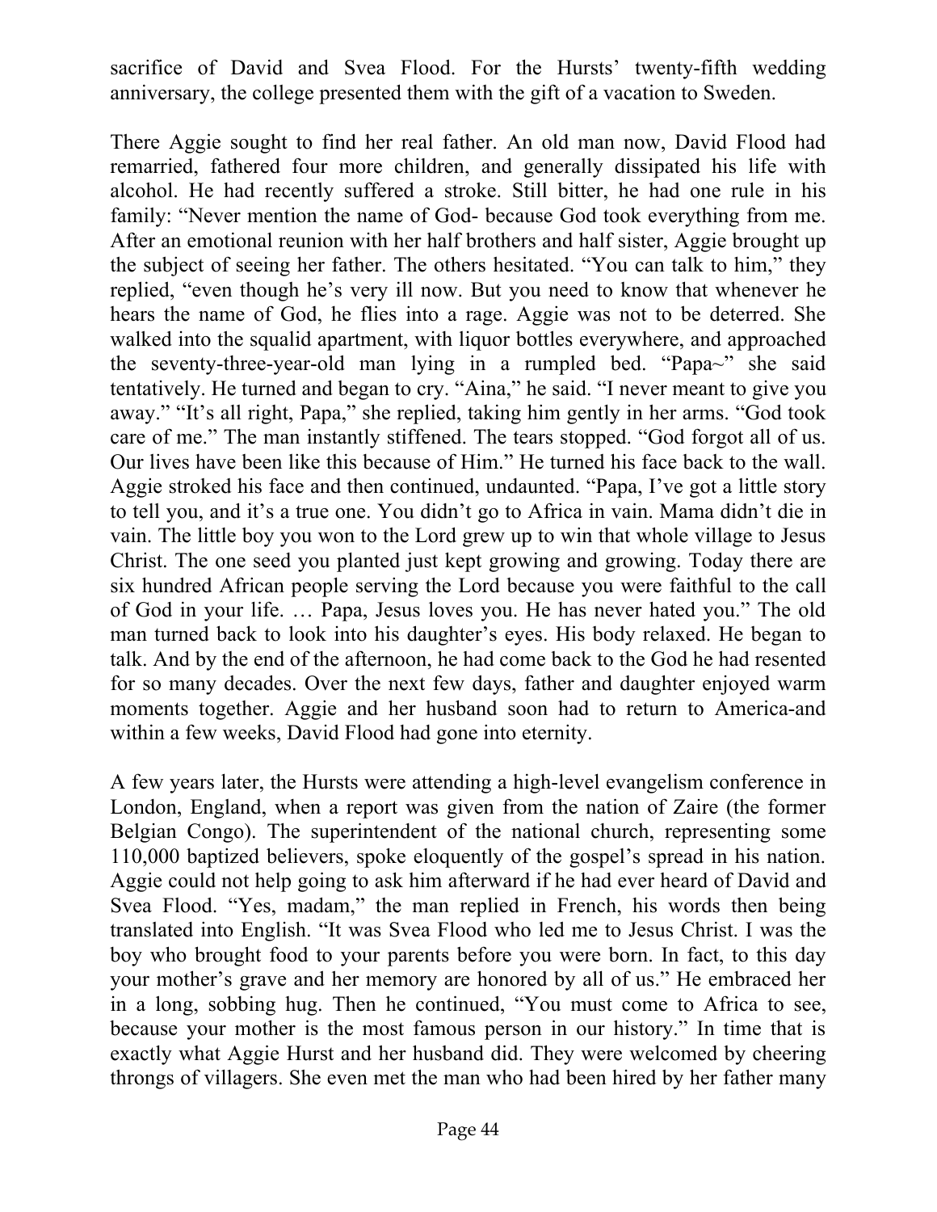sacrifice of David and Svea Flood. For the Hursts' twenty-fifth wedding anniversary, the college presented them with the gift of a vacation to Sweden.

There Aggie sought to find her real father. An old man now, David Flood had remarried, fathered four more children, and generally dissipated his life with alcohol. He had recently suffered a stroke. Still bitter, he had one rule in his family: "Never mention the name of God- because God took everything from me. After an emotional reunion with her half brothers and half sister, Aggie brought up the subject of seeing her father. The others hesitated. "You can talk to him," they replied, "even though he's very ill now. But you need to know that whenever he hears the name of God, he flies into a rage. Aggie was not to be deterred. She walked into the squalid apartment, with liquor bottles everywhere, and approached the seventy-three-year-old man lying in a rumpled bed. "Papa~" she said tentatively. He turned and began to cry. "Aina," he said. "I never meant to give you away." "It's all right, Papa," she replied, taking him gently in her arms. "God took care of me." The man instantly stiffened. The tears stopped. "God forgot all of us. Our lives have been like this because of Him." He turned his face back to the wall. Aggie stroked his face and then continued, undaunted. "Papa, I've got a little story to tell you, and it's a true one. You didn't go to Africa in vain. Mama didn't die in vain. The little boy you won to the Lord grew up to win that whole village to Jesus Christ. The one seed you planted just kept growing and growing. Today there are six hundred African people serving the Lord because you were faithful to the call of God in your life. … Papa, Jesus loves you. He has never hated you." The old man turned back to look into his daughter's eyes. His body relaxed. He began to talk. And by the end of the afternoon, he had come back to the God he had resented for so many decades. Over the next few days, father and daughter enjoyed warm moments together. Aggie and her husband soon had to return to America-and within a few weeks, David Flood had gone into eternity.

A few years later, the Hursts were attending a high-level evangelism conference in London, England, when a report was given from the nation of Zaire (the former Belgian Congo). The superintendent of the national church, representing some 110,000 baptized believers, spoke eloquently of the gospel's spread in his nation. Aggie could not help going to ask him afterward if he had ever heard of David and Svea Flood. "Yes, madam," the man replied in French, his words then being translated into English. "It was Svea Flood who led me to Jesus Christ. I was the boy who brought food to your parents before you were born. In fact, to this day your mother's grave and her memory are honored by all of us." He embraced her in a long, sobbing hug. Then he continued, "You must come to Africa to see, because your mother is the most famous person in our history." In time that is exactly what Aggie Hurst and her husband did. They were welcomed by cheering throngs of villagers. She even met the man who had been hired by her father many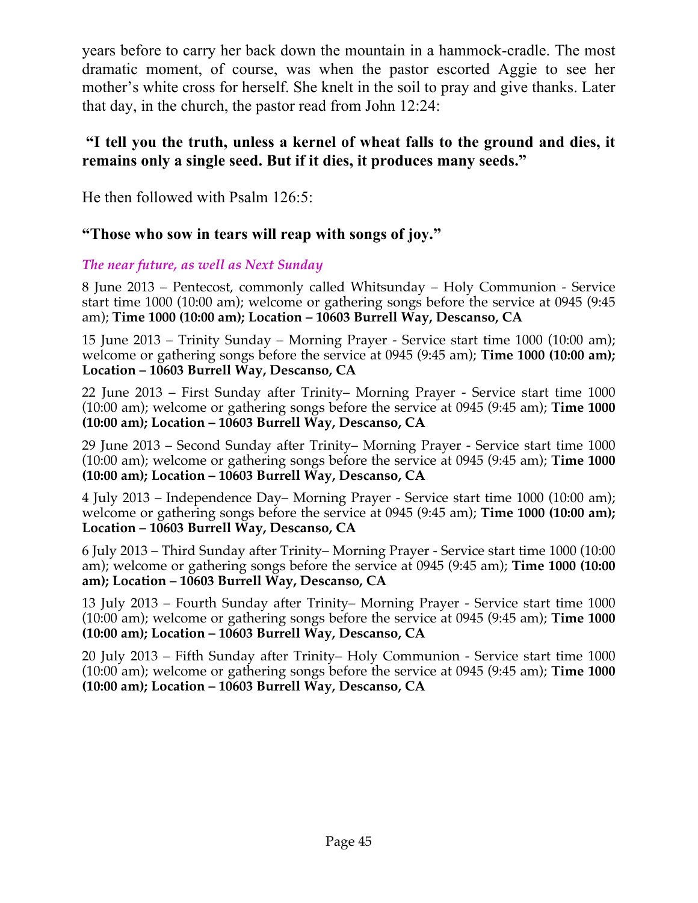years before to carry her back down the mountain in a hammock-cradle. The most dramatic moment, of course, was when the pastor escorted Aggie to see her mother's white cross for herself. She knelt in the soil to pray and give thanks. Later that day, in the church, the pastor read from John 12:24:

**"I tell you the truth, unless a kernel of wheat falls to the ground and dies, it remains only a single seed. But if it dies, it produces many seeds."**

He then followed with Psalm 126:5:

**"Those who sow in tears will reap with songs of joy."**

### *The near future, as well as Next Sunday*

8 June 2013 – Pentecost, commonly called Whitsunday – Holy Communion - Service start time 1000 (10:00 am); welcome or gathering songs before the service at 0945 (9:45 am); **Time 1000 (10:00 am); Location – 10603 Burrell Way, Descanso, CA**

15 June 2013 – Trinity Sunday – Morning Prayer - Service start time 1000 (10:00 am); welcome or gathering songs before the service at 0945 (9:45 am); **Time 1000 (10:00 am); Location – 10603 Burrell Way, Descanso, CA**

22 June 2013 – First Sunday after Trinity– Morning Prayer - Service start time 1000 (10:00 am); welcome or gathering songs before the service at 0945 (9:45 am); **Time 1000 (10:00 am); Location – 10603 Burrell Way, Descanso, CA**

29 June 2013 – Second Sunday after Trinity– Morning Prayer - Service start time 1000 (10:00 am); welcome or gathering songs before the service at 0945 (9:45 am); **Time 1000 (10:00 am); Location – 10603 Burrell Way, Descanso, CA**

4 July 2013 – Independence Day– Morning Prayer - Service start time 1000 (10:00 am); welcome or gathering songs before the service at 0945 (9:45 am); **Time 1000 (10:00 am); Location – 10603 Burrell Way, Descanso, CA**

6 July 2013 – Third Sunday after Trinity– Morning Prayer - Service start time 1000 (10:00 am); welcome or gathering songs before the service at 0945 (9:45 am); **Time 1000 (10:00 am); Location – 10603 Burrell Way, Descanso, CA**

13 July 2013 – Fourth Sunday after Trinity– Morning Prayer - Service start time 1000 (10:00 am); welcome or gathering songs before the service at 0945 (9:45 am); **Time 1000 (10:00 am); Location – 10603 Burrell Way, Descanso, CA**

20 July 2013 – Fifth Sunday after Trinity– Holy Communion - Service start time 1000 (10:00 am); welcome or gathering songs before the service at 0945 (9:45 am); **Time 1000 (10:00 am); Location – 10603 Burrell Way, Descanso, CA**